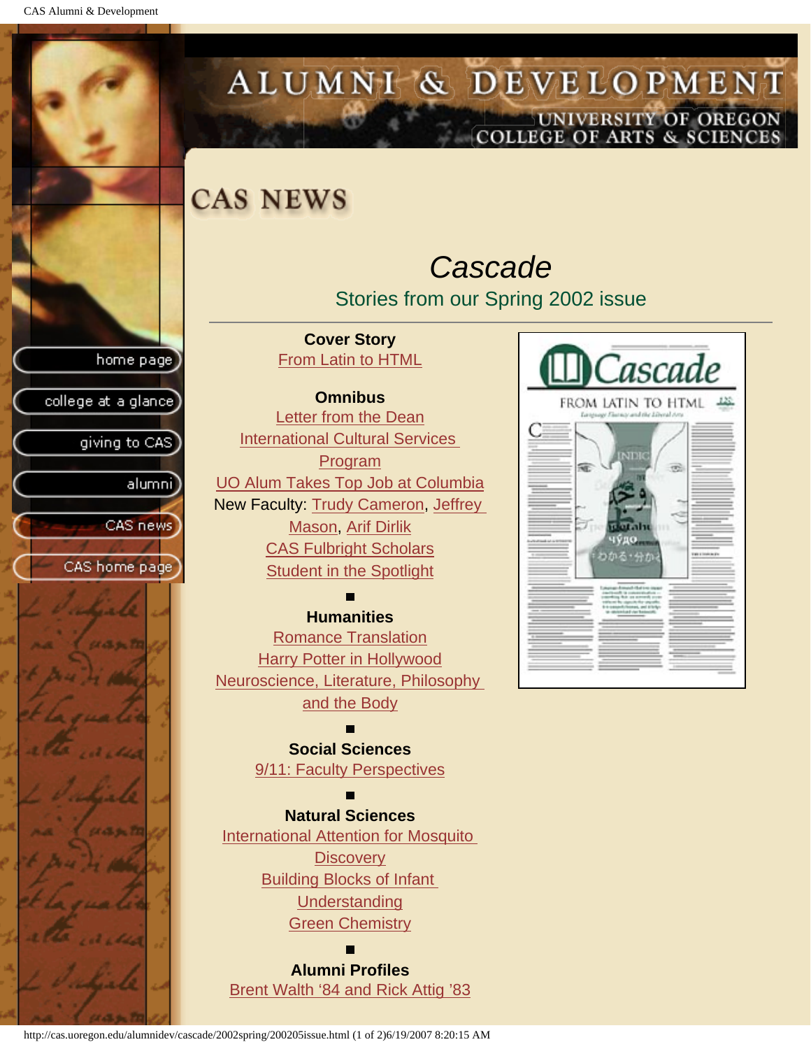# ALUMNI & DEVELOPMENT

UNIVERSITY OF OREGON
COLLEGE OF ARTS & SCIENCES

- home page
- college at a glance
- giving to CAS
- alumni
- CAS news
- CAS home page

## CAS NEWS

### *Cascade*

Stories from our Spring 2002 issue

**Cover Story**
From Latin to HTML

**Omnibus**
Letter from the Dean
International Cultural Services Program
UO Alum Takes Top Job at Columbia
New Faculty: Trudy Cameron, Jeffrey Mason, Arif Dirlik
CAS Fulbright Scholars
Student in the Spotlight

**Humanities**
Romance Translation
Harry Potter in Hollywood
Neuroscience, Literature, Philosophy and the Body

**Social Sciences**
9/11: Faculty Perspectives

**Natural Sciences**
International Attention for Mosquito Discovery
Building Blocks of Infant Understanding
Green Chemistry

**Alumni Profiles**
Brent Walth '84 and Rick Attig '83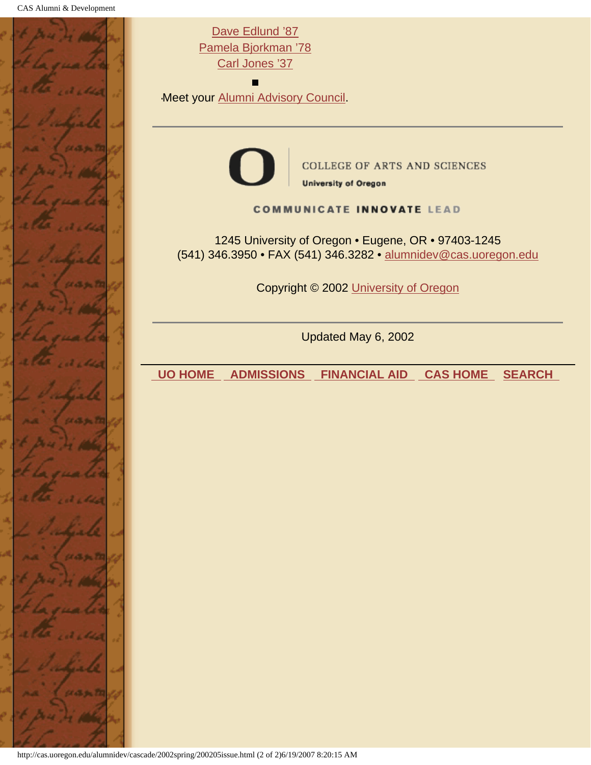Dave Edlund '87
Pamela Bjorkman '78
Carl Jones '37

- Meet your Alumni Advisory Council.

---

COLLEGE OF ARTS AND SCIENCES
University of Oregon

COMMUNICATE INNOVATE LEAD

1245 University of Oregon • Eugene, OR • 97403-1245
(541) 346.3950 • FAX (541) 346.3282 • alumnidev@cas.uoregon.edu

Copyright © 2002 University of Oregon

---

Updated May 6, 2002

---

UO HOME | ADMISSIONS | FINANCIAL AID | CAS HOME | SEARCH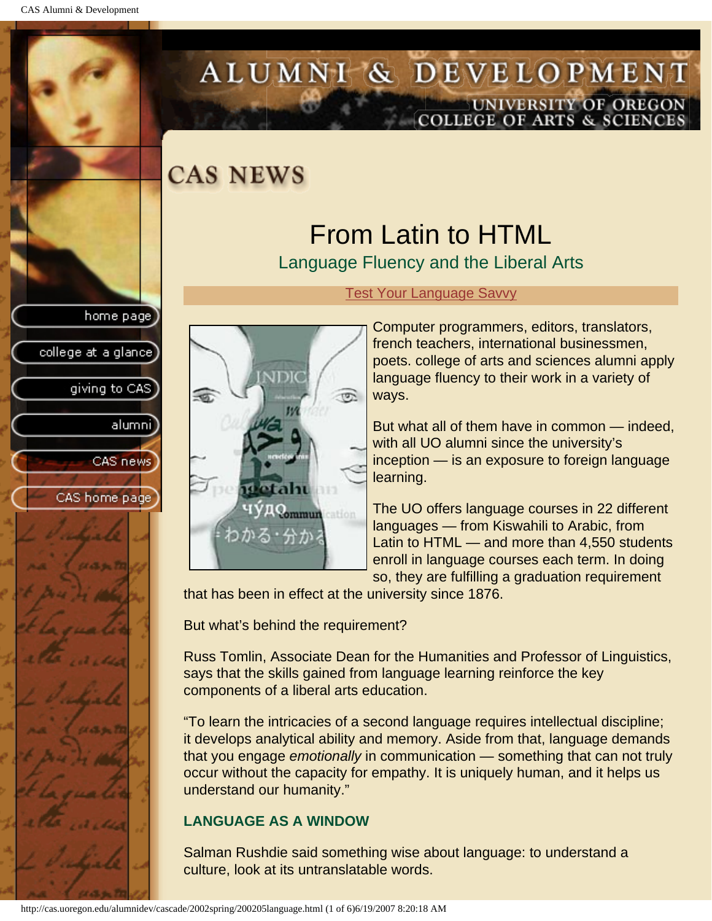# CAS NEWS

## From Latin to HTML

### Language Fluency and the Liberal Arts

Test Your Language Savvy

Computer programmers, editors, translators, french teachers, international businessmen, poets. college of arts and sciences alumni apply language fluency to their work in a variety of ways.

But what all of them have in common — indeed, with all UO alumni since the university's inception — is an exposure to foreign language learning.

The UO offers language courses in 22 different languages — from Kiswahili to Arabic, from Latin to HTML — and more than 4,550 students enroll in language courses each term. In doing so, they are fulfilling a graduation requirement that has been in effect at the university since 1876.

But what's behind the requirement?

Russ Tomlin, Associate Dean for the Humanities and Professor of Linguistics, says that the skills gained from language learning reinforce the key components of a liberal arts education.

"To learn the intricacies of a second language requires intellectual discipline; it develops analytical ability and memory. Aside from that, language demands that you engage *emotionally* in communication — something that can not truly occur without the capacity for empathy. It is uniquely human, and it helps us understand our humanity."

**LANGUAGE AS A WINDOW**

Salman Rushdie said something wise about language: to understand a culture, look at its untranslatable words.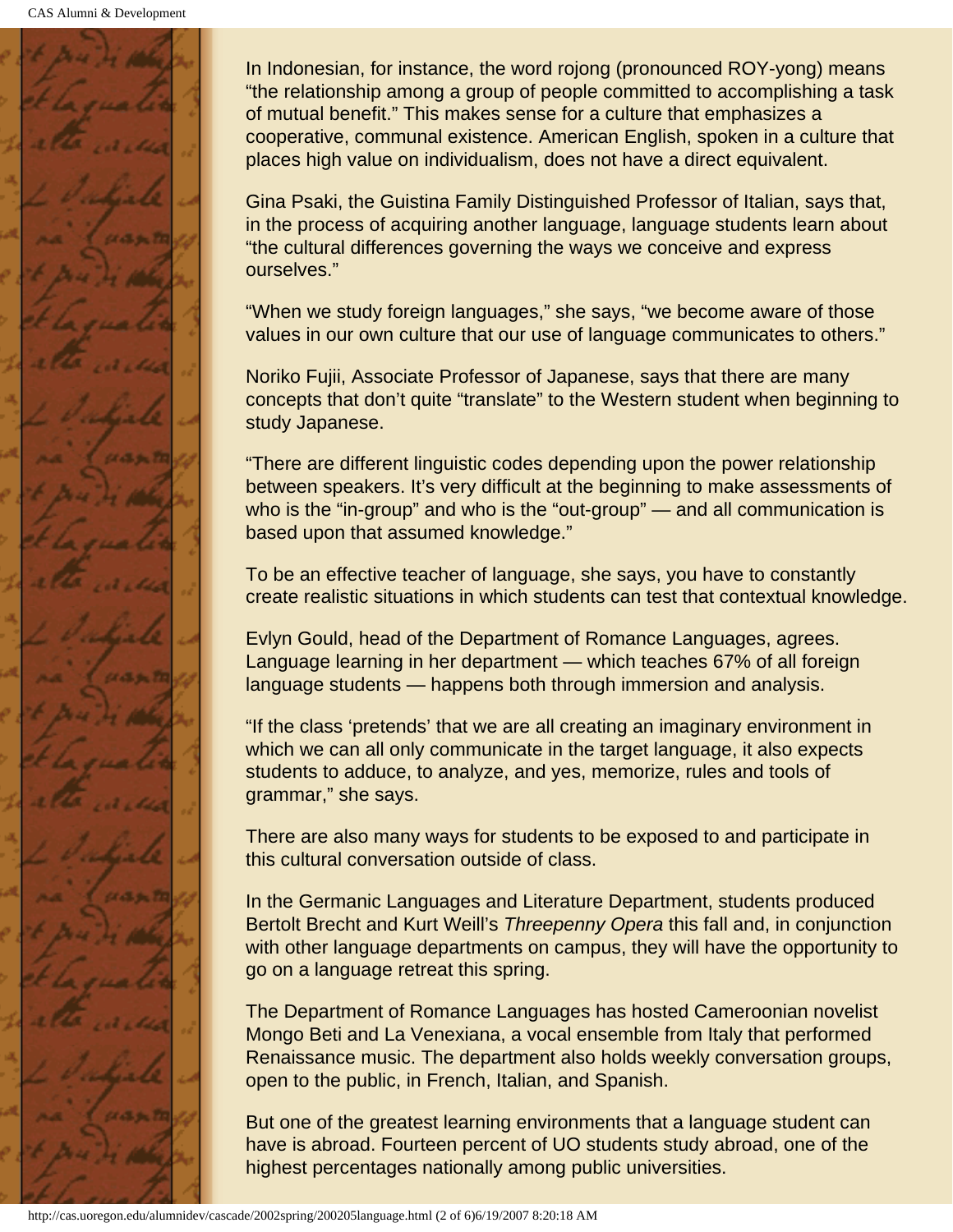In Indonesian, for instance, the word rojong (pronounced ROY-yong) means "the relationship among a group of people committed to accomplishing a task of mutual benefit." This makes sense for a culture that emphasizes a cooperative, communal existence. American English, spoken in a culture that places high value on individualism, does not have a direct equivalent.

Gina Psaki, the Guistina Family Distinguished Professor of Italian, says that, in the process of acquiring another language, language students learn about "the cultural differences governing the ways we conceive and express ourselves."

"When we study foreign languages," she says, "we become aware of those values in our own culture that our use of language communicates to others."

Noriko Fujii, Associate Professor of Japanese, says that there are many concepts that don't quite "translate" to the Western student when beginning to study Japanese.

"There are different linguistic codes depending upon the power relationship between speakers. It's very difficult at the beginning to make assessments of who is the "in-group" and who is the "out-group" — and all communication is based upon that assumed knowledge."

To be an effective teacher of language, she says, you have to constantly create realistic situations in which students can test that contextual knowledge.

Evlyn Gould, head of the Department of Romance Languages, agrees. Language learning in her department — which teaches 67% of all foreign language students — happens both through immersion and analysis.

"If the class 'pretends' that we are all creating an imaginary environment in which we can all only communicate in the target language, it also expects students to adduce, to analyze, and yes, memorize, rules and tools of grammar," she says.

There are also many ways for students to be exposed to and participate in this cultural conversation outside of class.

In the Germanic Languages and Literature Department, students produced Bertolt Brecht and Kurt Weill's *Threepenny Opera* this fall and, in conjunction with other language departments on campus, they will have the opportunity to go on a language retreat this spring.

The Department of Romance Languages has hosted Cameroonian novelist Mongo Beti and La Venexiana, a vocal ensemble from Italy that performed Renaissance music. The department also holds weekly conversation groups, open to the public, in French, Italian, and Spanish.

But one of the greatest learning environments that a language student can have is abroad. Fourteen percent of UO students study abroad, one of the highest percentages nationally among public universities.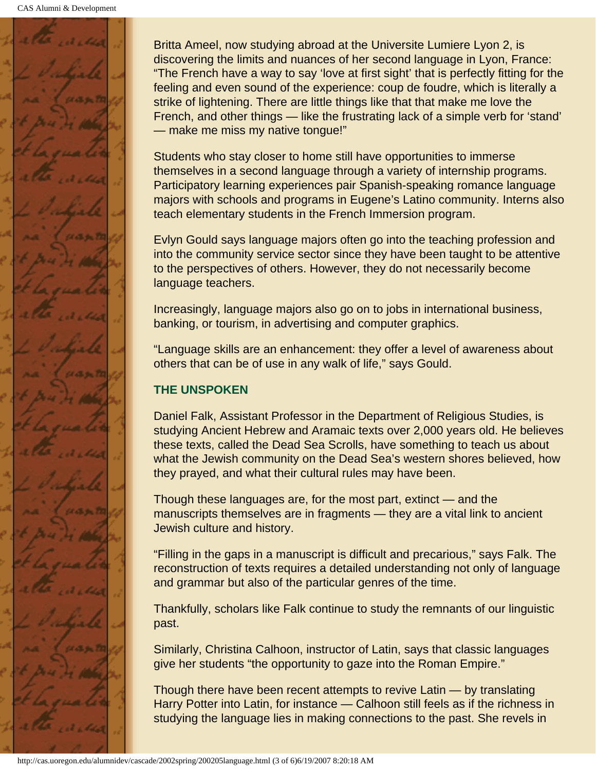Britta Ameel, now studying abroad at the Universite Lumiere Lyon 2, is discovering the limits and nuances of her second language in Lyon, France: "The French have a way to say 'love at first sight' that is perfectly fitting for the feeling and even sound of the experience: coup de foudre, which is literally a strike of lightening. There are little things like that that make me love the French, and other things — like the frustrating lack of a simple verb for 'stand' — make me miss my native tongue!"

Students who stay closer to home still have opportunities to immerse themselves in a second language through a variety of internship programs. Participatory learning experiences pair Spanish-speaking romance language majors with schools and programs in Eugene's Latino community. Interns also teach elementary students in the French Immersion program.

Evlyn Gould says language majors often go into the teaching profession and into the community service sector since they have been taught to be attentive to the perspectives of others. However, they do not necessarily become language teachers.

Increasingly, language majors also go on to jobs in international business, banking, or tourism, in advertising and computer graphics.

"Language skills are an enhancement: they offer a level of awareness about others that can be of use in any walk of life," says Gould.

### THE UNSPOKEN

Daniel Falk, Assistant Professor in the Department of Religious Studies, is studying Ancient Hebrew and Aramaic texts over 2,000 years old. He believes these texts, called the Dead Sea Scrolls, have something to teach us about what the Jewish community on the Dead Sea's western shores believed, how they prayed, and what their cultural rules may have been.

Though these languages are, for the most part, extinct — and the manuscripts themselves are in fragments — they are a vital link to ancient Jewish culture and history.

"Filling in the gaps in a manuscript is difficult and precarious," says Falk. The reconstruction of texts requires a detailed understanding not only of language and grammar but also of the particular genres of the time.

Thankfully, scholars like Falk continue to study the remnants of our linguistic past.

Similarly, Christina Calhoon, instructor of Latin, says that classic languages give her students "the opportunity to gaze into the Roman Empire."

Though there have been recent attempts to revive Latin — by translating Harry Potter into Latin, for instance — Calhoon still feels as if the richness in studying the language lies in making connections to the past. She revels in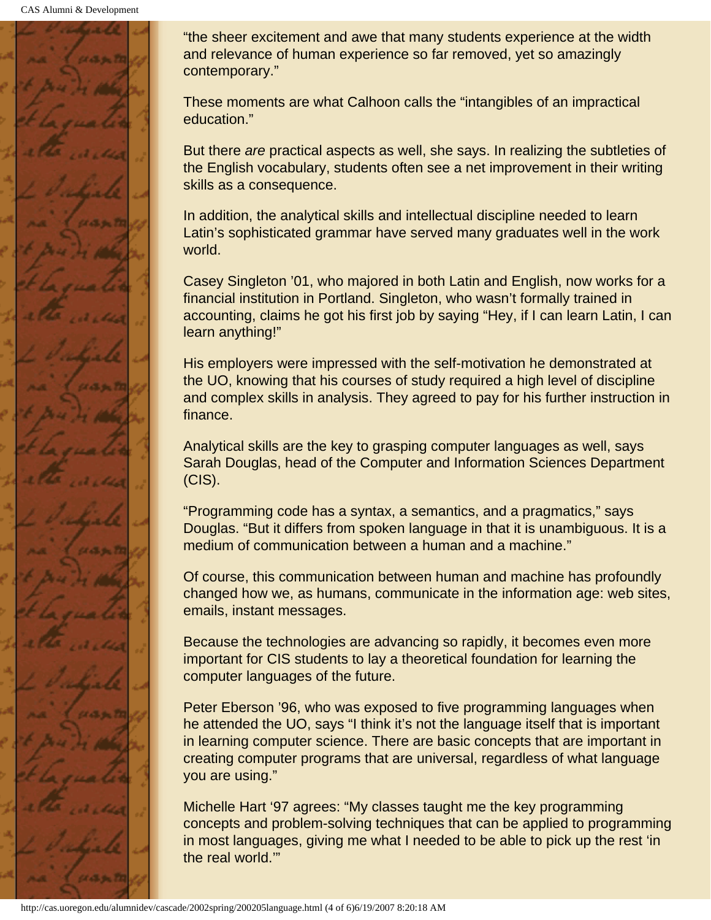"the sheer excitement and awe that many students experience at the width and relevance of human experience so far removed, yet so amazingly contemporary."

These moments are what Calhoon calls the "intangibles of an impractical education."

But there *are* practical aspects as well, she says. In realizing the subtleties of the English vocabulary, students often see a net improvement in their writing skills as a consequence.

In addition, the analytical skills and intellectual discipline needed to learn Latin's sophisticated grammar have served many graduates well in the work world.

Casey Singleton '01, who majored in both Latin and English, now works for a financial institution in Portland. Singleton, who wasn't formally trained in accounting, claims he got his first job by saying "Hey, if I can learn Latin, I can learn anything!"

His employers were impressed with the self-motivation he demonstrated at the UO, knowing that his courses of study required a high level of discipline and complex skills in analysis. They agreed to pay for his further instruction in finance.

Analytical skills are the key to grasping computer languages as well, says Sarah Douglas, head of the Computer and Information Sciences Department (CIS).

"Programming code has a syntax, a semantics, and a pragmatics," says Douglas. "But it differs from spoken language in that it is unambiguous. It is a medium of communication between a human and a machine."

Of course, this communication between human and machine has profoundly changed how we, as humans, communicate in the information age: web sites, emails, instant messages.

Because the technologies are advancing so rapidly, it becomes even more important for CIS students to lay a theoretical foundation for learning the computer languages of the future.

Peter Eberson '96, who was exposed to five programming languages when he attended the UO, says "I think it's not the language itself that is important in learning computer science. There are basic concepts that are important in creating computer programs that are universal, regardless of what language you are using."

Michelle Hart '97 agrees: "My classes taught me the key programming concepts and problem-solving techniques that can be applied to programming in most languages, giving me what I needed to be able to pick up the rest 'in the real world.'"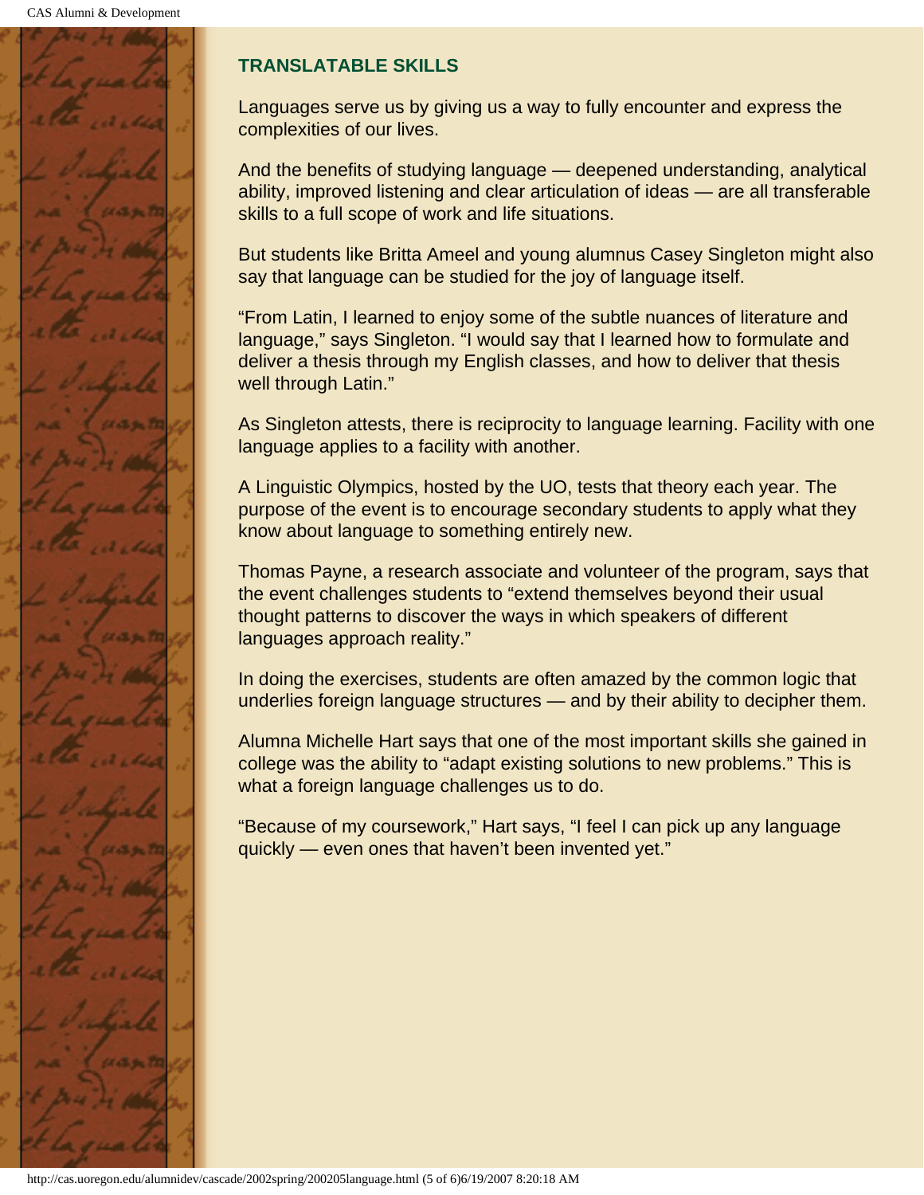## TRANSLATABLE SKILLS

Languages serve us by giving us a way to fully encounter and express the complexities of our lives.

And the benefits of studying language — deepened understanding, analytical ability, improved listening and clear articulation of ideas — are all transferable skills to a full scope of work and life situations.

But students like Britta Ameel and young alumnus Casey Singleton might also say that language can be studied for the joy of language itself.

“From Latin, I learned to enjoy some of the subtle nuances of literature and language,” says Singleton. “I would say that I learned how to formulate and deliver a thesis through my English classes, and how to deliver that thesis well through Latin.”

As Singleton attests, there is reciprocity to language learning. Facility with one language applies to a facility with another.

A Linguistic Olympics, hosted by the UO, tests that theory each year. The purpose of the event is to encourage secondary students to apply what they know about language to something entirely new.

Thomas Payne, a research associate and volunteer of the program, says that the event challenges students to “extend themselves beyond their usual thought patterns to discover the ways in which speakers of different languages approach reality.”

In doing the exercises, students are often amazed by the common logic that underlies foreign language structures — and by their ability to decipher them.

Alumna Michelle Hart says that one of the most important skills she gained in college was the ability to “adapt existing solutions to new problems.” This is what a foreign language challenges us to do.

“Because of my coursework,” Hart says, “I feel I can pick up any language quickly — even ones that haven’t been invented yet.”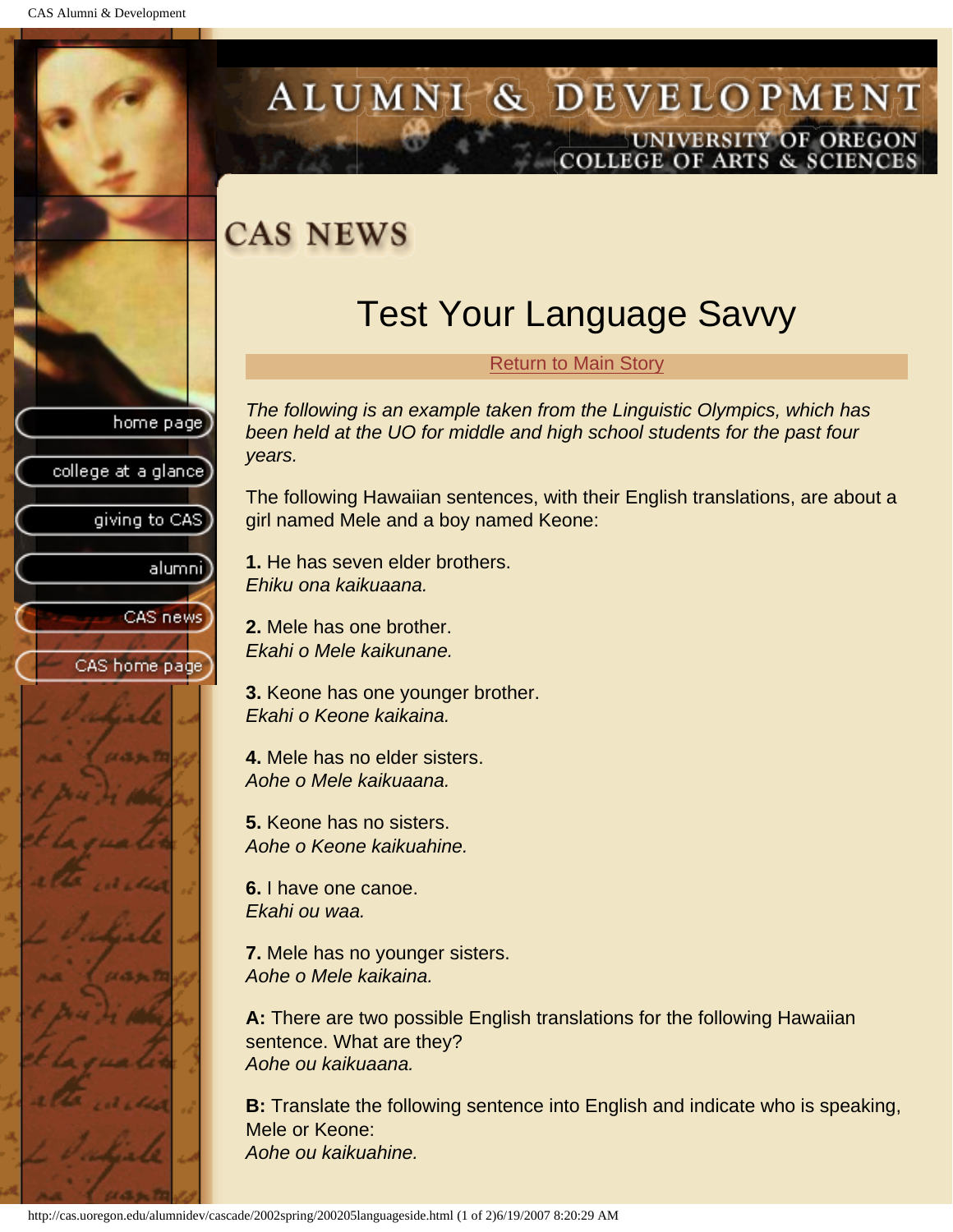# CAS NEWS

## Test Your Language Savvy

Return to Main Story

*The following is an example taken from the Linguistic Olympics, which has been held at the UO for middle and high school students for the past four years.*

The following Hawaiian sentences, with their English translations, are about a girl named Mele and a boy named Keone:

**1.** He has seven elder brothers.
*Ehiku ona kaikuaana.*

**2.** Mele has one brother.
*Ekahi o Mele kaikunane.*

**3.** Keone has one younger brother.
*Ekahi o Keone kaikaina.*

**4.** Mele has no elder sisters.
*Aohe o Mele kaikuaana.*

**5.** Keone has no sisters.
*Aohe o Keone kaikuahine.*

**6.** I have one canoe.
*Ekahi ou waa.*

**7.** Mele has no younger sisters.
*Aohe o Mele kaikaina.*

**A:** There are two possible English translations for the following Hawaiian sentence. What are they?
*Aohe ou kaikuaana.*

**B:** Translate the following sentence into English and indicate who is speaking, Mele or Keone:
*Aohe ou kaikuahine.*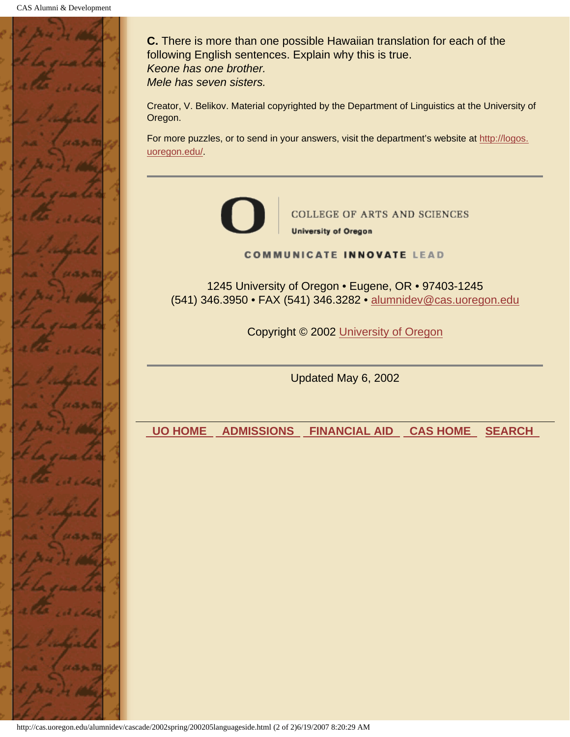**C.** There is more than one possible Hawaiian translation for each of the following English sentences. Explain why this is true.
*Keone has one brother.*
*Mele has seven sisters.*

Creator, V. Belikov. Material copyrighted by the Department of Linguistics at the University of Oregon.

For more puzzles, or to send in your answers, visit the department's website at http://logos.uoregon.edu/.

---

COLLEGE OF ARTS AND SCIENCES
University of Oregon

COMMUNICATE INNOVATE LEAD

1245 University of Oregon • Eugene, OR • 97403-1245
(541) 346.3950 • FAX (541) 346.3282 • alumnidev@cas.uoregon.edu

Copyright © 2002 University of Oregon

---

Updated May 6, 2002

UO HOME ADMISSIONS FINANCIAL AID CAS HOME SEARCH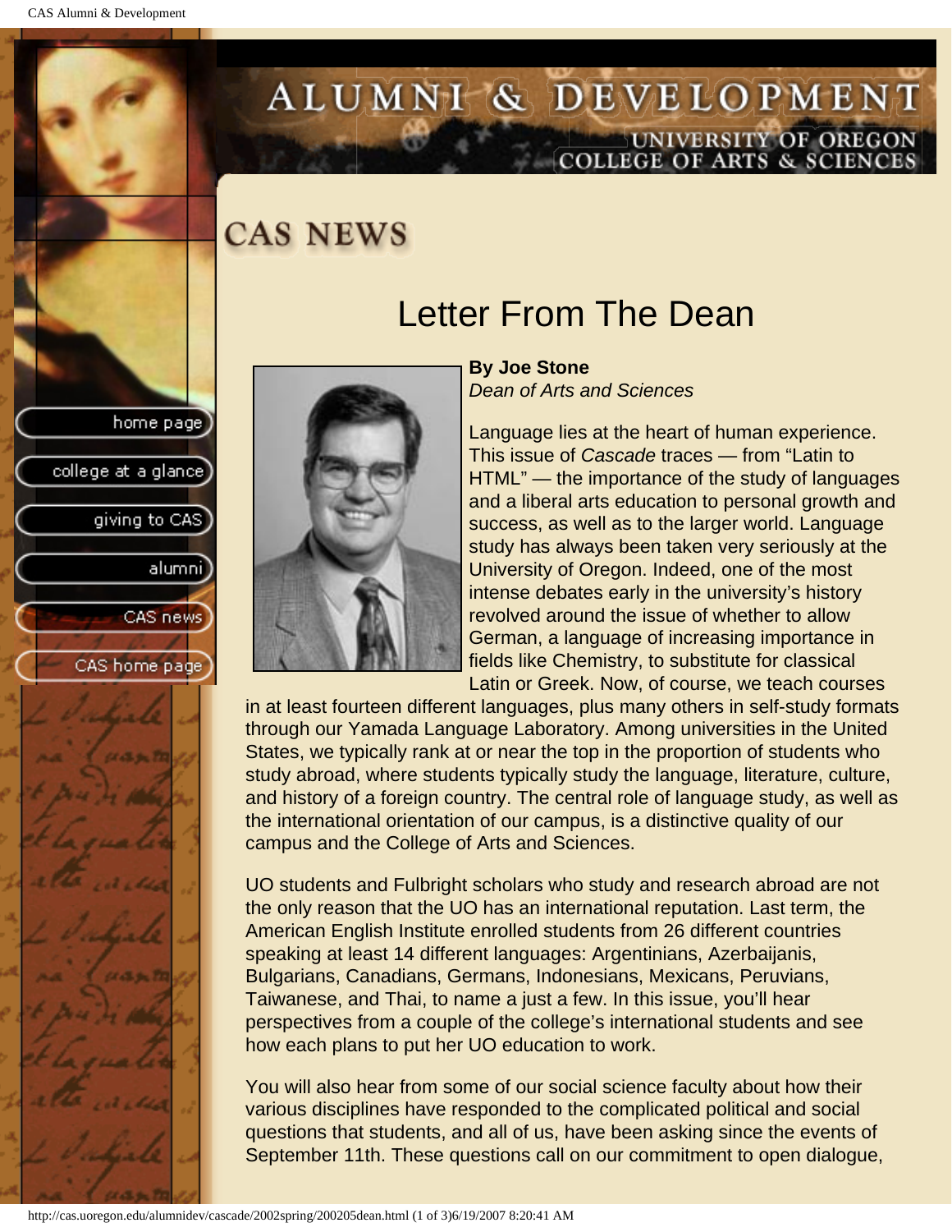# CAS NEWS

## Letter From The Dean

**By Joe Stone**
*Dean of Arts and Sciences*

Language lies at the heart of human experience. This issue of *Cascade* traces — from "Latin to HTML" — the importance of the study of languages and a liberal arts education to personal growth and success, as well as to the larger world. Language study has always been taken very seriously at the University of Oregon. Indeed, one of the most intense debates early in the university's history revolved around the issue of whether to allow German, a language of increasing importance in fields like Chemistry, to substitute for classical Latin or Greek. Now, of course, we teach courses in at least fourteen different languages, plus many others in self-study formats through our Yamada Language Laboratory. Among universities in the United States, we typically rank at or near the top in the proportion of students who study abroad, where students typically study the language, literature, culture, and history of a foreign country. The central role of language study, as well as the international orientation of our campus, is a distinctive quality of our campus and the College of Arts and Sciences.

UO students and Fulbright scholars who study and research abroad are not the only reason that the UO has an international reputation. Last term, the American English Institute enrolled students from 26 different countries speaking at least 14 different languages: Argentinians, Azerbaijanis, Bulgarians, Canadians, Germans, Indonesians, Mexicans, Peruvians, Taiwanese, and Thai, to name a just a few. In this issue, you'll hear perspectives from a couple of the college's international students and see how each plans to put her UO education to work.

You will also hear from some of our social science faculty about how their various disciplines have responded to the complicated political and social questions that students, and all of us, have been asking since the events of September 11th. These questions call on our commitment to open dialogue,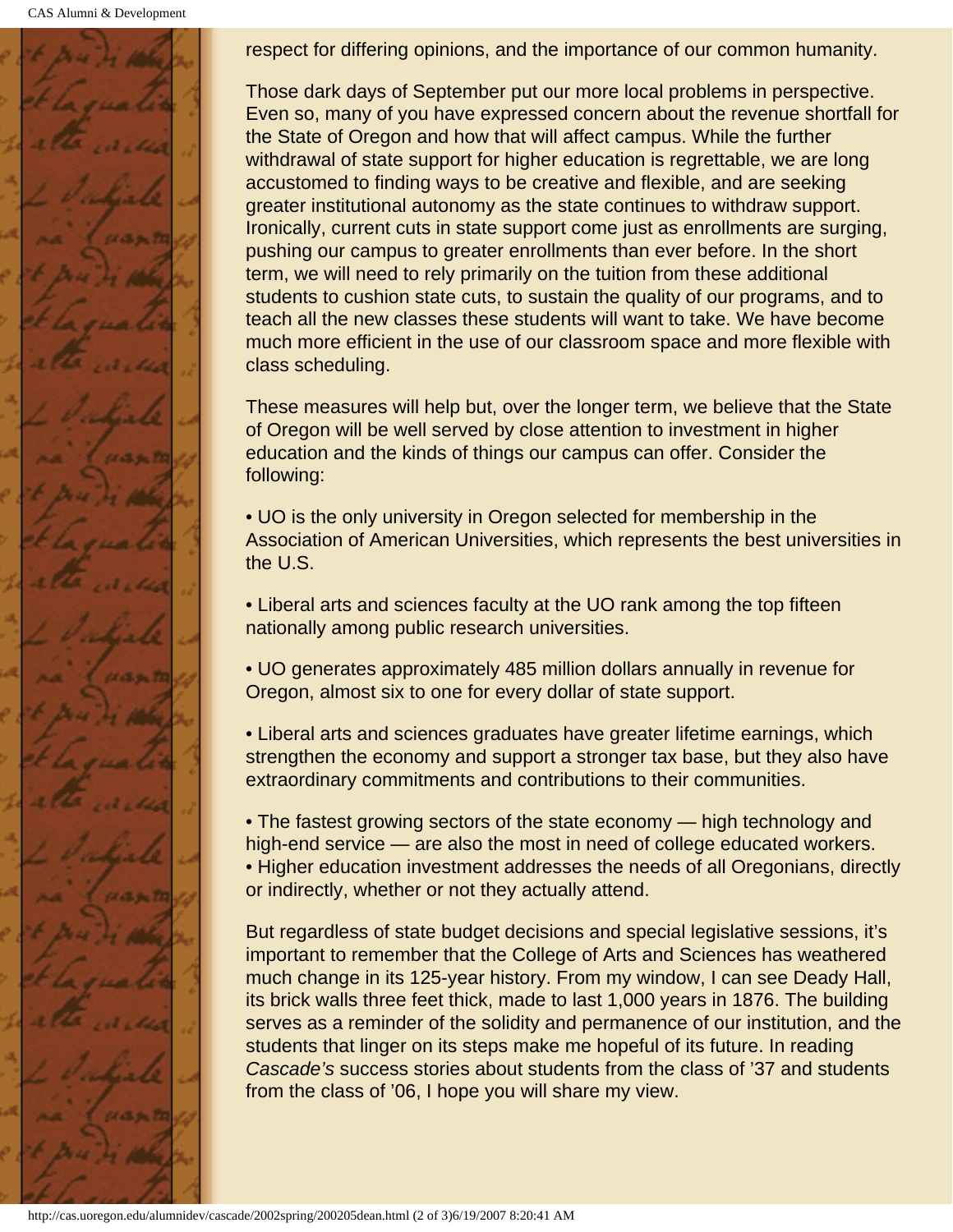respect for differing opinions, and the importance of our common humanity.

Those dark days of September put our more local problems in perspective. Even so, many of you have expressed concern about the revenue shortfall for the State of Oregon and how that will affect campus. While the further withdrawal of state support for higher education is regrettable, we are long accustomed to finding ways to be creative and flexible, and are seeking greater institutional autonomy as the state continues to withdraw support. Ironically, current cuts in state support come just as enrollments are surging, pushing our campus to greater enrollments than ever before. In the short term, we will need to rely primarily on the tuition from these additional students to cushion state cuts, to sustain the quality of our programs, and to teach all the new classes these students will want to take. We have become much more efficient in the use of our classroom space and more flexible with class scheduling.

These measures will help but, over the longer term, we believe that the State of Oregon will be well served by close attention to investment in higher education and the kinds of things our campus can offer. Consider the following:

• UO is the only university in Oregon selected for membership in the Association of American Universities, which represents the best universities in the U.S.

• Liberal arts and sciences faculty at the UO rank among the top fifteen nationally among public research universities.

• UO generates approximately 485 million dollars annually in revenue for Oregon, almost six to one for every dollar of state support.

• Liberal arts and sciences graduates have greater lifetime earnings, which strengthen the economy and support a stronger tax base, but they also have extraordinary commitments and contributions to their communities.

• The fastest growing sectors of the state economy — high technology and high-end service — are also the most in need of college educated workers.
• Higher education investment addresses the needs of all Oregonians, directly or indirectly, whether or not they actually attend.

But regardless of state budget decisions and special legislative sessions, it's important to remember that the College of Arts and Sciences has weathered much change in its 125-year history. From my window, I can see Deady Hall, its brick walls three feet thick, made to last 1,000 years in 1876. The building serves as a reminder of the solidity and permanence of our institution, and the students that linger on its steps make me hopeful of its future. In reading *Cascade's* success stories about students from the class of '37 and students from the class of '06, I hope you will share my view.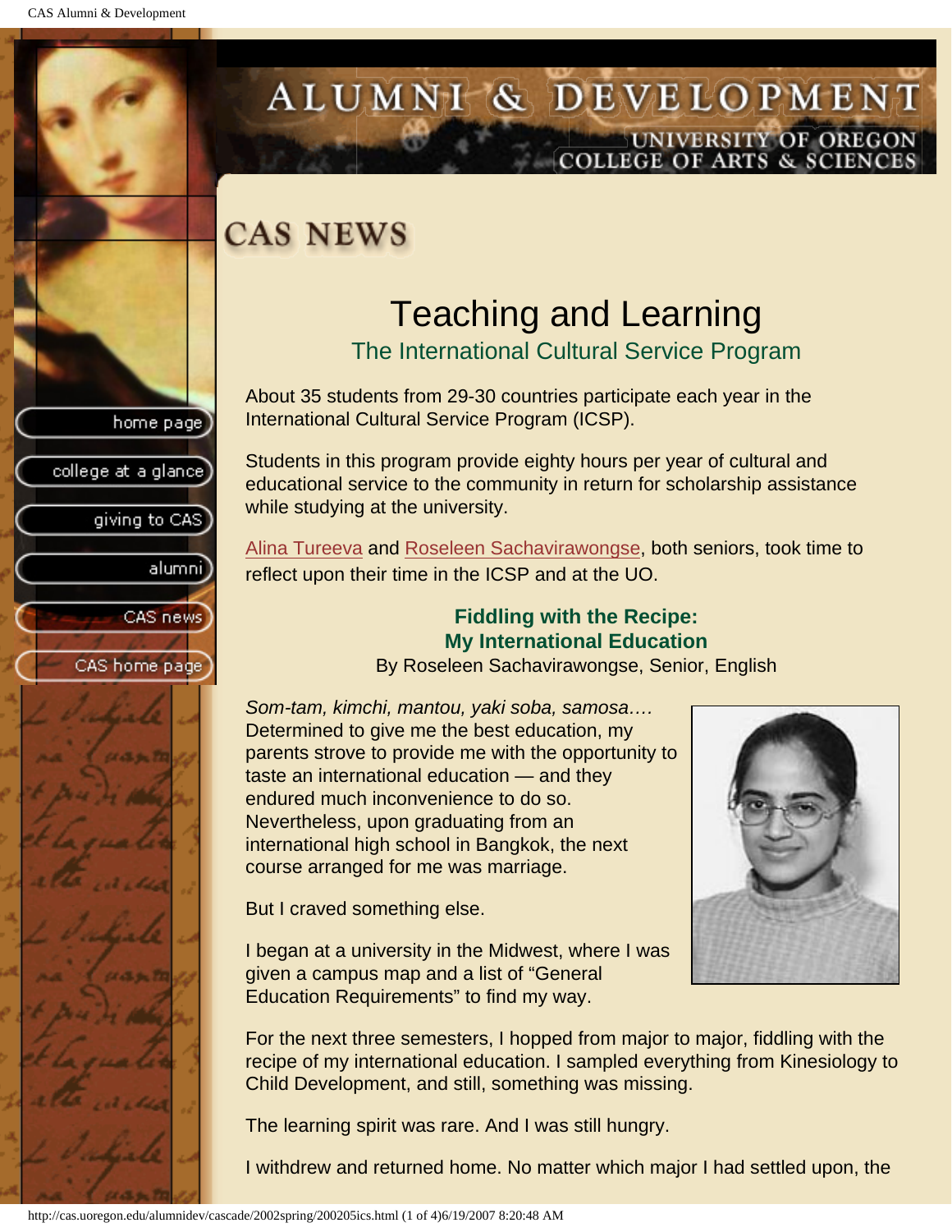# CAS NEWS

## Teaching and Learning

### The International Cultural Service Program

About 35 students from 29-30 countries participate each year in the International Cultural Service Program (ICSP).

Students in this program provide eighty hours per year of cultural and educational service to the community in return for scholarship assistance while studying at the university.

Alina Tureeva and Roseleen Sachavirawongse, both seniors, took time to reflect upon their time in the ICSP and at the UO.

**Fiddling with the Recipe:**
**My International Education**

By Roseleen Sachavirawongse, Senior, English

*Som-tam, kimchi, mantou, yaki soba, samosa….* Determined to give me the best education, my parents strove to provide me with the opportunity to taste an international education — and they endured much inconvenience to do so. Nevertheless, upon graduating from an international high school in Bangkok, the next course arranged for me was marriage.

But I craved something else.

I began at a university in the Midwest, where I was given a campus map and a list of "General Education Requirements" to find my way.

For the next three semesters, I hopped from major to major, fiddling with the recipe of my international education. I sampled everything from Kinesiology to Child Development, and still, something was missing.

The learning spirit was rare. And I was still hungry.

I withdrew and returned home. No matter which major I had settled upon, the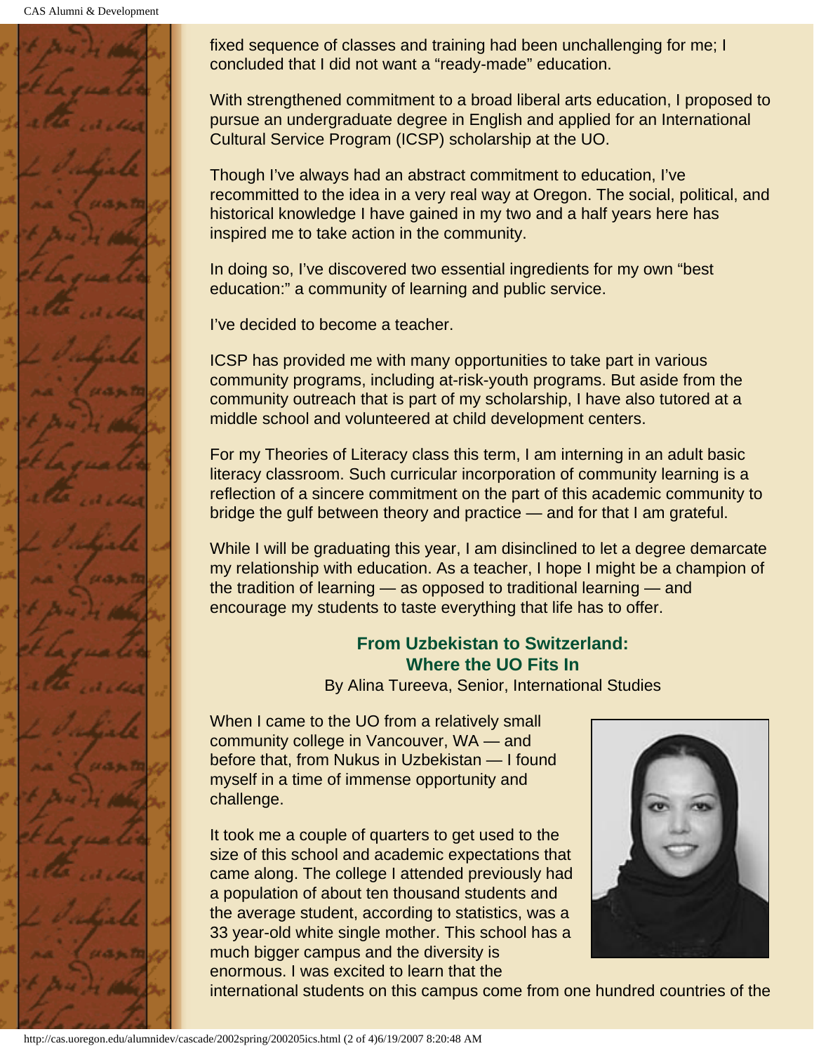fixed sequence of classes and training had been unchallenging for me; I concluded that I did not want a "ready-made" education.

With strengthened commitment to a broad liberal arts education, I proposed to pursue an undergraduate degree in English and applied for an International Cultural Service Program (ICSP) scholarship at the UO.

Though I've always had an abstract commitment to education, I've recommitted to the idea in a very real way at Oregon. The social, political, and historical knowledge I have gained in my two and a half years here has inspired me to take action in the community.

In doing so, I've discovered two essential ingredients for my own "best education:" a community of learning and public service.

I've decided to become a teacher.

ICSP has provided me with many opportunities to take part in various community programs, including at-risk-youth programs. But aside from the community outreach that is part of my scholarship, I have also tutored at a middle school and volunteered at child development centers.

For my Theories of Literacy class this term, I am interning in an adult basic literacy classroom. Such curricular incorporation of community learning is a reflection of a sincere commitment on the part of this academic community to bridge the gulf between theory and practice — and for that I am grateful.

While I will be graduating this year, I am disinclined to let a degree demarcate my relationship with education. As a teacher, I hope I might be a champion of the tradition of learning — as opposed to traditional learning — and encourage my students to taste everything that life has to offer.

## From Uzbekistan to Switzerland: Where the UO Fits In

By Alina Tureeva, Senior, International Studies

When I came to the UO from a relatively small community college in Vancouver, WA — and before that, from Nukus in Uzbekistan — I found myself in a time of immense opportunity and challenge.

It took me a couple of quarters to get used to the size of this school and academic expectations that came along. The college I attended previously had a population of about ten thousand students and the average student, according to statistics, was a 33 year-old white single mother. This school has a much bigger campus and the diversity is enormous. I was excited to learn that the international students on this campus come from one hundred countries of the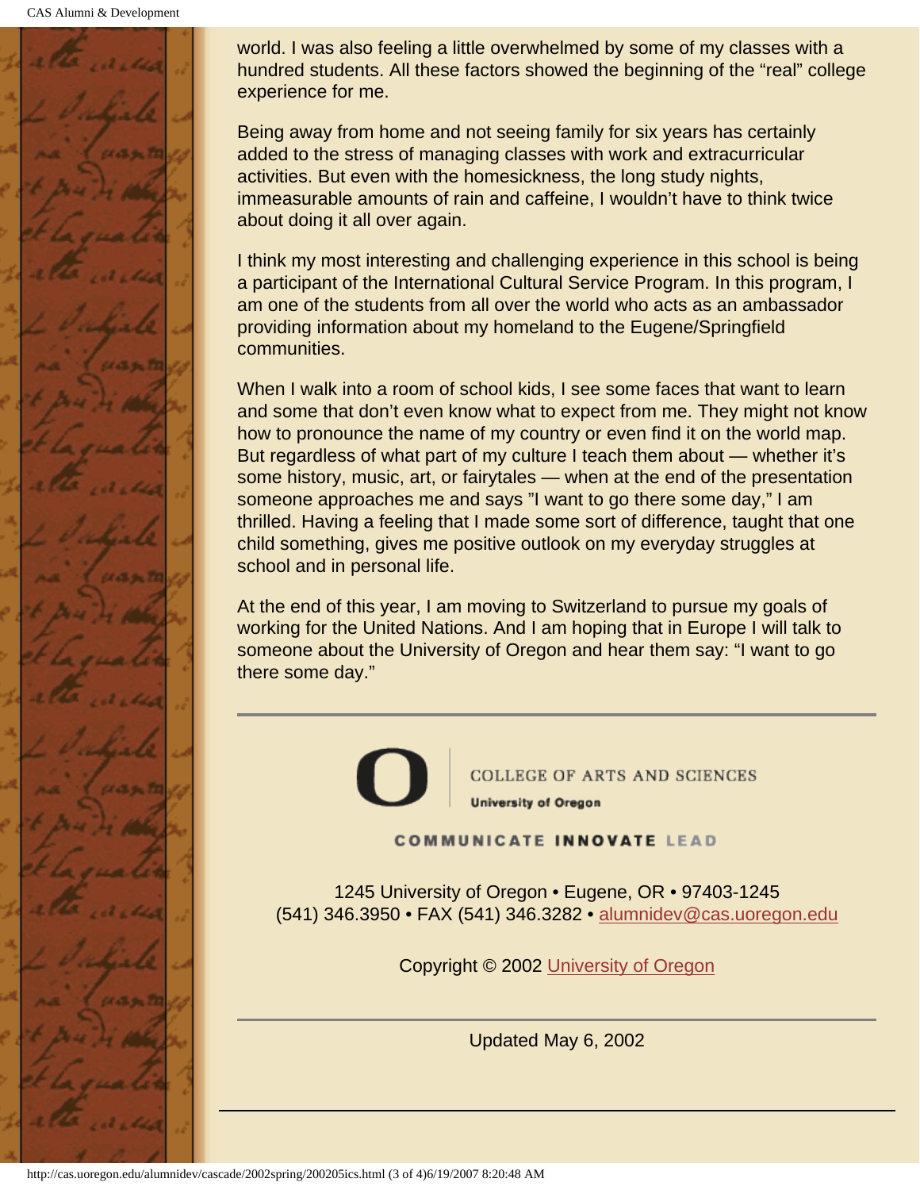world. I was also feeling a little overwhelmed by some of my classes with a hundred students. All these factors showed the beginning of the "real" college experience for me.

Being away from home and not seeing family for six years has certainly added to the stress of managing classes with work and extracurricular activities. But even with the homesickness, the long study nights, immeasurable amounts of rain and caffeine, I wouldn't have to think twice about doing it all over again.

I think my most interesting and challenging experience in this school is being a participant of the International Cultural Service Program. In this program, I am one of the students from all over the world who acts as an ambassador providing information about my homeland to the Eugene/Springfield communities.

When I walk into a room of school kids, I see some faces that want to learn and some that don't even know what to expect from me. They might not know how to pronounce the name of my country or even find it on the world map. But regardless of what part of my culture I teach them about — whether it's some history, music, art, or fairytales — when at the end of the presentation someone approaches me and says "I want to go there some day," I am thrilled. Having a feeling that I made some sort of difference, taught that one child something, gives me positive outlook on my everyday struggles at school and in personal life.

At the end of this year, I am moving to Switzerland to pursue my goals of working for the United Nations. And I am hoping that in Europe I will talk to someone about the University of Oregon and hear them say: "I want to go there some day."

---

COLLEGE OF ARTS AND SCIENCES
University of Oregon

COMMUNICATE INNOVATE LEAD

1245 University of Oregon • Eugene, OR • 97403-1245
(541) 346.3950 • FAX (541) 346.3282 • alumnidev@cas.uoregon.edu

Copyright © 2002 University of Oregon

---

Updated May 6, 2002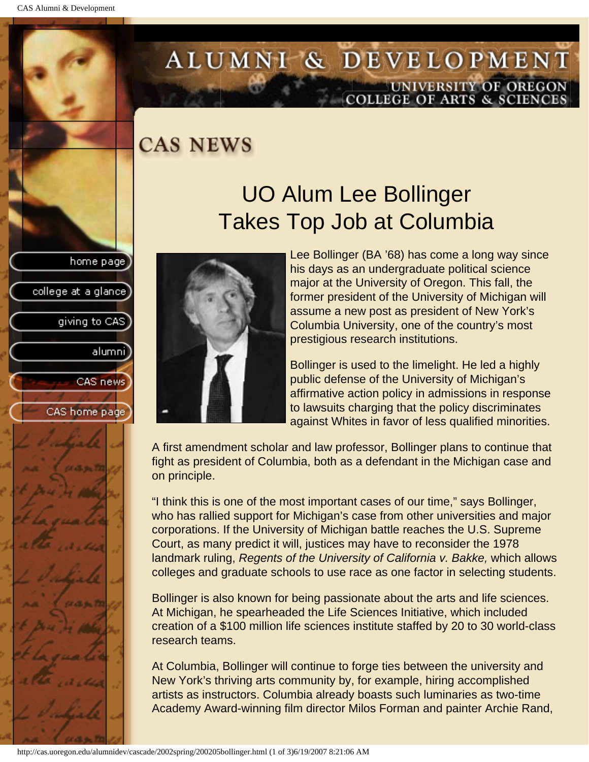# CAS NEWS

## UO Alum Lee Bollinger Takes Top Job at Columbia

Lee Bollinger (BA '68) has come a long way since his days as an undergraduate political science major at the University of Oregon. This fall, the former president of the University of Michigan will assume a new post as president of New York's Columbia University, one of the country's most prestigious research institutions.

Bollinger is used to the limelight. He led a highly public defense of the University of Michigan's affirmative action policy in admissions in response to lawsuits charging that the policy discriminates against Whites in favor of less qualified minorities.

A first amendment scholar and law professor, Bollinger plans to continue that fight as president of Columbia, both as a defendant in the Michigan case and on principle.

"I think this is one of the most important cases of our time," says Bollinger, who has rallied support for Michigan's case from other universities and major corporations. If the University of Michigan battle reaches the U.S. Supreme Court, as many predict it will, justices may have to reconsider the 1978 landmark ruling, *Regents of the University of California v. Bakke,* which allows colleges and graduate schools to use race as one factor in selecting students.

Bollinger is also known for being passionate about the arts and life sciences. At Michigan, he spearheaded the Life Sciences Initiative, which included creation of a $100 million life sciences institute staffed by 20 to 30 world-class research teams.

At Columbia, Bollinger will continue to forge ties between the university and New York's thriving arts community by, for example, hiring accomplished artists as instructors. Columbia already boasts such luminaries as two-time Academy Award-winning film director Milos Forman and painter Archie Rand,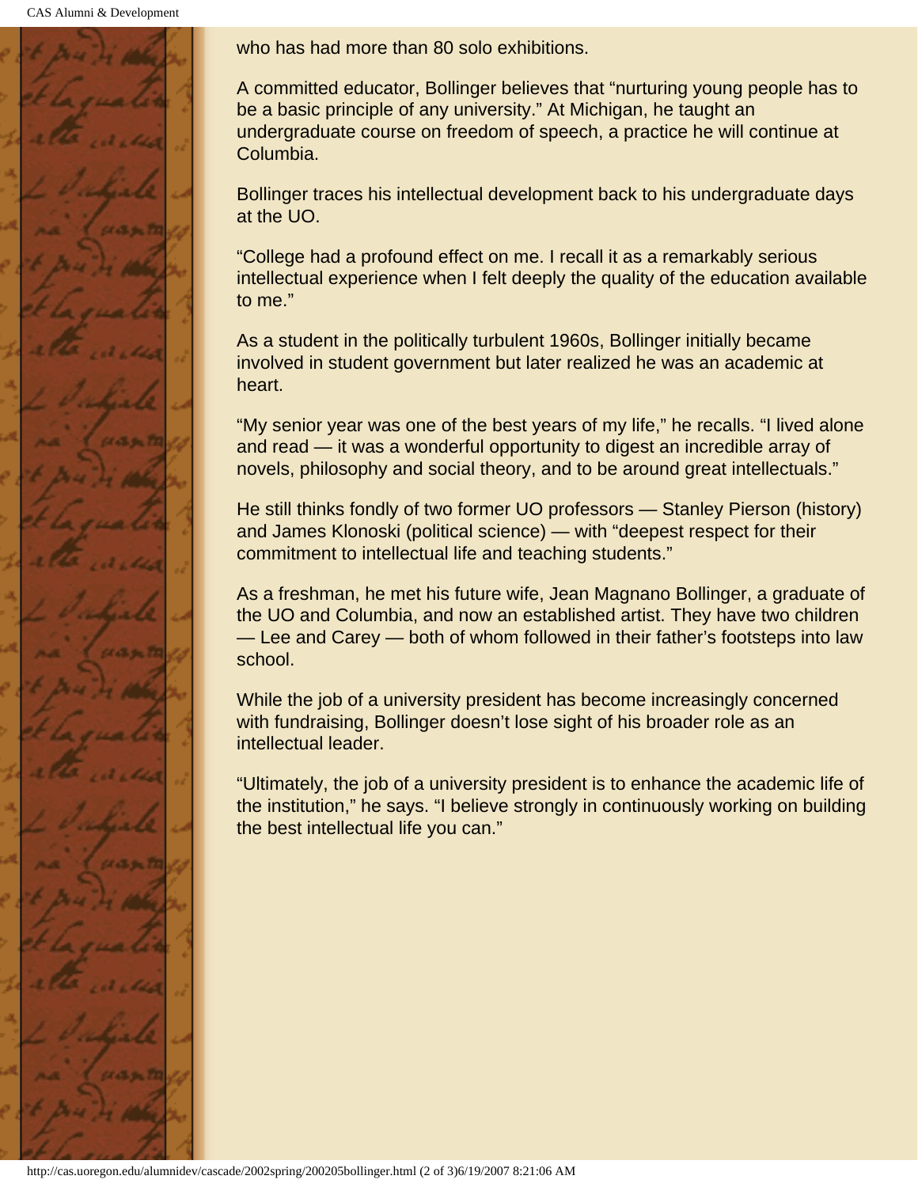who has had more than 80 solo exhibitions.

A committed educator, Bollinger believes that “nurturing young people has to be a basic principle of any university.” At Michigan, he taught an undergraduate course on freedom of speech, a practice he will continue at Columbia.

Bollinger traces his intellectual development back to his undergraduate days at the UO.

“College had a profound effect on me. I recall it as a remarkably serious intellectual experience when I felt deeply the quality of the education available to me.”

As a student in the politically turbulent 1960s, Bollinger initially became involved in student government but later realized he was an academic at heart.

“My senior year was one of the best years of my life,” he recalls. “I lived alone and read — it was a wonderful opportunity to digest an incredible array of novels, philosophy and social theory, and to be around great intellectuals.”

He still thinks fondly of two former UO professors — Stanley Pierson (history) and James Klonoski (political science) — with “deepest respect for their commitment to intellectual life and teaching students.”

As a freshman, he met his future wife, Jean Magnano Bollinger, a graduate of the UO and Columbia, and now an established artist. They have two children — Lee and Carey — both of whom followed in their father’s footsteps into law school.

While the job of a university president has become increasingly concerned with fundraising, Bollinger doesn’t lose sight of his broader role as an intellectual leader.

“Ultimately, the job of a university president is to enhance the academic life of the institution,” he says. “I believe strongly in continuously working on building the best intellectual life you can.”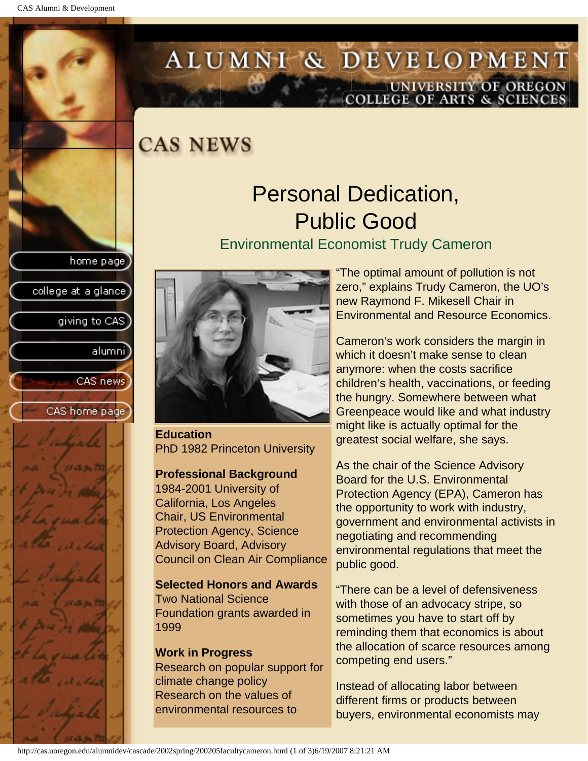# CAS NEWS

## Personal Dedication, Public Good

### Environmental Economist Trudy Cameron

**Education**
PhD 1982 Princeton University

**Professional Background**
1984-2001 University of California, Los Angeles
Chair, US Environmental Protection Agency, Science Advisory Board, Advisory Council on Clean Air Compliance

**Selected Honors and Awards**
Two National Science Foundation grants awarded in 1999

**Work in Progress**
Research on popular support for climate change policy
Research on the values of environmental resources to

"The optimal amount of pollution is not zero," explains Trudy Cameron, the UO's new Raymond F. Mikesell Chair in Environmental and Resource Economics.

Cameron's work considers the margin in which it doesn't make sense to clean anymore: when the costs sacrifice children's health, vaccinations, or feeding the hungry. Somewhere between what Greenpeace would like and what industry might like is actually optimal for the greatest social welfare, she says.

As the chair of the Science Advisory Board for the U.S. Environmental Protection Agency (EPA), Cameron has the opportunity to work with industry, government and environmental activists in negotiating and recommending environmental regulations that meet the public good.

"There can be a level of defensiveness with those of an advocacy stripe, so sometimes you have to start off by reminding them that economics is about the allocation of scarce resources among competing end users."

Instead of allocating labor between different firms or products between buyers, environmental economists may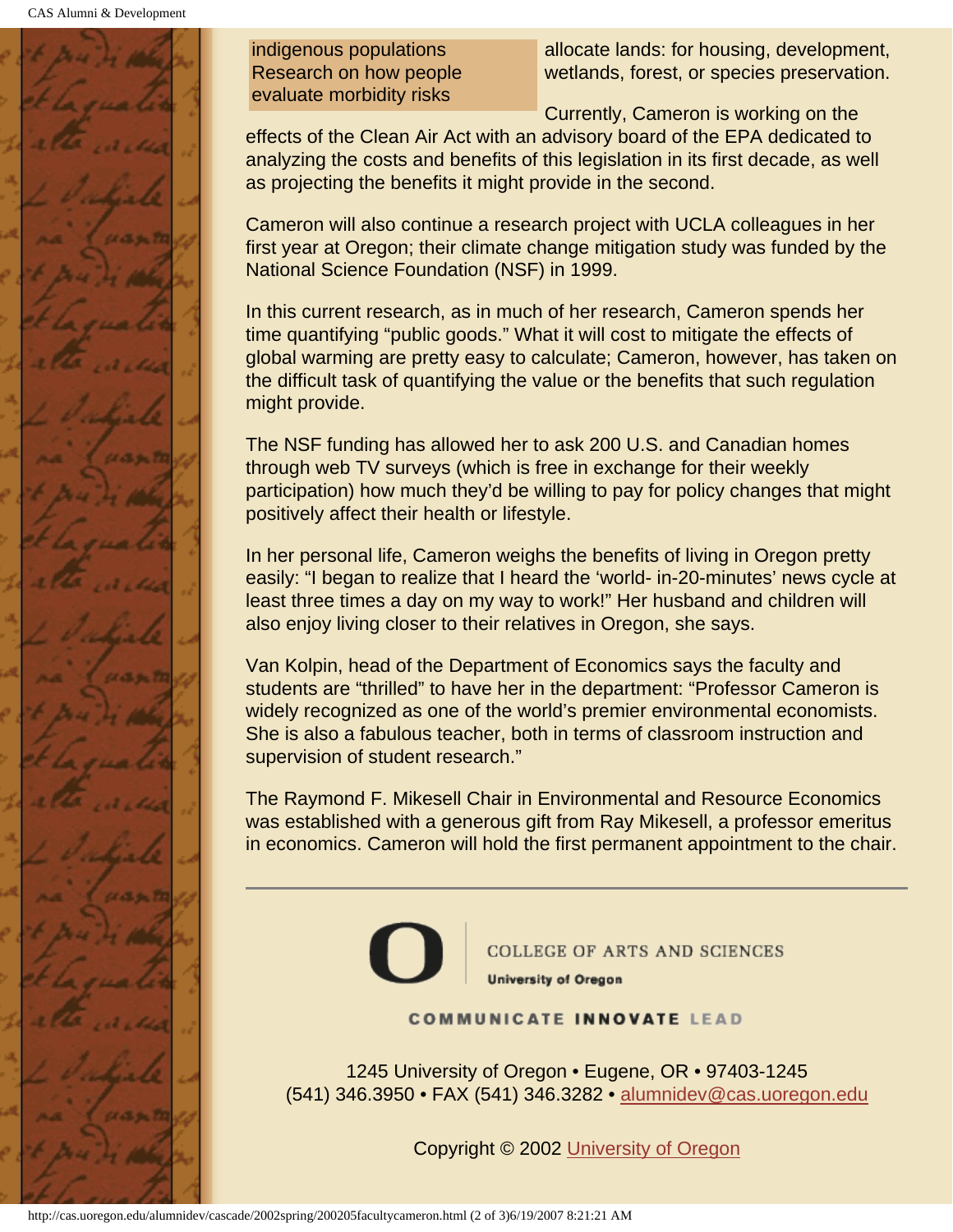indigenous populations
Research on how people evaluate morbidity risks

allocate lands: for housing, development, wetlands, forest, or species preservation.

Currently, Cameron is working on the effects of the Clean Air Act with an advisory board of the EPA dedicated to analyzing the costs and benefits of this legislation in its first decade, as well as projecting the benefits it might provide in the second.

Cameron will also continue a research project with UCLA colleagues in her first year at Oregon; their climate change mitigation study was funded by the National Science Foundation (NSF) in 1999.

In this current research, as in much of her research, Cameron spends her time quantifying "public goods." What it will cost to mitigate the effects of global warming are pretty easy to calculate; Cameron, however, has taken on the difficult task of quantifying the value or the benefits that such regulation might provide.

The NSF funding has allowed her to ask 200 U.S. and Canadian homes through web TV surveys (which is free in exchange for their weekly participation) how much they'd be willing to pay for policy changes that might positively affect their health or lifestyle.

In her personal life, Cameron weighs the benefits of living in Oregon pretty easily: "I began to realize that I heard the 'world- in-20-minutes' news cycle at least three times a day on my way to work!" Her husband and children will also enjoy living closer to their relatives in Oregon, she says.

Van Kolpin, head of the Department of Economics says the faculty and students are "thrilled" to have her in the department: "Professor Cameron is widely recognized as one of the world's premier environmental economists. She is also a fabulous teacher, both in terms of classroom instruction and supervision of student research."

The Raymond F. Mikesell Chair in Environmental and Resource Economics was established with a generous gift from Ray Mikesell, a professor emeritus in economics. Cameron will hold the first permanent appointment to the chair.

---

COLLEGE OF ARTS AND SCIENCES
University of Oregon

COMMUNICATE INNOVATE LEAD

1245 University of Oregon • Eugene, OR • 97403-1245
(541) 346.3950 • FAX (541) 346.3282 • alumnidev@cas.uoregon.edu

Copyright © 2002 University of Oregon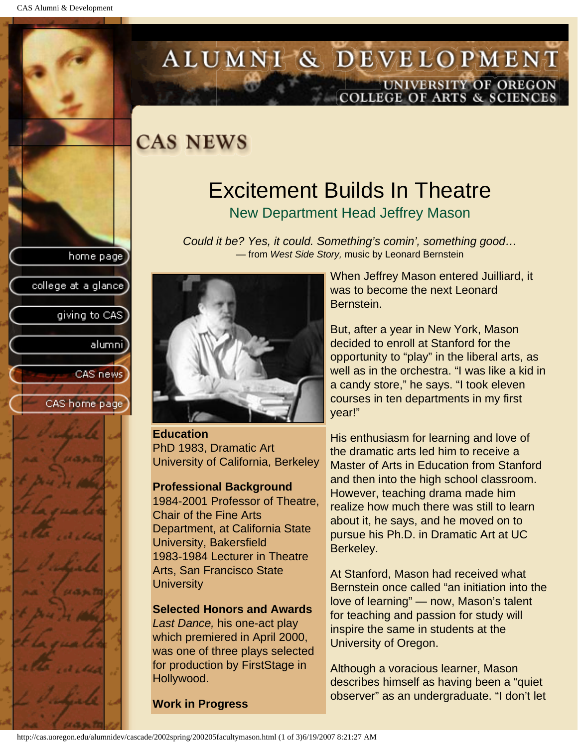# CAS NEWS

## Excitement Builds In Theatre

### New Department Head Jeffrey Mason

*Could it be? Yes, it could. Something's comin', something good…*
— from *West Side Story,* music by Leonard Bernstein

**Education**
PhD 1983, Dramatic Art
University of California, Berkeley

**Professional Background**
1984-2001 Professor of Theatre, Chair of the Fine Arts Department, at California State University, Bakersfield
1983-1984 Lecturer in Theatre Arts, San Francisco State University

**Selected Honors and Awards**
*Last Dance,* his one-act play which premiered in April 2000, was one of three plays selected for production by FirstStage in Hollywood.

**Work in Progress**

When Jeffrey Mason entered Juilliard, it was to become the next Leonard Bernstein.

But, after a year in New York, Mason decided to enroll at Stanford for the opportunity to "play" in the liberal arts, as well as in the orchestra. "I was like a kid in a candy store," he says. "I took eleven courses in ten departments in my first year!"

His enthusiasm for learning and love of the dramatic arts led him to receive a Master of Arts in Education from Stanford and then into the high school classroom. However, teaching drama made him realize how much there was still to learn about it, he says, and he moved on to pursue his Ph.D. in Dramatic Art at UC Berkeley.

At Stanford, Mason had received what Bernstein once called "an initiation into the love of learning" — now, Mason's talent for teaching and passion for study will inspire the same in students at the University of Oregon.

Although a voracious learner, Mason describes himself as having been a "quiet observer" as an undergraduate. "I don't let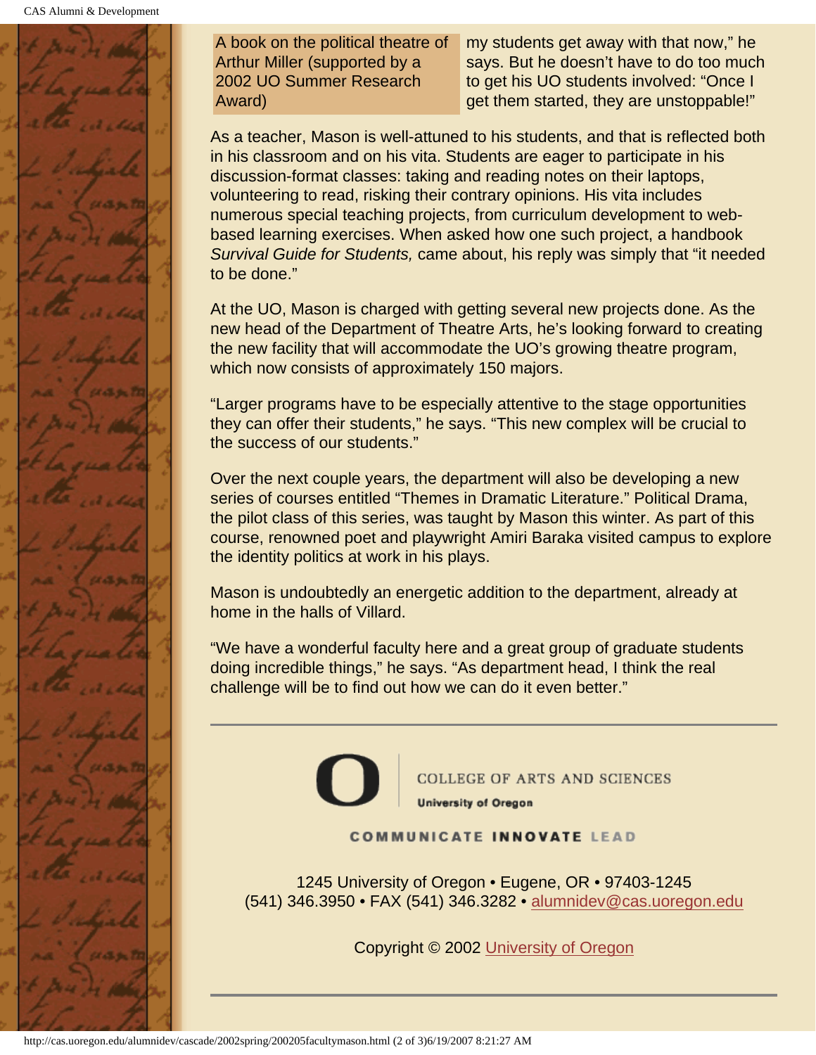A book on the political theatre of Arthur Miller (supported by a 2002 UO Summer Research Award)

my students get away with that now," he says. But he doesn't have to do too much to get his UO students involved: "Once I get them started, they are unstoppable!"

As a teacher, Mason is well-attuned to his students, and that is reflected both in his classroom and on his vita. Students are eager to participate in his discussion-format classes: taking and reading notes on their laptops, volunteering to read, risking their contrary opinions. His vita includes numerous special teaching projects, from curriculum development to web-based learning exercises. When asked how one such project, a handbook *Survival Guide for Students,* came about, his reply was simply that "it needed to be done."

At the UO, Mason is charged with getting several new projects done. As the new head of the Department of Theatre Arts, he's looking forward to creating the new facility that will accommodate the UO's growing theatre program, which now consists of approximately 150 majors.

"Larger programs have to be especially attentive to the stage opportunities they can offer their students," he says. "This new complex will be crucial to the success of our students."

Over the next couple years, the department will also be developing a new series of courses entitled "Themes in Dramatic Literature." Political Drama, the pilot class of this series, was taught by Mason this winter. As part of this course, renowned poet and playwright Amiri Baraka visited campus to explore the identity politics at work in his plays.

Mason is undoubtedly an energetic addition to the department, already at home in the halls of Villard.

"We have a wonderful faculty here and a great group of graduate students doing incredible things," he says. "As department head, I think the real challenge will be to find out how we can do it even better."

---

COLLEGE OF ARTS AND SCIENCES
University of Oregon

COMMUNICATE INNOVATE LEAD

1245 University of Oregon • Eugene, OR • 97403-1245
(541) 346.3950 • FAX (541) 346.3282 • alumnidev@cas.uoregon.edu

Copyright © 2002 University of Oregon

---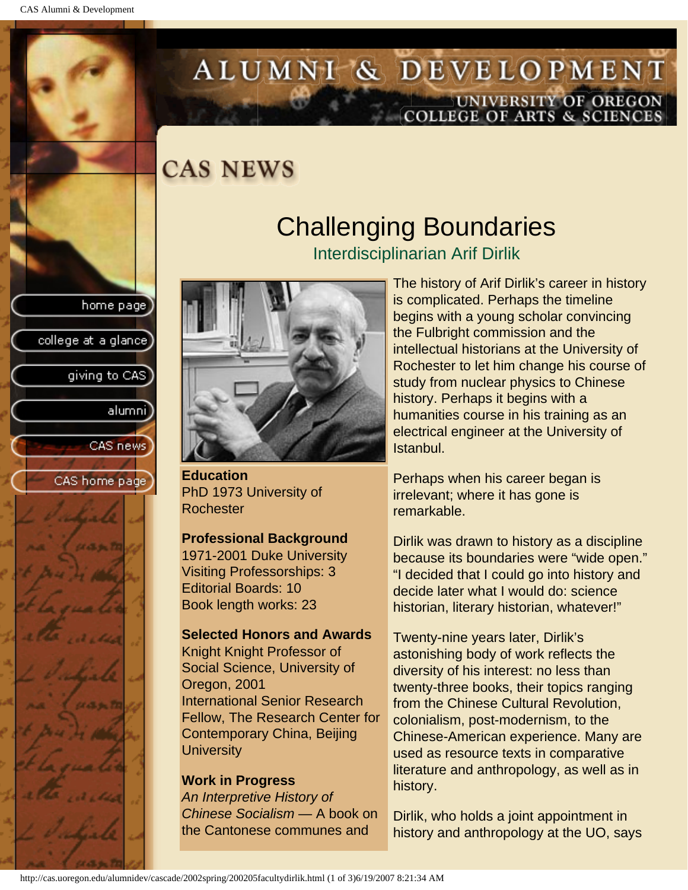# CAS NEWS

## Challenging Boundaries

### Interdisciplinarian Arif Dirlik

**Education**
PhD 1973 University of Rochester

**Professional Background**
1971-2001 Duke University
Visiting Professorships: 3
Editorial Boards: 10
Book length works: 23

**Selected Honors and Awards**
Knight Knight Professor of Social Science, University of Oregon, 2001
International Senior Research Fellow, The Research Center for Contemporary China, Beijing University

**Work in Progress**
*An Interpretive History of Chinese Socialism* — A book on the Cantonese communes and

The history of Arif Dirlik's career in history is complicated. Perhaps the timeline begins with a young scholar convincing the Fulbright commission and the intellectual historians at the University of Rochester to let him change his course of study from nuclear physics to Chinese history. Perhaps it begins with a humanities course in his training as an electrical engineer at the University of Istanbul.

Perhaps when his career began is irrelevant; where it has gone is remarkable.

Dirlik was drawn to history as a discipline because its boundaries were "wide open." "I decided that I could go into history and decide later what I would do: science historian, literary historian, whatever!"

Twenty-nine years later, Dirlik's astonishing body of work reflects the diversity of his interest: no less than twenty-three books, their topics ranging from the Chinese Cultural Revolution, colonialism, post-modernism, to the Chinese-American experience. Many are used as resource texts in comparative literature and anthropology, as well as in history.

Dirlik, who holds a joint appointment in history and anthropology at the UO, says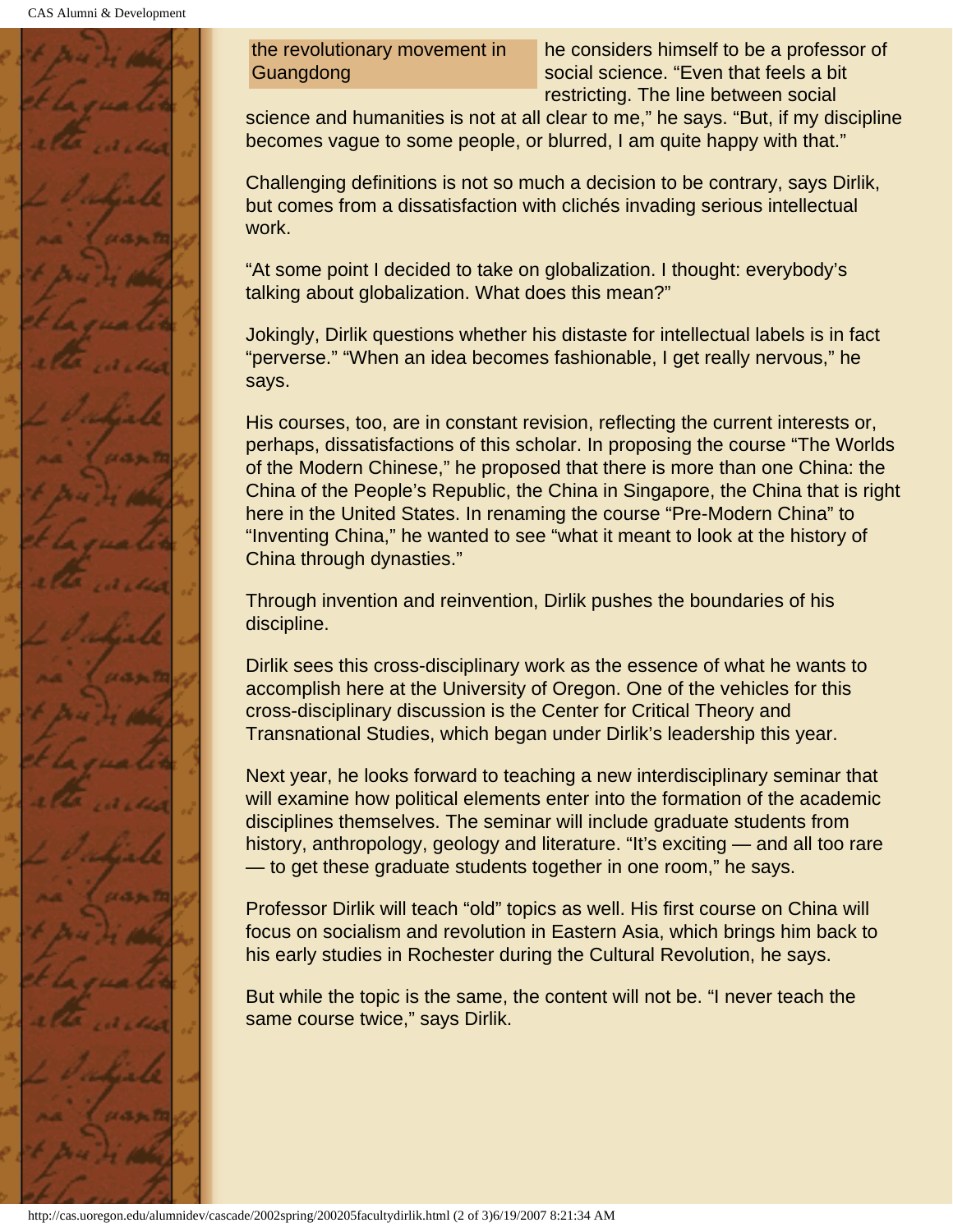the revolutionary movement in Guangdong

he considers himself to be a professor of social science. "Even that feels a bit restricting. The line between social science and humanities is not at all clear to me," he says. "But, if my discipline becomes vague to some people, or blurred, I am quite happy with that."

Challenging definitions is not so much a decision to be contrary, says Dirlik, but comes from a dissatisfaction with clichés invading serious intellectual work.

"At some point I decided to take on globalization. I thought: everybody's talking about globalization. What does this mean?"

Jokingly, Dirlik questions whether his distaste for intellectual labels is in fact "perverse." "When an idea becomes fashionable, I get really nervous," he says.

His courses, too, are in constant revision, reflecting the current interests or, perhaps, dissatisfactions of this scholar. In proposing the course "The Worlds of the Modern Chinese," he proposed that there is more than one China: the China of the People's Republic, the China in Singapore, the China that is right here in the United States. In renaming the course "Pre-Modern China" to "Inventing China," he wanted to see "what it meant to look at the history of China through dynasties."

Through invention and reinvention, Dirlik pushes the boundaries of his discipline.

Dirlik sees this cross-disciplinary work as the essence of what he wants to accomplish here at the University of Oregon. One of the vehicles for this cross-disciplinary discussion is the Center for Critical Theory and Transnational Studies, which began under Dirlik's leadership this year.

Next year, he looks forward to teaching a new interdisciplinary seminar that will examine how political elements enter into the formation of the academic disciplines themselves. The seminar will include graduate students from history, anthropology, geology and literature. "It's exciting — and all too rare — to get these graduate students together in one room," he says.

Professor Dirlik will teach "old" topics as well. His first course on China will focus on socialism and revolution in Eastern Asia, which brings him back to his early studies in Rochester during the Cultural Revolution, he says.

But while the topic is the same, the content will not be. "I never teach the same course twice," says Dirlik.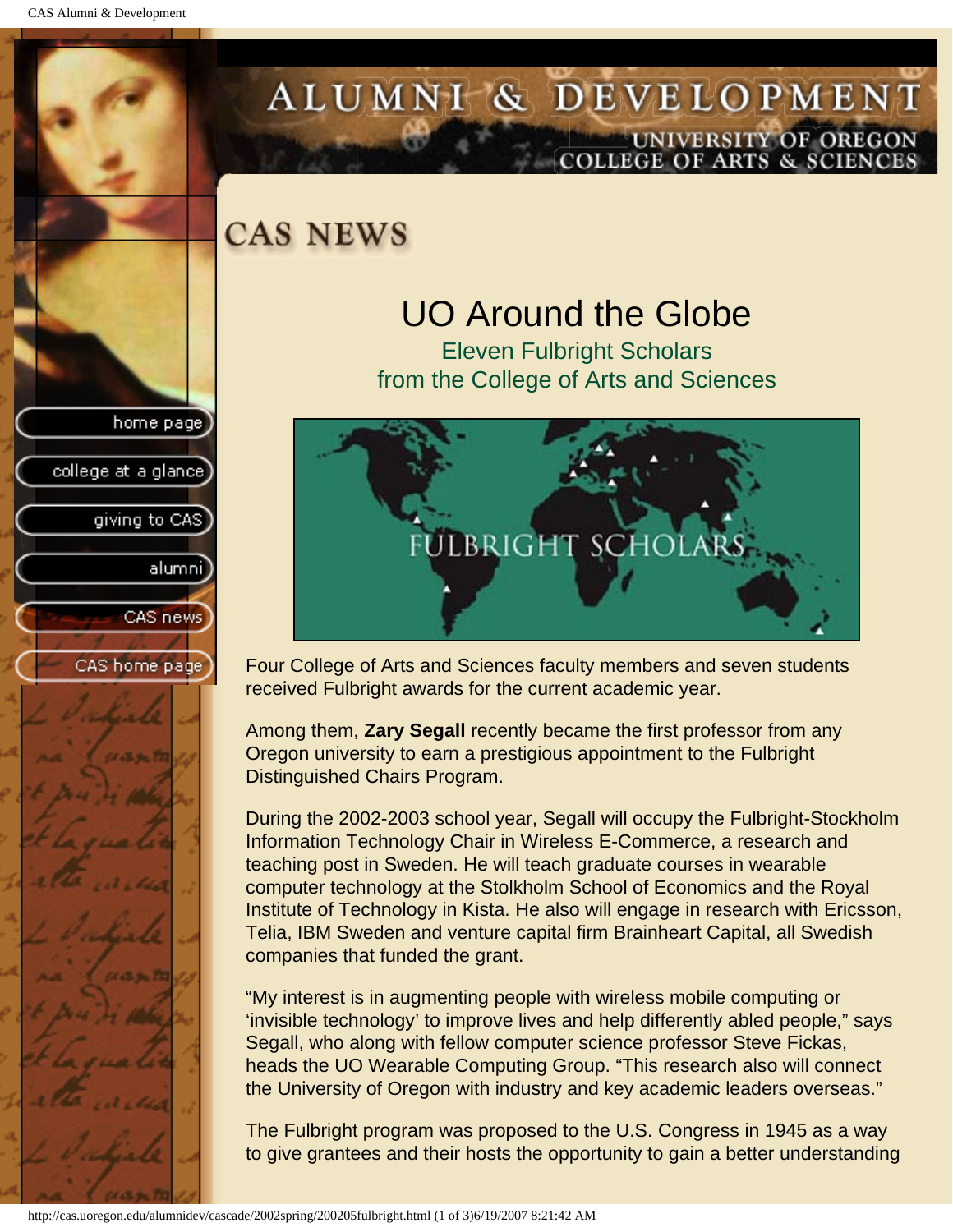# CAS NEWS

## UO Around the Globe

### Eleven Fulbright Scholars from the College of Arts and Sciences

Four College of Arts and Sciences faculty members and seven students received Fulbright awards for the current academic year.

Among them, **Zary Segall** recently became the first professor from any Oregon university to earn a prestigious appointment to the Fulbright Distinguished Chairs Program.

During the 2002-2003 school year, Segall will occupy the Fulbright-Stockholm Information Technology Chair in Wireless E-Commerce, a research and teaching post in Sweden. He will teach graduate courses in wearable computer technology at the Stolkholm School of Economics and the Royal Institute of Technology in Kista. He also will engage in research with Ericsson, Telia, IBM Sweden and venture capital firm Brainheart Capital, all Swedish companies that funded the grant.

"My interest is in augmenting people with wireless mobile computing or 'invisible technology' to improve lives and help differently abled people," says Segall, who along with fellow computer science professor Steve Fickas, heads the UO Wearable Computing Group. "This research also will connect the University of Oregon with industry and key academic leaders overseas."

The Fulbright program was proposed to the U.S. Congress in 1945 as a way to give grantees and their hosts the opportunity to gain a better understanding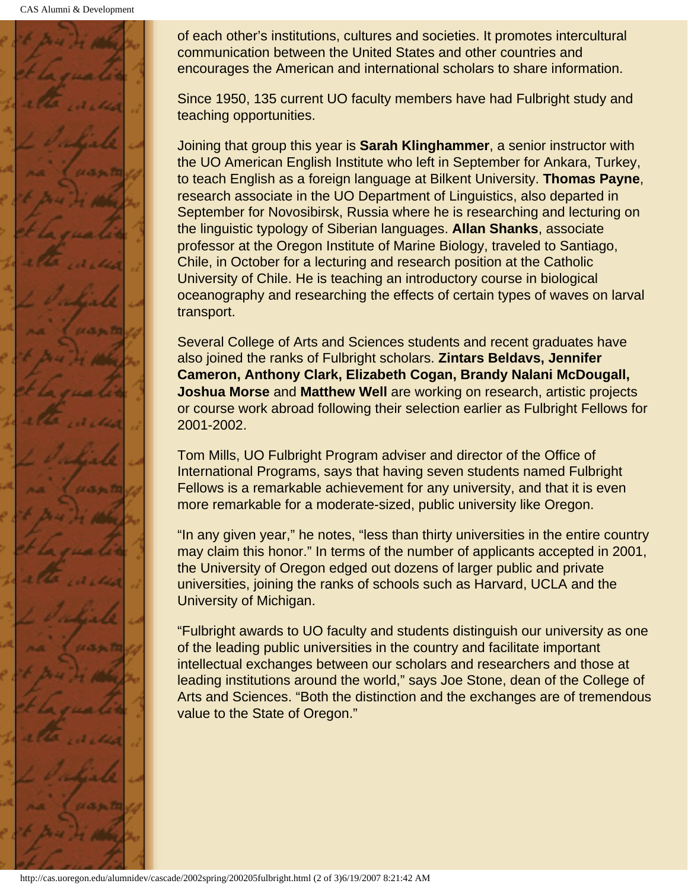of each other's institutions, cultures and societies. It promotes intercultural communication between the United States and other countries and encourages the American and international scholars to share information.

Since 1950, 135 current UO faculty members have had Fulbright study and teaching opportunities.

Joining that group this year is **Sarah Klinghammer**, a senior instructor with the UO American English Institute who left in September for Ankara, Turkey, to teach English as a foreign language at Bilkent University. **Thomas Payne**, research associate in the UO Department of Linguistics, also departed in September for Novosibirsk, Russia where he is researching and lecturing on the linguistic typology of Siberian languages. **Allan Shanks**, associate professor at the Oregon Institute of Marine Biology, traveled to Santiago, Chile, in October for a lecturing and research position at the Catholic University of Chile. He is teaching an introductory course in biological oceanography and researching the effects of certain types of waves on larval transport.

Several College of Arts and Sciences students and recent graduates have also joined the ranks of Fulbright scholars. **Zintars Beldavs, Jennifer Cameron, Anthony Clark, Elizabeth Cogan, Brandy Nalani McDougall, Joshua Morse** and **Matthew Well** are working on research, artistic projects or course work abroad following their selection earlier as Fulbright Fellows for 2001-2002.

Tom Mills, UO Fulbright Program adviser and director of the Office of International Programs, says that having seven students named Fulbright Fellows is a remarkable achievement for any university, and that it is even more remarkable for a moderate-sized, public university like Oregon.

"In any given year," he notes, "less than thirty universities in the entire country may claim this honor." In terms of the number of applicants accepted in 2001, the University of Oregon edged out dozens of larger public and private universities, joining the ranks of schools such as Harvard, UCLA and the University of Michigan.

"Fulbright awards to UO faculty and students distinguish our university as one of the leading public universities in the country and facilitate important intellectual exchanges between our scholars and researchers and those at leading institutions around the world," says Joe Stone, dean of the College of Arts and Sciences. "Both the distinction and the exchanges are of tremendous value to the State of Oregon."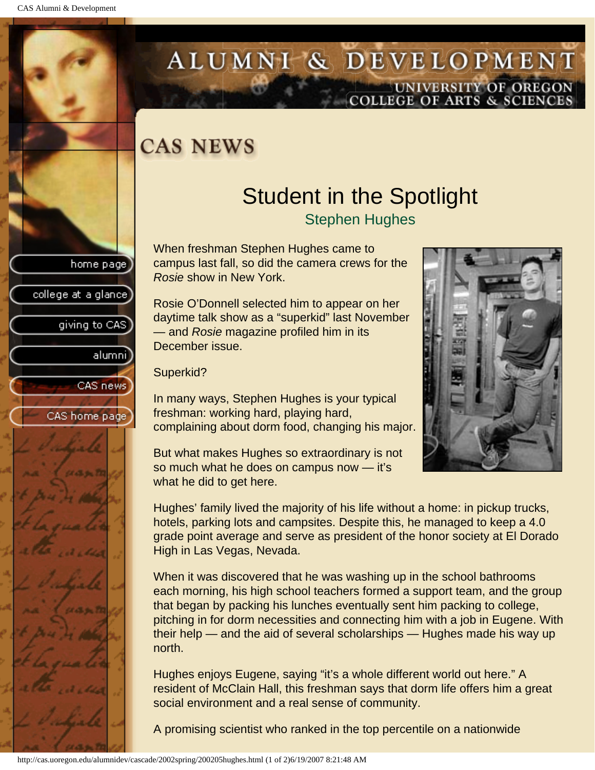# CAS NEWS

## Student in the Spotlight

### Stephen Hughes

When freshman Stephen Hughes came to campus last fall, so did the camera crews for the *Rosie* show in New York.

Rosie O'Donnell selected him to appear on her daytime talk show as a "superkid" last November — and *Rosie* magazine profiled him in its December issue.

Superkid?

In many ways, Stephen Hughes is your typical freshman: working hard, playing hard, complaining about dorm food, changing his major.

But what makes Hughes so extraordinary is not so much what he does on campus now — it's what he did to get here.

Hughes' family lived the majority of his life without a home: in pickup trucks, hotels, parking lots and campsites. Despite this, he managed to keep a 4.0 grade point average and serve as president of the honor society at El Dorado High in Las Vegas, Nevada.

When it was discovered that he was washing up in the school bathrooms each morning, his high school teachers formed a support team, and the group that began by packing his lunches eventually sent him packing to college, pitching in for dorm necessities and connecting him with a job in Eugene. With their help — and the aid of several scholarships — Hughes made his way up north.

Hughes enjoys Eugene, saying "it's a whole different world out here." A resident of McClain Hall, this freshman says that dorm life offers him a great social environment and a real sense of community.

A promising scientist who ranked in the top percentile on a nationwide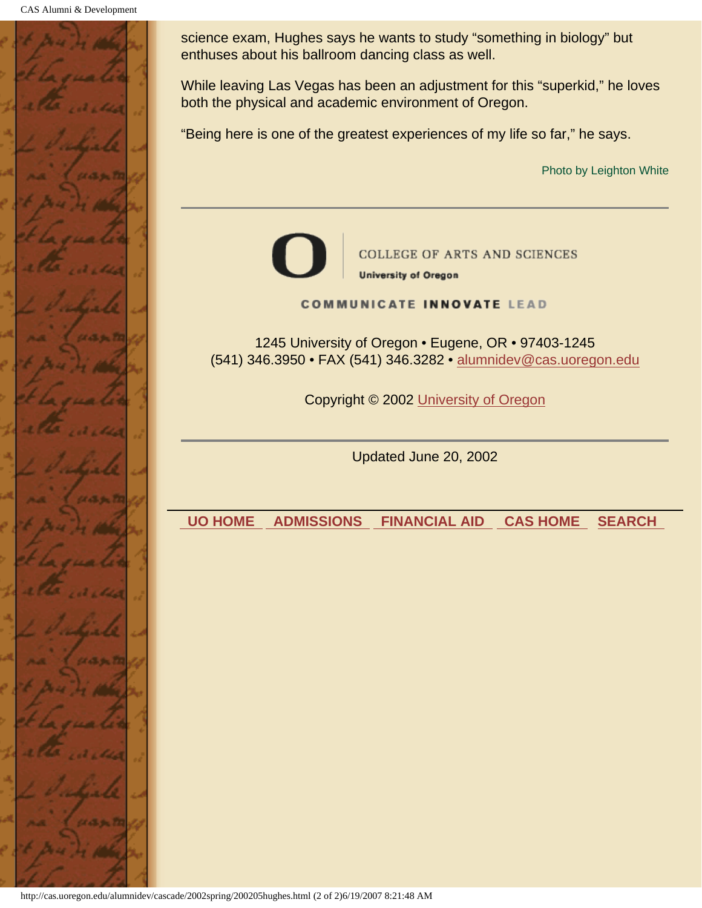science exam, Hughes says he wants to study “something in biology” but enthuses about his ballroom dancing class as well.

While leaving Las Vegas has been an adjustment for this “superkid,” he loves both the physical and academic environment of Oregon.

“Being here is one of the greatest experiences of my life so far,” he says.

Photo by Leighton White

---

COLLEGE OF ARTS AND SCIENCES
University of Oregon

COMMUNICATE INNOVATE LEAD

1245 University of Oregon • Eugene, OR • 97403-1245
(541) 346.3950 • FAX (541) 346.3282 • alumnidev@cas.uoregon.edu

Copyright © 2002 University of Oregon

---

Updated June 20, 2002

UO HOME | ADMISSIONS | FINANCIAL AID | CAS HOME | SEARCH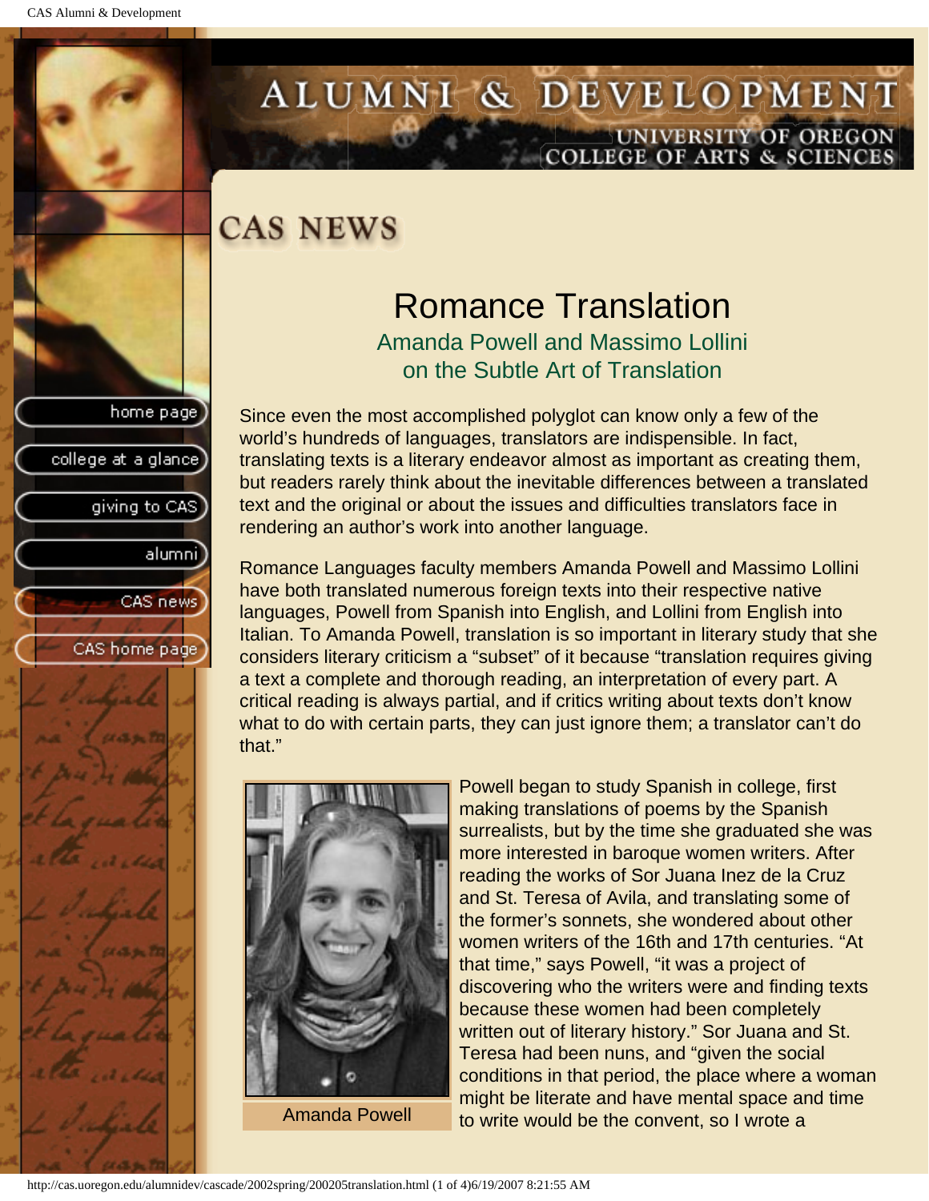# CAS NEWS

## Romance Translation

### Amanda Powell and Massimo Lollini on the Subtle Art of Translation

Since even the most accomplished polyglot can know only a few of the world's hundreds of languages, translators are indispensible. In fact, translating texts is a literary endeavor almost as important as creating them, but readers rarely think about the inevitable differences between a translated text and the original or about the issues and difficulties translators face in rendering an author's work into another language.

Romance Languages faculty members Amanda Powell and Massimo Lollini have both translated numerous foreign texts into their respective native languages, Powell from Spanish into English, and Lollini from English into Italian. To Amanda Powell, translation is so important in literary study that she considers literary criticism a "subset" of it because "translation requires giving a text a complete and thorough reading, an interpretation of every part. A critical reading is always partial, and if critics writing about texts don't know what to do with certain parts, they can just ignore them; a translator can't do that."

Amanda Powell

Powell began to study Spanish in college, first making translations of poems by the Spanish surrealists, but by the time she graduated she was more interested in baroque women writers. After reading the works of Sor Juana Inez de la Cruz and St. Teresa of Avila, and translating some of the former's sonnets, she wondered about other women writers of the 16th and 17th centuries. "At that time," says Powell, "it was a project of discovering who the writers were and finding texts because these women had been completely written out of literary history." Sor Juana and St. Teresa had been nuns, and "given the social conditions in that period, the place where a woman might be literate and have mental space and time to write would be the convent, so I wrote a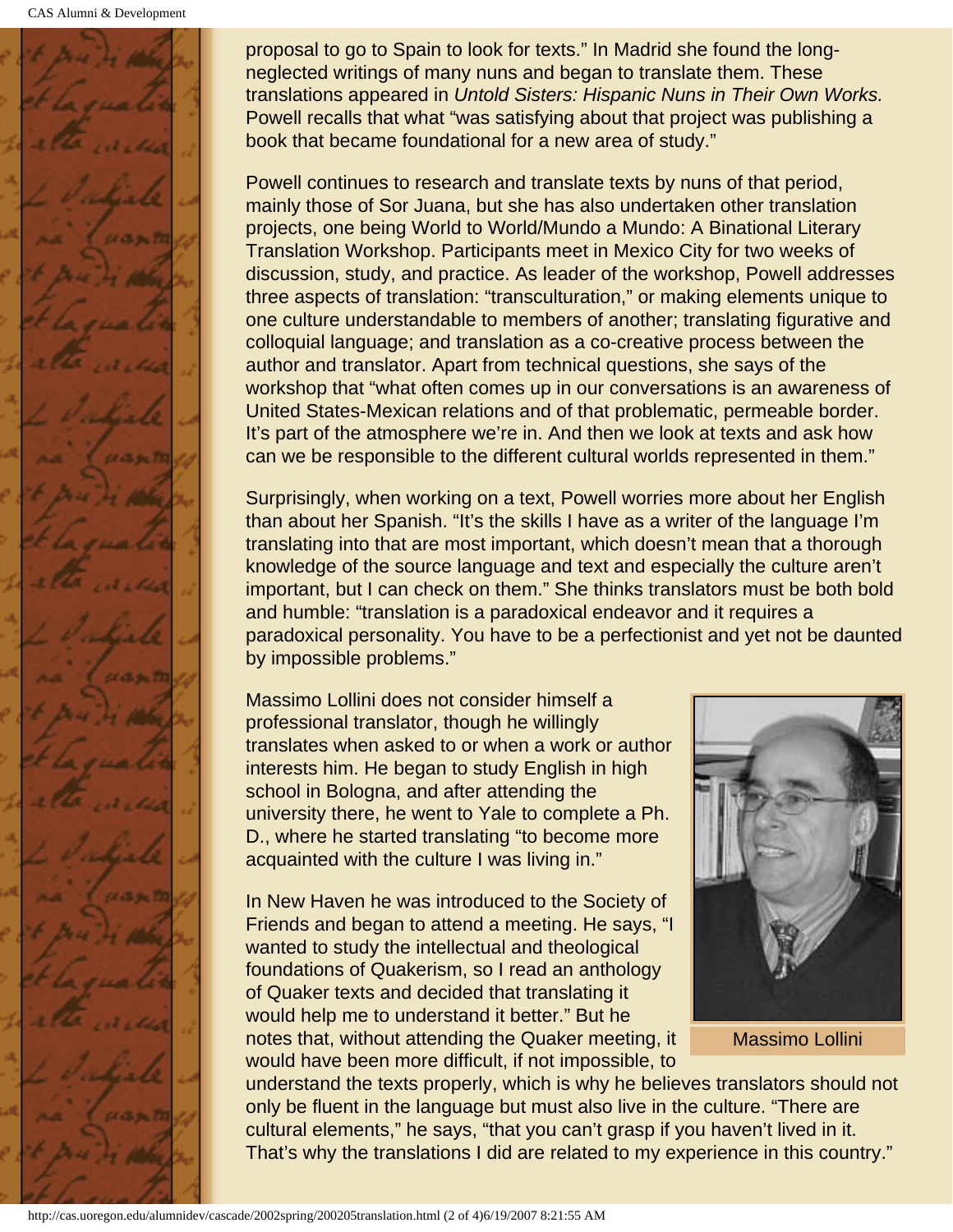proposal to go to Spain to look for texts." In Madrid she found the long-neglected writings of many nuns and began to translate them. These translations appeared in *Untold Sisters: Hispanic Nuns in Their Own Works.* Powell recalls that what "was satisfying about that project was publishing a book that became foundational for a new area of study."

Powell continues to research and translate texts by nuns of that period, mainly those of Sor Juana, but she has also undertaken other translation projects, one being World to World/Mundo a Mundo: A Binational Literary Translation Workshop. Participants meet in Mexico City for two weeks of discussion, study, and practice. As leader of the workshop, Powell addresses three aspects of translation: "transculturation," or making elements unique to one culture understandable to members of another; translating figurative and colloquial language; and translation as a co-creative process between the author and translator. Apart from technical questions, she says of the workshop that "what often comes up in our conversations is an awareness of United States-Mexican relations and of that problematic, permeable border. It's part of the atmosphere we're in. And then we look at texts and ask how can we be responsible to the different cultural worlds represented in them."

Surprisingly, when working on a text, Powell worries more about her English than about her Spanish. "It's the skills I have as a writer of the language I'm translating into that are most important, which doesn't mean that a thorough knowledge of the source language and text and especially the culture aren't important, but I can check on them." She thinks translators must be both bold and humble: "translation is a paradoxical endeavor and it requires a paradoxical personality. You have to be a perfectionist and yet not be daunted by impossible problems."

Massimo Lollini does not consider himself a professional translator, though he willingly translates when asked to or when a work or author interests him. He began to study English in high school in Bologna, and after attending the university there, he went to Yale to complete a Ph. D., where he started translating "to become more acquainted with the culture I was living in."

Massimo Lollini

In New Haven he was introduced to the Society of Friends and began to attend a meeting. He says, "I wanted to study the intellectual and theological foundations of Quakerism, so I read an anthology of Quaker texts and decided that translating it would help me to understand it better." But he notes that, without attending the Quaker meeting, it would have been more difficult, if not impossible, to understand the texts properly, which is why he believes translators should not only be fluent in the language but must also live in the culture. "There are cultural elements," he says, "that you can't grasp if you haven't lived in it. That's why the translations I did are related to my experience in this country."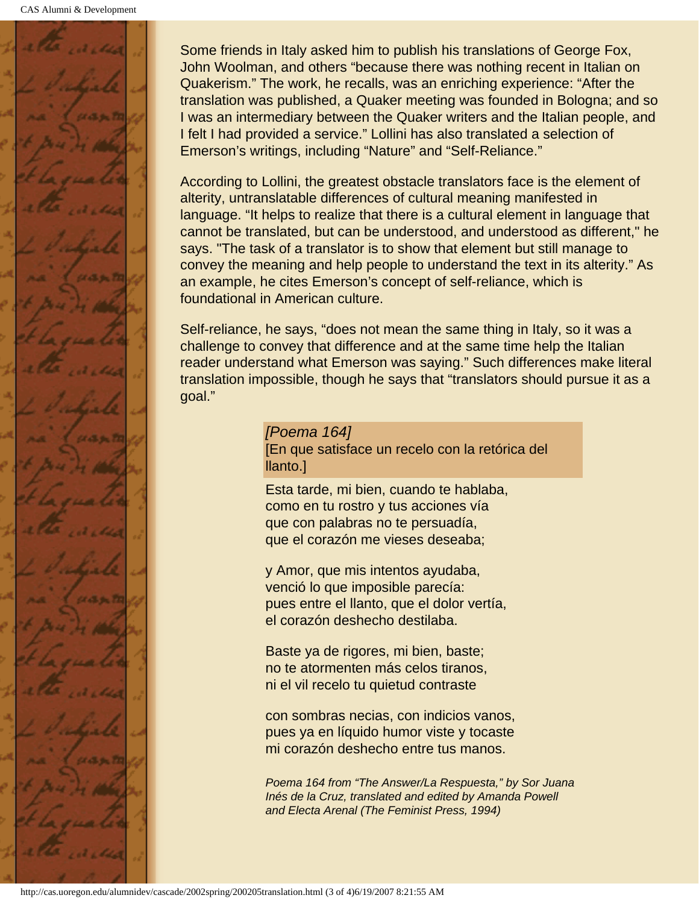Some friends in Italy asked him to publish his translations of George Fox, John Woolman, and others "because there was nothing recent in Italian on Quakerism." The work, he recalls, was an enriching experience: "After the translation was published, a Quaker meeting was founded in Bologna; and so I was an intermediary between the Quaker writers and the Italian people, and I felt I had provided a service." Lollini has also translated a selection of Emerson's writings, including "Nature" and "Self-Reliance."

According to Lollini, the greatest obstacle translators face is the element of alterity, untranslatable differences of cultural meaning manifested in language. "It helps to realize that there is a cultural element in language that cannot be translated, but can be understood, and understood as different," he says. "The task of a translator is to show that element but still manage to convey the meaning and help people to understand the text in its alterity." As an example, he cites Emerson's concept of self-reliance, which is foundational in American culture.

Self-reliance, he says, "does not mean the same thing in Italy, so it was a challenge to convey that difference and at the same time help the Italian reader understand what Emerson was saying." Such differences make literal translation impossible, though he says that "translators should pursue it as a goal."

*[Poema 164]*
[En que satisface un recelo con la retórica del llanto.]

Esta tarde, mi bien, cuando te hablaba,
como en tu rostro y tus acciones vía
que con palabras no te persuadía,
que el corazón me vieses deseaba;

y Amor, que mis intentos ayudaba,
venció lo que imposible parecía:
pues entre el llanto, que el dolor vertía,
el corazón deshecho destilaba.

Baste ya de rigores, mi bien, baste;
no te atormenten más celos tiranos,
ni el vil recelo tu quietud contraste

con sombras necias, con indicios vanos,
pues ya en líquido humor viste y tocaste
mi corazón deshecho entre tus manos.

*Poema 164 from "The Answer/La Respuesta," by Sor Juana Inés de la Cruz, translated and edited by Amanda Powell and Electa Arenal (The Feminist Press, 1994)*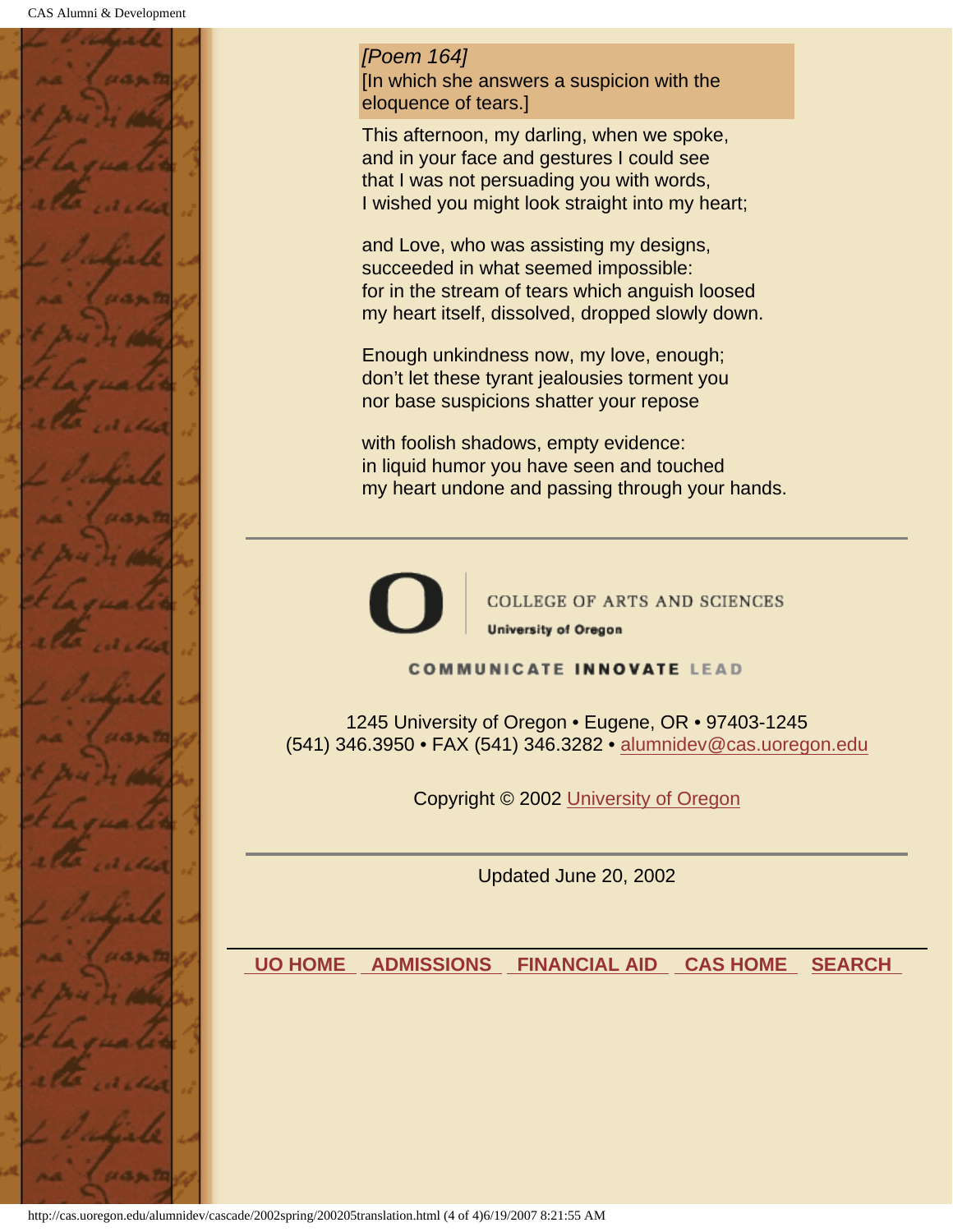*[Poem 164]*
[In which she answers a suspicion with the eloquence of tears.]

This afternoon, my darling, when we spoke,
and in your face and gestures I could see
that I was not persuading you with words,
I wished you might look straight into my heart;

and Love, who was assisting my designs,
succeeded in what seemed impossible:
for in the stream of tears which anguish loosed
my heart itself, dissolved, dropped slowly down.

Enough unkindness now, my love, enough;
don't let these tyrant jealousies torment you
nor base suspicions shatter your repose

with foolish shadows, empty evidence:
in liquid humor you have seen and touched
my heart undone and passing through your hands.

---

COLLEGE OF ARTS AND SCIENCES
**University of Oregon**

**COMMUNICATE INNOVATE LEAD**

1245 University of Oregon • Eugene, OR • 97403-1245
(541) 346.3950 • FAX (541) 346.3282 • alumnidev@cas.uoregon.edu

Copyright © 2002 University of Oregon

---

Updated June 20, 2002

**UO HOME** **ADMISSIONS** **FINANCIAL AID** **CAS HOME** **SEARCH**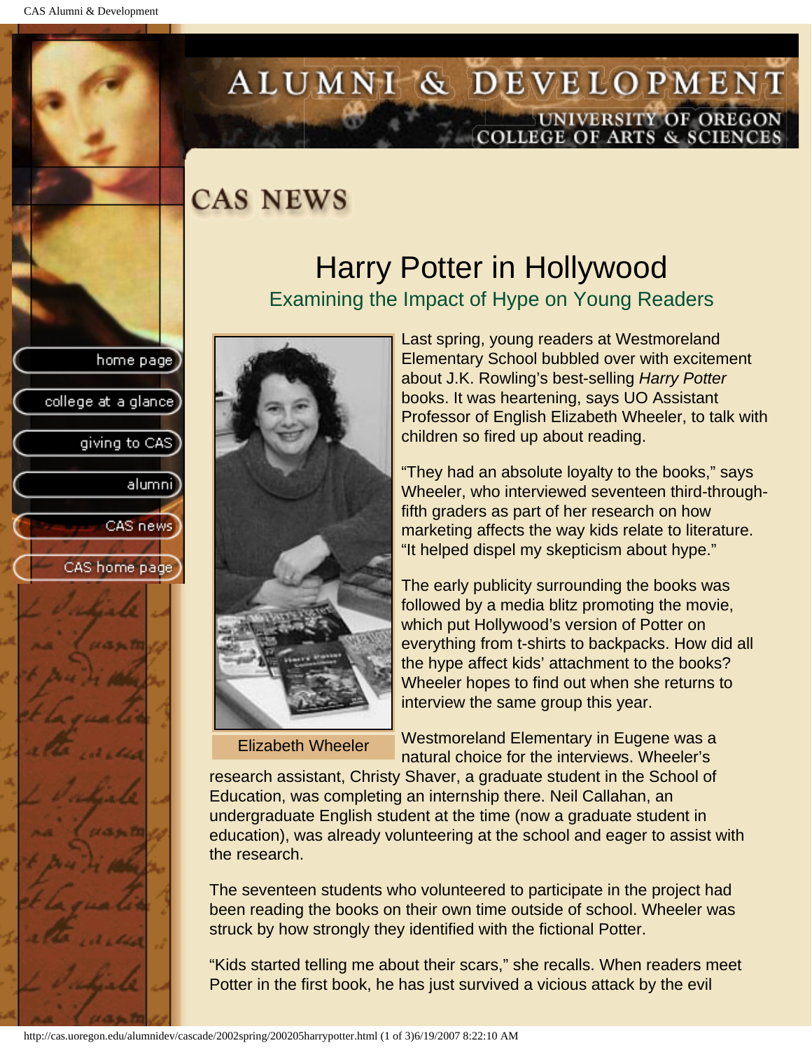# CAS NEWS

## Harry Potter in Hollywood

### Examining the Impact of Hype on Young Readers

Elizabeth Wheeler

Last spring, young readers at Westmoreland Elementary School bubbled over with excitement about J.K. Rowling's best-selling *Harry Potter* books. It was heartening, says UO Assistant Professor of English Elizabeth Wheeler, to talk with children so fired up about reading.

"They had an absolute loyalty to the books," says Wheeler, who interviewed seventeen third-through-fifth graders as part of her research on how marketing affects the way kids relate to literature. "It helped dispel my skepticism about hype."

The early publicity surrounding the books was followed by a media blitz promoting the movie, which put Hollywood's version of Potter on everything from t-shirts to backpacks. How did all the hype affect kids' attachment to the books? Wheeler hopes to find out when she returns to interview the same group this year.

Westmoreland Elementary in Eugene was a natural choice for the interviews. Wheeler's research assistant, Christy Shaver, a graduate student in the School of Education, was completing an internship there. Neil Callahan, an undergraduate English student at the time (now a graduate student in education), was already volunteering at the school and eager to assist with the research.

The seventeen students who volunteered to participate in the project had been reading the books on their own time outside of school. Wheeler was struck by how strongly they identified with the fictional Potter.

"Kids started telling me about their scars," she recalls. When readers meet Potter in the first book, he has just survived a vicious attack by the evil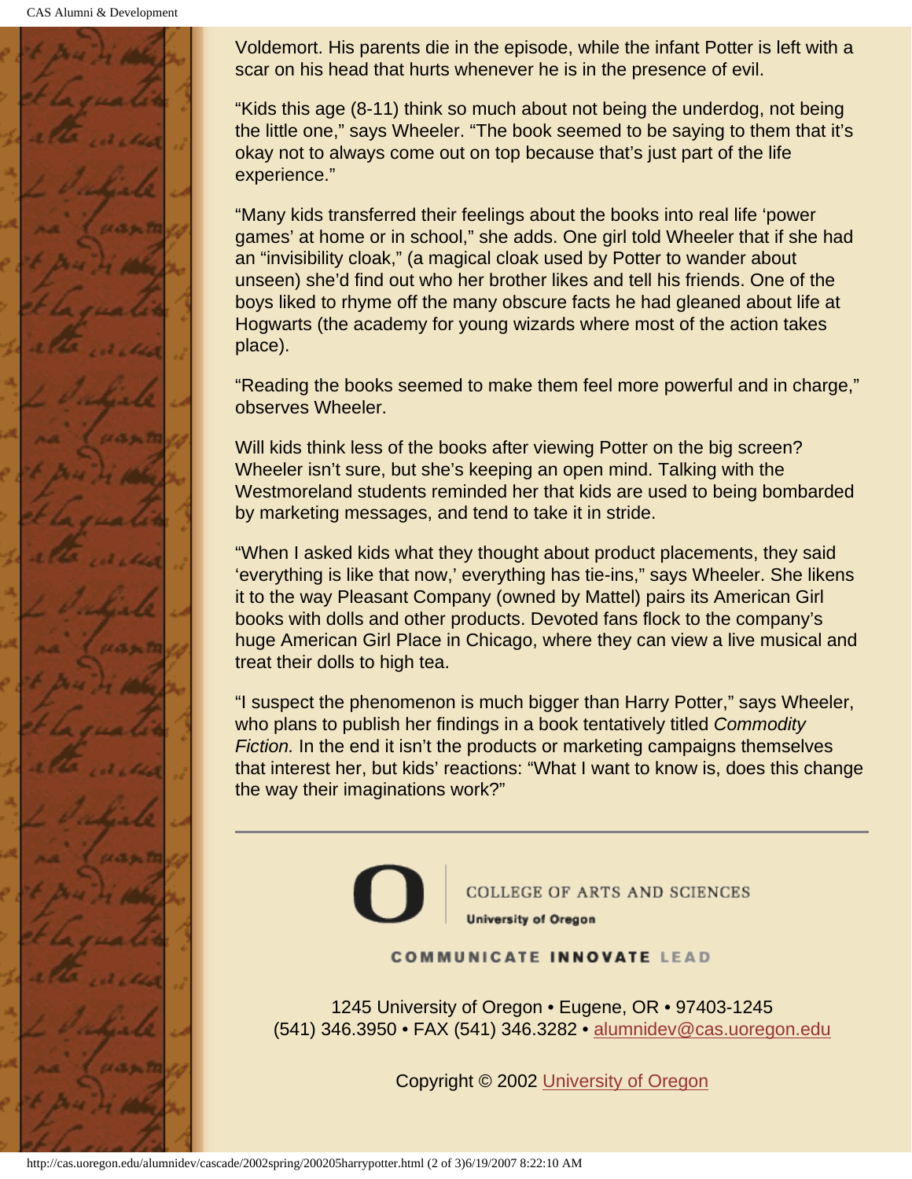Voldemort. His parents die in the episode, while the infant Potter is left with a scar on his head that hurts whenever he is in the presence of evil.

"Kids this age (8-11) think so much about not being the underdog, not being the little one," says Wheeler. "The book seemed to be saying to them that it's okay not to always come out on top because that's just part of the life experience."

"Many kids transferred their feelings about the books into real life 'power games' at home or in school," she adds. One girl told Wheeler that if she had an "invisibility cloak," (a magical cloak used by Potter to wander about unseen) she'd find out who her brother likes and tell his friends. One of the boys liked to rhyme off the many obscure facts he had gleaned about life at Hogwarts (the academy for young wizards where most of the action takes place).

"Reading the books seemed to make them feel more powerful and in charge," observes Wheeler.

Will kids think less of the books after viewing Potter on the big screen? Wheeler isn't sure, but she's keeping an open mind. Talking with the Westmoreland students reminded her that kids are used to being bombarded by marketing messages, and tend to take it in stride.

"When I asked kids what they thought about product placements, they said 'everything is like that now,' everything has tie-ins," says Wheeler. She likens it to the way Pleasant Company (owned by Mattel) pairs its American Girl books with dolls and other products. Devoted fans flock to the company's huge American Girl Place in Chicago, where they can view a live musical and treat their dolls to high tea.

"I suspect the phenomenon is much bigger than Harry Potter," says Wheeler, who plans to publish her findings in a book tentatively titled *Commodity Fiction.* In the end it isn't the products or marketing campaigns themselves that interest her, but kids' reactions: "What I want to know is, does this change the way their imaginations work?"

---

COLLEGE OF ARTS AND SCIENCES
University of Oregon

COMMUNICATE INNOVATE LEAD

1245 University of Oregon • Eugene, OR • 97403-1245
(541) 346.3950 • FAX (541) 346.3282 • alumnidev@cas.uoregon.edu

Copyright © 2002 University of Oregon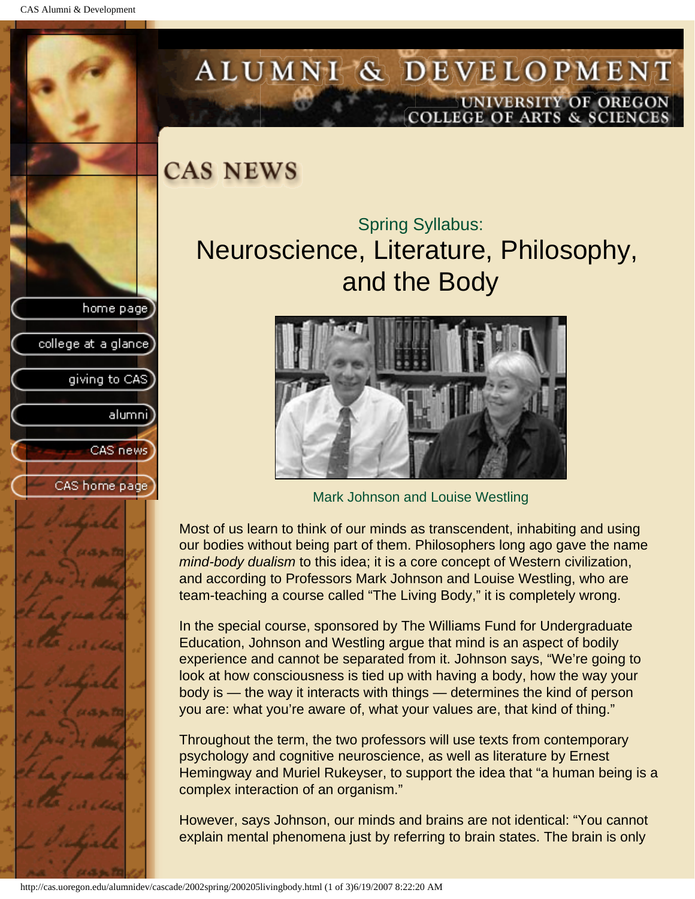# CAS NEWS

## Spring Syllabus:

# Neuroscience, Literature, Philosophy, and the Body

Mark Johnson and Louise Westling

Most of us learn to think of our minds as transcendent, inhabiting and using our bodies without being part of them. Philosophers long ago gave the name *mind-body dualism* to this idea; it is a core concept of Western civilization, and according to Professors Mark Johnson and Louise Westling, who are team-teaching a course called "The Living Body," it is completely wrong.

In the special course, sponsored by The Williams Fund for Undergraduate Education, Johnson and Westling argue that mind is an aspect of bodily experience and cannot be separated from it. Johnson says, "We're going to look at how consciousness is tied up with having a body, how the way your body is — the way it interacts with things — determines the kind of person you are: what you're aware of, what your values are, that kind of thing."

Throughout the term, the two professors will use texts from contemporary psychology and cognitive neuroscience, as well as literature by Ernest Hemingway and Muriel Rukeyser, to support the idea that "a human being is a complex interaction of an organism."

However, says Johnson, our minds and brains are not identical: "You cannot explain mental phenomena just by referring to brain states. The brain is only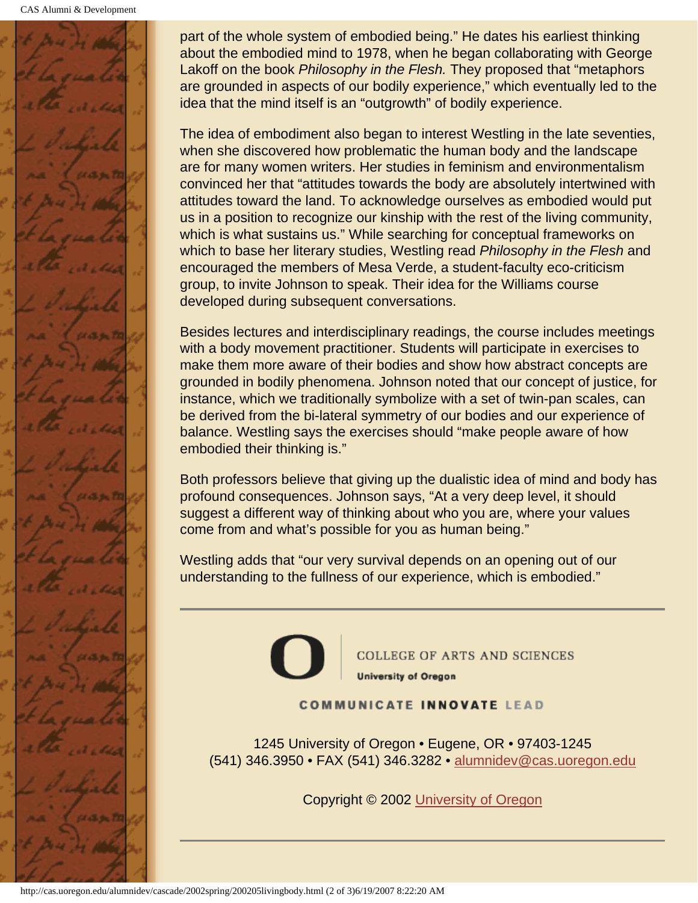part of the whole system of embodied being." He dates his earliest thinking about the embodied mind to 1978, when he began collaborating with George Lakoff on the book *Philosophy in the Flesh.* They proposed that "metaphors are grounded in aspects of our bodily experience," which eventually led to the idea that the mind itself is an "outgrowth" of bodily experience.

The idea of embodiment also began to interest Westling in the late seventies, when she discovered how problematic the human body and the landscape are for many women writers. Her studies in feminism and environmentalism convinced her that "attitudes towards the body are absolutely intertwined with attitudes toward the land. To acknowledge ourselves as embodied would put us in a position to recognize our kinship with the rest of the living community, which is what sustains us." While searching for conceptual frameworks on which to base her literary studies, Westling read *Philosophy in the Flesh* and encouraged the members of Mesa Verde, a student-faculty eco-criticism group, to invite Johnson to speak. Their idea for the Williams course developed during subsequent conversations.

Besides lectures and interdisciplinary readings, the course includes meetings with a body movement practitioner. Students will participate in exercises to make them more aware of their bodies and show how abstract concepts are grounded in bodily phenomena. Johnson noted that our concept of justice, for instance, which we traditionally symbolize with a set of twin-pan scales, can be derived from the bi-lateral symmetry of our bodies and our experience of balance. Westling says the exercises should "make people aware of how embodied their thinking is."

Both professors believe that giving up the dualistic idea of mind and body has profound consequences. Johnson says, "At a very deep level, it should suggest a different way of thinking about who you are, where your values come from and what's possible for you as human being."

Westling adds that "our very survival depends on an opening out of our understanding to the fullness of our experience, which is embodied."

---

COLLEGE OF ARTS AND SCIENCES

University of Oregon

COMMUNICATE INNOVATE LEAD

1245 University of Oregon • Eugene, OR • 97403-1245
(541) 346.3950 • FAX (541) 346.3282 • alumnidev@cas.uoregon.edu

Copyright © 2002 University of Oregon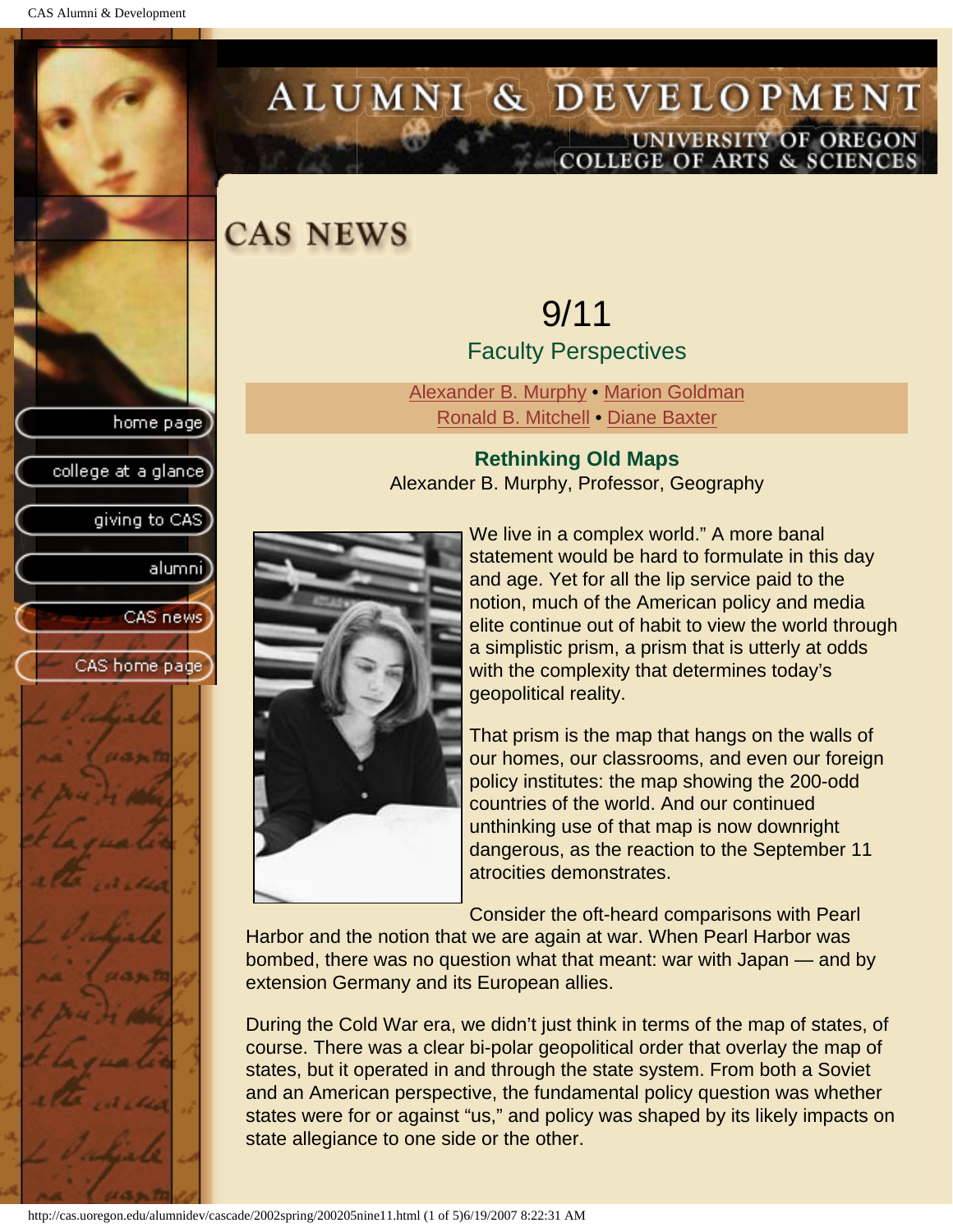# CAS NEWS

## 9/11

### Faculty Perspectives

Alexander B. Murphy • Marion Goldman
Ronald B. Mitchell • Diane Baxter

### Rethinking Old Maps

Alexander B. Murphy, Professor, Geography

We live in a complex world." A more banal statement would be hard to formulate in this day and age. Yet for all the lip service paid to the notion, much of the American policy and media elite continue out of habit to view the world through a simplistic prism, a prism that is utterly at odds with the complexity that determines today's geopolitical reality.

That prism is the map that hangs on the walls of our homes, our classrooms, and even our foreign policy institutes: the map showing the 200-odd countries of the world. And our continued unthinking use of that map is now downright dangerous, as the reaction to the September 11 atrocities demonstrates.

Consider the oft-heard comparisons with Pearl Harbor and the notion that we are again at war. When Pearl Harbor was bombed, there was no question what that meant: war with Japan — and by extension Germany and its European allies.

During the Cold War era, we didn't just think in terms of the map of states, of course. There was a clear bi-polar geopolitical order that overlay the map of states, but it operated in and through the state system. From both a Soviet and an American perspective, the fundamental policy question was whether states were for or against "us," and policy was shaped by its likely impacts on state allegiance to one side or the other.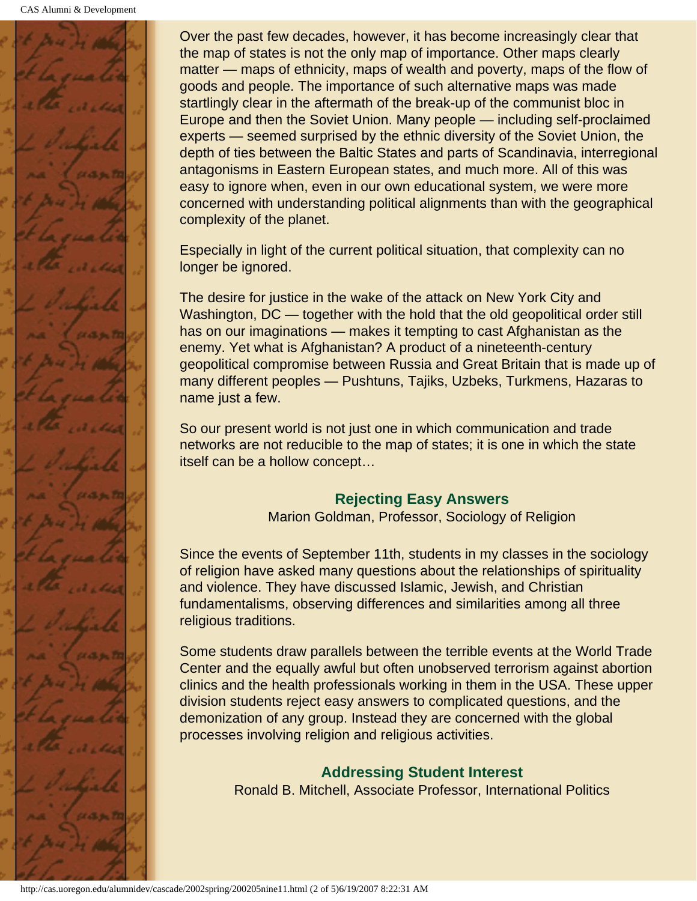Over the past few decades, however, it has become increasingly clear that the map of states is not the only map of importance. Other maps clearly matter — maps of ethnicity, maps of wealth and poverty, maps of the flow of goods and people. The importance of such alternative maps was made startlingly clear in the aftermath of the break-up of the communist bloc in Europe and then the Soviet Union. Many people — including self-proclaimed experts — seemed surprised by the ethnic diversity of the Soviet Union, the depth of ties between the Baltic States and parts of Scandinavia, interregional antagonisms in Eastern European states, and much more. All of this was easy to ignore when, even in our own educational system, we were more concerned with understanding political alignments than with the geographical complexity of the planet.

Especially in light of the current political situation, that complexity can no longer be ignored.

The desire for justice in the wake of the attack on New York City and Washington, DC — together with the hold that the old geopolitical order still has on our imaginations — makes it tempting to cast Afghanistan as the enemy. Yet what is Afghanistan? A product of a nineteenth-century geopolitical compromise between Russia and Great Britain that is made up of many different peoples — Pushtuns, Tajiks, Uzbeks, Turkmens, Hazaras to name just a few.

So our present world is not just one in which communication and trade networks are not reducible to the map of states; it is one in which the state itself can be a hollow concept…

### Rejecting Easy Answers

Marion Goldman, Professor, Sociology of Religion

Since the events of September 11th, students in my classes in the sociology of religion have asked many questions about the relationships of spirituality and violence. They have discussed Islamic, Jewish, and Christian fundamentalisms, observing differences and similarities among all three religious traditions.

Some students draw parallels between the terrible events at the World Trade Center and the equally awful but often unobserved terrorism against abortion clinics and the health professionals working in them in the USA. These upper division students reject easy answers to complicated questions, and the demonization of any group. Instead they are concerned with the global processes involving religion and religious activities.

### Addressing Student Interest

Ronald B. Mitchell, Associate Professor, International Politics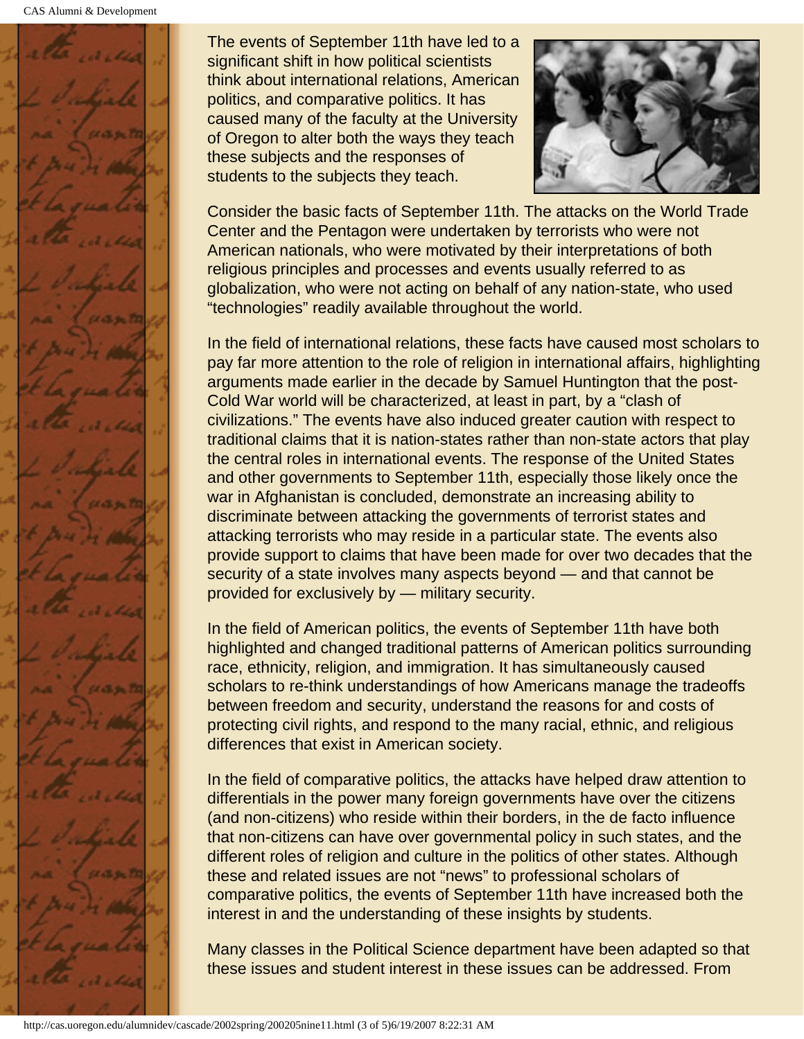The events of September 11th have led to a significant shift in how political scientists think about international relations, American politics, and comparative politics. It has caused many of the faculty at the University of Oregon to alter both the ways they teach these subjects and the responses of students to the subjects they teach.

Consider the basic facts of September 11th. The attacks on the World Trade Center and the Pentagon were undertaken by terrorists who were not American nationals, who were motivated by their interpretations of both religious principles and processes and events usually referred to as globalization, who were not acting on behalf of any nation-state, who used "technologies" readily available throughout the world.

In the field of international relations, these facts have caused most scholars to pay far more attention to the role of religion in international affairs, highlighting arguments made earlier in the decade by Samuel Huntington that the post-Cold War world will be characterized, at least in part, by a "clash of civilizations." The events have also induced greater caution with respect to traditional claims that it is nation-states rather than non-state actors that play the central roles in international events. The response of the United States and other governments to September 11th, especially those likely once the war in Afghanistan is concluded, demonstrate an increasing ability to discriminate between attacking the governments of terrorist states and attacking terrorists who may reside in a particular state. The events also provide support to claims that have been made for over two decades that the security of a state involves many aspects beyond — and that cannot be provided for exclusively by — military security.

In the field of American politics, the events of September 11th have both highlighted and changed traditional patterns of American politics surrounding race, ethnicity, religion, and immigration. It has simultaneously caused scholars to re-think understandings of how Americans manage the tradeoffs between freedom and security, understand the reasons for and costs of protecting civil rights, and respond to the many racial, ethnic, and religious differences that exist in American society.

In the field of comparative politics, the attacks have helped draw attention to differentials in the power many foreign governments have over the citizens (and non-citizens) who reside within their borders, in the de facto influence that non-citizens can have over governmental policy in such states, and the different roles of religion and culture in the politics of other states. Although these and related issues are not "news" to professional scholars of comparative politics, the events of September 11th have increased both the interest in and the understanding of these insights by students.

Many classes in the Political Science department have been adapted so that these issues and student interest in these issues can be addressed. From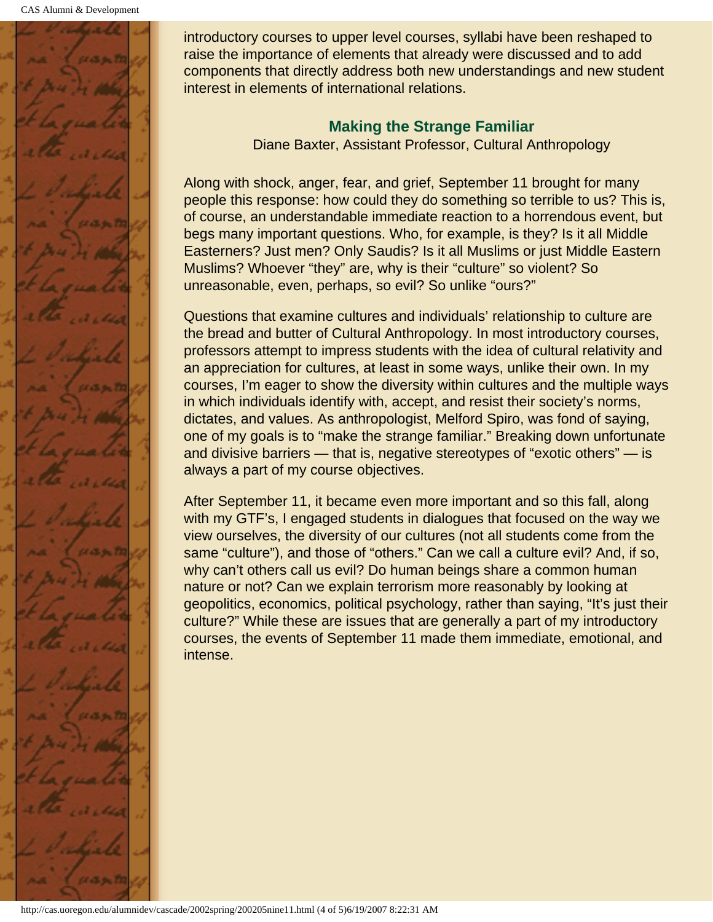introductory courses to upper level courses, syllabi have been reshaped to raise the importance of elements that already were discussed and to add components that directly address both new understandings and new student interest in elements of international relations.

## Making the Strange Familiar

Diane Baxter, Assistant Professor, Cultural Anthropology

Along with shock, anger, fear, and grief, September 11 brought for many people this response: how could they do something so terrible to us? This is, of course, an understandable immediate reaction to a horrendous event, but begs many important questions. Who, for example, is they? Is it all Middle Easterners? Just men? Only Saudis? Is it all Muslims or just Middle Eastern Muslims? Whoever "they" are, why is their "culture" so violent? So unreasonable, even, perhaps, so evil? So unlike "ours?"

Questions that examine cultures and individuals' relationship to culture are the bread and butter of Cultural Anthropology. In most introductory courses, professors attempt to impress students with the idea of cultural relativity and an appreciation for cultures, at least in some ways, unlike their own. In my courses, I'm eager to show the diversity within cultures and the multiple ways in which individuals identify with, accept, and resist their society's norms, dictates, and values. As anthropologist, Melford Spiro, was fond of saying, one of my goals is to "make the strange familiar." Breaking down unfortunate and divisive barriers — that is, negative stereotypes of "exotic others" — is always a part of my course objectives.

After September 11, it became even more important and so this fall, along with my GTF's, I engaged students in dialogues that focused on the way we view ourselves, the diversity of our cultures (not all students come from the same "culture"), and those of "others." Can we call a culture evil? And, if so, why can't others call us evil? Do human beings share a common human nature or not? Can we explain terrorism more reasonably by looking at geopolitics, economics, political psychology, rather than saying, "It's just their culture?" While these are issues that are generally a part of my introductory courses, the events of September 11 made them immediate, emotional, and intense.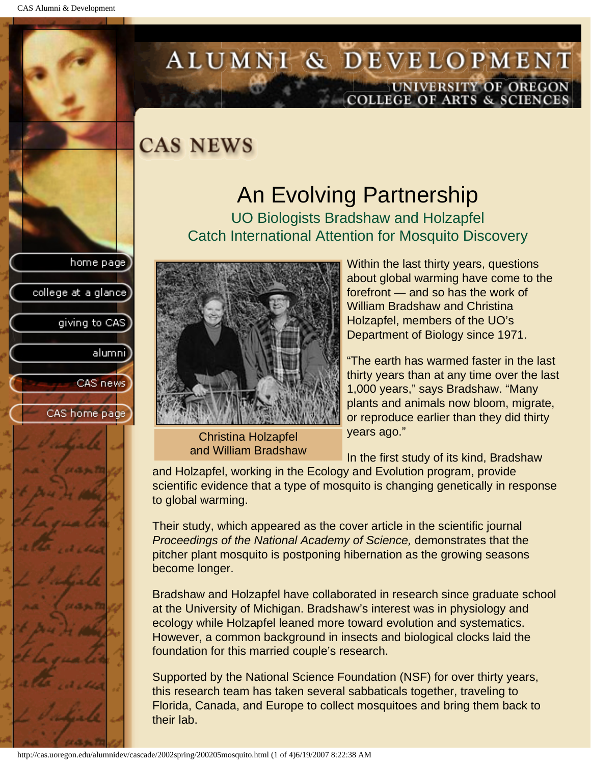# CAS NEWS

## An Evolving Partnership

### UO Biologists Bradshaw and Holzapfel Catch International Attention for Mosquito Discovery

Christina Holzapfel and William Bradshaw

Within the last thirty years, questions about global warming have come to the forefront — and so has the work of William Bradshaw and Christina Holzapfel, members of the UO's Department of Biology since 1971.

"The earth has warmed faster in the last thirty years than at any time over the last 1,000 years," says Bradshaw. "Many plants and animals now bloom, migrate, or reproduce earlier than they did thirty years ago."

In the first study of its kind, Bradshaw and Holzapfel, working in the Ecology and Evolution program, provide scientific evidence that a type of mosquito is changing genetically in response to global warming.

Their study, which appeared as the cover article in the scientific journal *Proceedings of the National Academy of Science,* demonstrates that the pitcher plant mosquito is postponing hibernation as the growing seasons become longer.

Bradshaw and Holzapfel have collaborated in research since graduate school at the University of Michigan. Bradshaw's interest was in physiology and ecology while Holzapfel leaned more toward evolution and systematics. However, a common background in insects and biological clocks laid the foundation for this married couple's research.

Supported by the National Science Foundation (NSF) for over thirty years, this research team has taken several sabbaticals together, traveling to Florida, Canada, and Europe to collect mosquitoes and bring them back to their lab.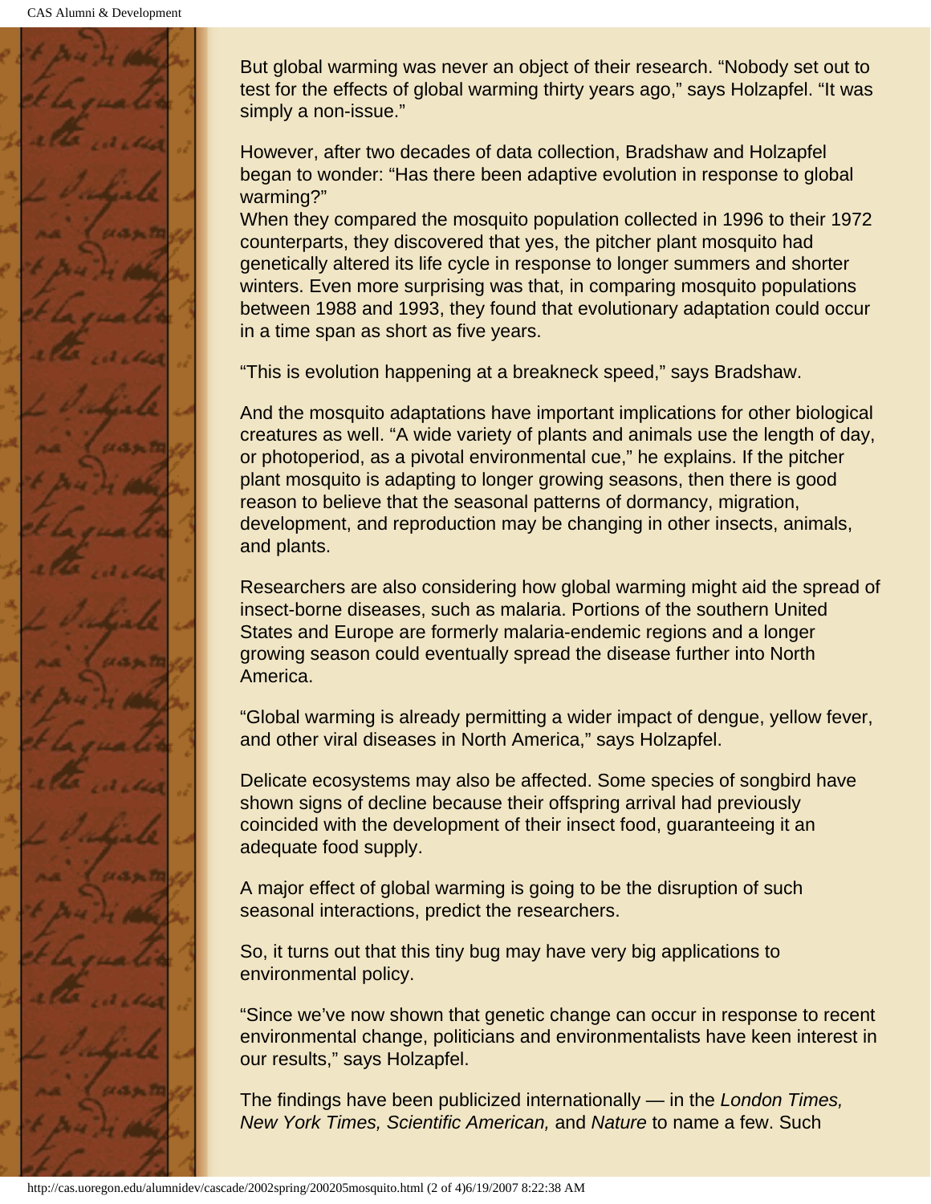But global warming was never an object of their research. “Nobody set out to test for the effects of global warming thirty years ago,” says Holzapfel. “It was simply a non-issue.”

However, after two decades of data collection, Bradshaw and Holzapfel began to wonder: “Has there been adaptive evolution in response to global warming?”
When they compared the mosquito population collected in 1996 to their 1972 counterparts, they discovered that yes, the pitcher plant mosquito had genetically altered its life cycle in response to longer summers and shorter winters. Even more surprising was that, in comparing mosquito populations between 1988 and 1993, they found that evolutionary adaptation could occur in a time span as short as five years.

“This is evolution happening at a breakneck speed,” says Bradshaw.

And the mosquito adaptations have important implications for other biological creatures as well. “A wide variety of plants and animals use the length of day, or photoperiod, as a pivotal environmental cue,” he explains. If the pitcher plant mosquito is adapting to longer growing seasons, then there is good reason to believe that the seasonal patterns of dormancy, migration, development, and reproduction may be changing in other insects, animals, and plants.

Researchers are also considering how global warming might aid the spread of insect-borne diseases, such as malaria. Portions of the southern United States and Europe are formerly malaria-endemic regions and a longer growing season could eventually spread the disease further into North America.

“Global warming is already permitting a wider impact of dengue, yellow fever, and other viral diseases in North America,” says Holzapfel.

Delicate ecosystems may also be affected. Some species of songbird have shown signs of decline because their offspring arrival had previously coincided with the development of their insect food, guaranteeing it an adequate food supply.

A major effect of global warming is going to be the disruption of such seasonal interactions, predict the researchers.

So, it turns out that this tiny bug may have very big applications to environmental policy.

“Since we’ve now shown that genetic change can occur in response to recent environmental change, politicians and environmentalists have keen interest in our results,” says Holzapfel.

The findings have been publicized internationally — in the *London Times, New York Times, Scientific American,* and *Nature* to name a few. Such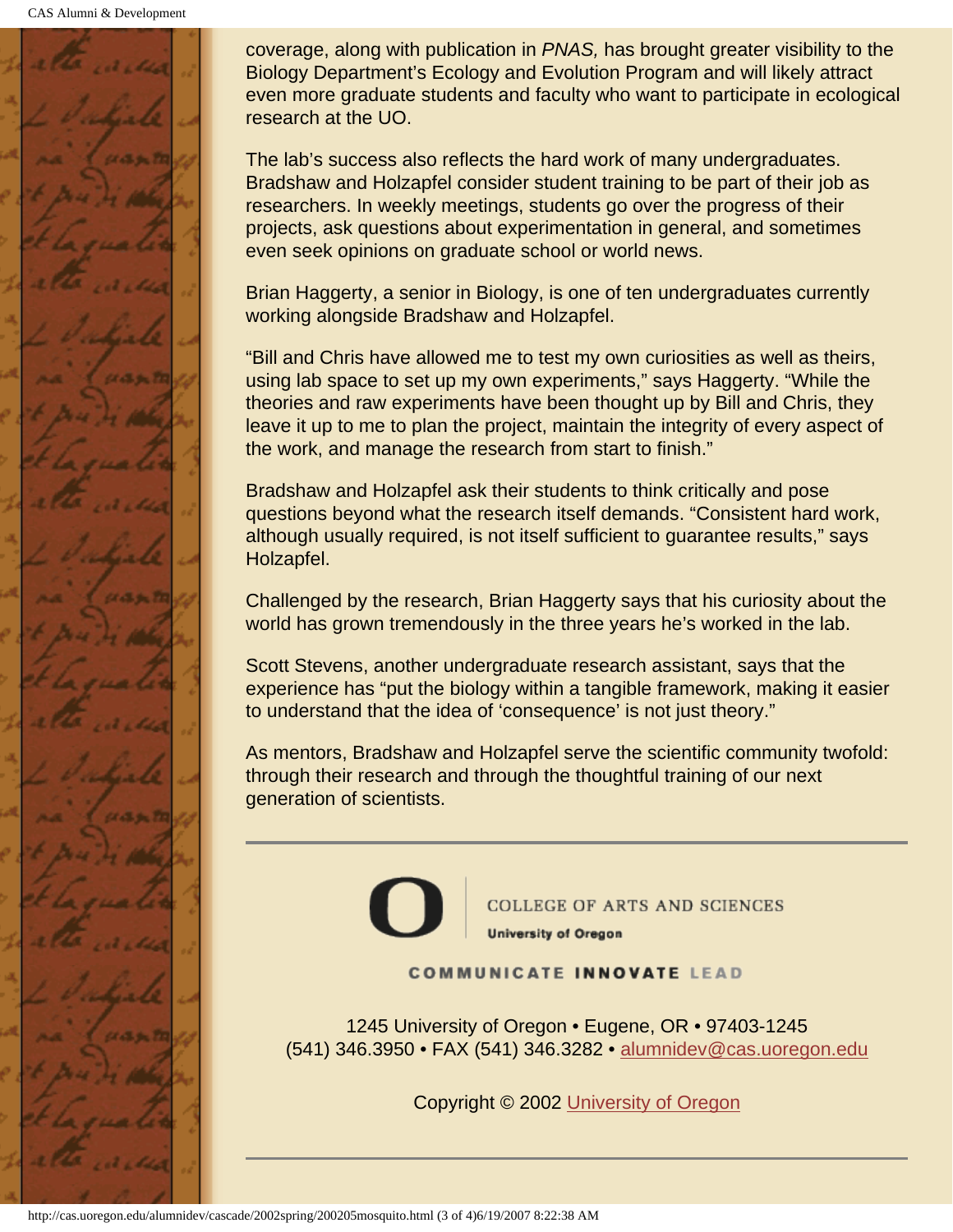coverage, along with publication in *PNAS,* has brought greater visibility to the Biology Department's Ecology and Evolution Program and will likely attract even more graduate students and faculty who want to participate in ecological research at the UO.

The lab's success also reflects the hard work of many undergraduates. Bradshaw and Holzapfel consider student training to be part of their job as researchers. In weekly meetings, students go over the progress of their projects, ask questions about experimentation in general, and sometimes even seek opinions on graduate school or world news.

Brian Haggerty, a senior in Biology, is one of ten undergraduates currently working alongside Bradshaw and Holzapfel.

"Bill and Chris have allowed me to test my own curiosities as well as theirs, using lab space to set up my own experiments," says Haggerty. "While the theories and raw experiments have been thought up by Bill and Chris, they leave it up to me to plan the project, maintain the integrity of every aspect of the work, and manage the research from start to finish."

Bradshaw and Holzapfel ask their students to think critically and pose questions beyond what the research itself demands. "Consistent hard work, although usually required, is not itself sufficient to guarantee results," says Holzapfel.

Challenged by the research, Brian Haggerty says that his curiosity about the world has grown tremendously in the three years he's worked in the lab.

Scott Stevens, another undergraduate research assistant, says that the experience has "put the biology within a tangible framework, making it easier to understand that the idea of 'consequence' is not just theory."

As mentors, Bradshaw and Holzapfel serve the scientific community twofold: through their research and through the thoughtful training of our next generation of scientists.

---

COLLEGE OF ARTS AND SCIENCES
**University of Oregon**

**COMMUNICATE INNOVATE LEAD**

1245 University of Oregon • Eugene, OR • 97403-1245
(541) 346.3950 • FAX (541) 346.3282 • alumnidev@cas.uoregon.edu

Copyright © 2002 University of Oregon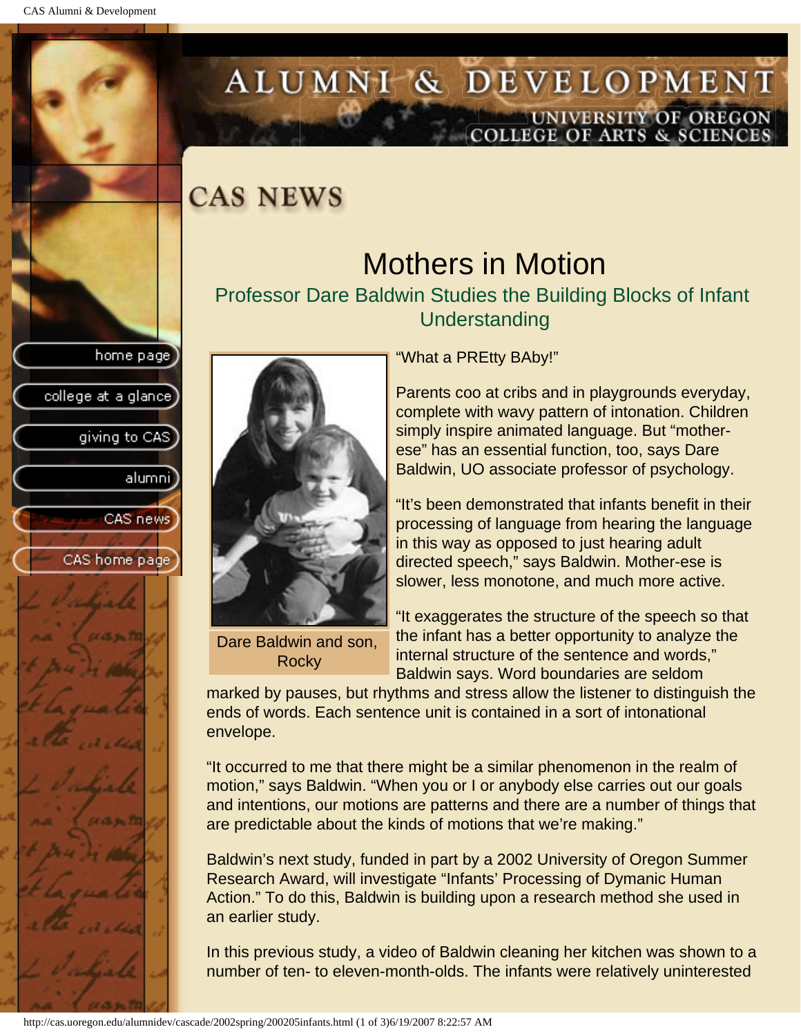# CAS NEWS

## Mothers in Motion

### Professor Dare Baldwin Studies the Building Blocks of Infant Understanding

Dare Baldwin and son, Rocky

"What a PREtty BAby!"

Parents coo at cribs and in playgrounds everyday, complete with wavy pattern of intonation. Children simply inspire animated language. But "mother-ese" has an essential function, too, says Dare Baldwin, UO associate professor of psychology.

"It's been demonstrated that infants benefit in their processing of language from hearing the language in this way as opposed to just hearing adult directed speech," says Baldwin. Mother-ese is slower, less monotone, and much more active.

"It exaggerates the structure of the speech so that the infant has a better opportunity to analyze the internal structure of the sentence and words," Baldwin says. Word boundaries are seldom marked by pauses, but rhythms and stress allow the listener to distinguish the ends of words. Each sentence unit is contained in a sort of intonational envelope.

"It occurred to me that there might be a similar phenomenon in the realm of motion," says Baldwin. "When you or I or anybody else carries out our goals and intentions, our motions are patterns and there are a number of things that are predictable about the kinds of motions that we're making."

Baldwin's next study, funded in part by a 2002 University of Oregon Summer Research Award, will investigate "Infants' Processing of Dymanic Human Action." To do this, Baldwin is building upon a research method she used in an earlier study.

In this previous study, a video of Baldwin cleaning her kitchen was shown to a number of ten- to eleven-month-olds. The infants were relatively uninterested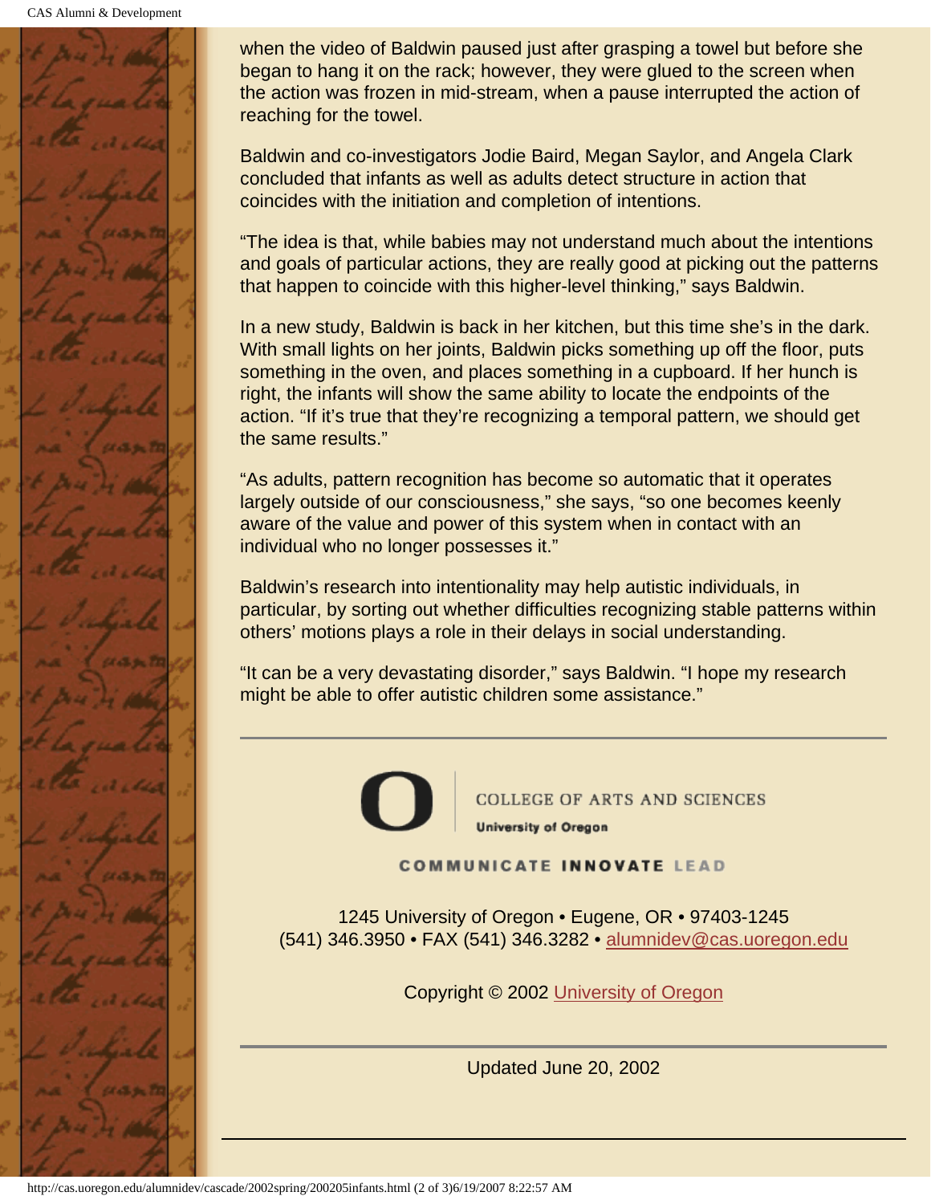when the video of Baldwin paused just after grasping a towel but before she began to hang it on the rack; however, they were glued to the screen when the action was frozen in mid-stream, when a pause interrupted the action of reaching for the towel.

Baldwin and co-investigators Jodie Baird, Megan Saylor, and Angela Clark concluded that infants as well as adults detect structure in action that coincides with the initiation and completion of intentions.

“The idea is that, while babies may not understand much about the intentions and goals of particular actions, they are really good at picking out the patterns that happen to coincide with this higher-level thinking,” says Baldwin.

In a new study, Baldwin is back in her kitchen, but this time she’s in the dark. With small lights on her joints, Baldwin picks something up off the floor, puts something in the oven, and places something in a cupboard. If her hunch is right, the infants will show the same ability to locate the endpoints of the action. “If it’s true that they’re recognizing a temporal pattern, we should get the same results.”

“As adults, pattern recognition has become so automatic that it operates largely outside of our consciousness,” she says, “so one becomes keenly aware of the value and power of this system when in contact with an individual who no longer possesses it.”

Baldwin’s research into intentionality may help autistic individuals, in particular, by sorting out whether difficulties recognizing stable patterns within others’ motions plays a role in their delays in social understanding.

“It can be a very devastating disorder,” says Baldwin. “I hope my research might be able to offer autistic children some assistance.”

---

COLLEGE OF ARTS AND SCIENCES
University of Oregon

COMMUNICATE INNOVATE LEAD

1245 University of Oregon • Eugene, OR • 97403-1245
(541) 346.3950 • FAX (541) 346.3282 • alumnidev@cas.uoregon.edu

Copyright © 2002 University of Oregon

---

Updated June 20, 2002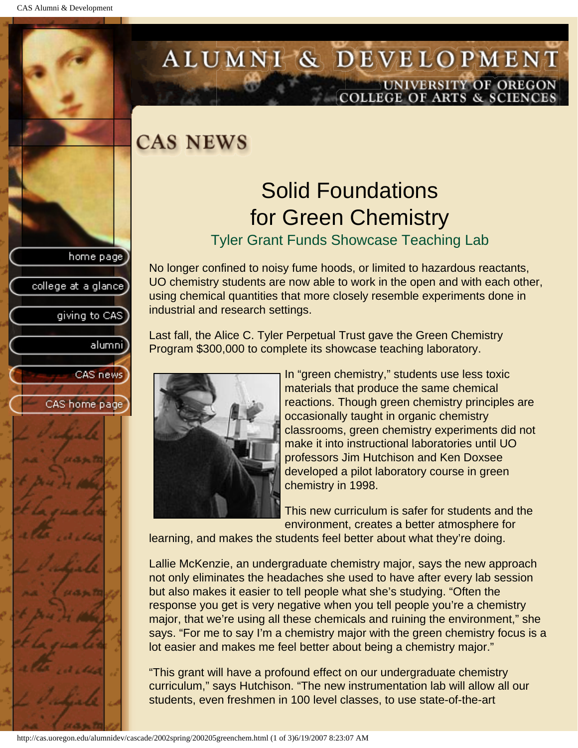# CAS NEWS

## Solid Foundations for Green Chemistry

### Tyler Grant Funds Showcase Teaching Lab

No longer confined to noisy fume hoods, or limited to hazardous reactants, UO chemistry students are now able to work in the open and with each other, using chemical quantities that more closely resemble experiments done in industrial and research settings.

Last fall, the Alice C. Tyler Perpetual Trust gave the Green Chemistry Program $300,000 to complete its showcase teaching laboratory.

In "green chemistry," students use less toxic materials that produce the same chemical reactions. Though green chemistry principles are occasionally taught in organic chemistry classrooms, green chemistry experiments did not make it into instructional laboratories until UO professors Jim Hutchison and Ken Doxsee developed a pilot laboratory course in green chemistry in 1998.

This new curriculum is safer for students and the environment, creates a better atmosphere for learning, and makes the students feel better about what they're doing.

Lallie McKenzie, an undergraduate chemistry major, says the new approach not only eliminates the headaches she used to have after every lab session but also makes it easier to tell people what she's studying. "Often the response you get is very negative when you tell people you're a chemistry major, that we're using all these chemicals and ruining the environment," she says. "For me to say I'm a chemistry major with the green chemistry focus is a lot easier and makes me feel better about being a chemistry major."

"This grant will have a profound effect on our undergraduate chemistry curriculum," says Hutchison. "The new instrumentation lab will allow all our students, even freshmen in 100 level classes, to use state-of-the-art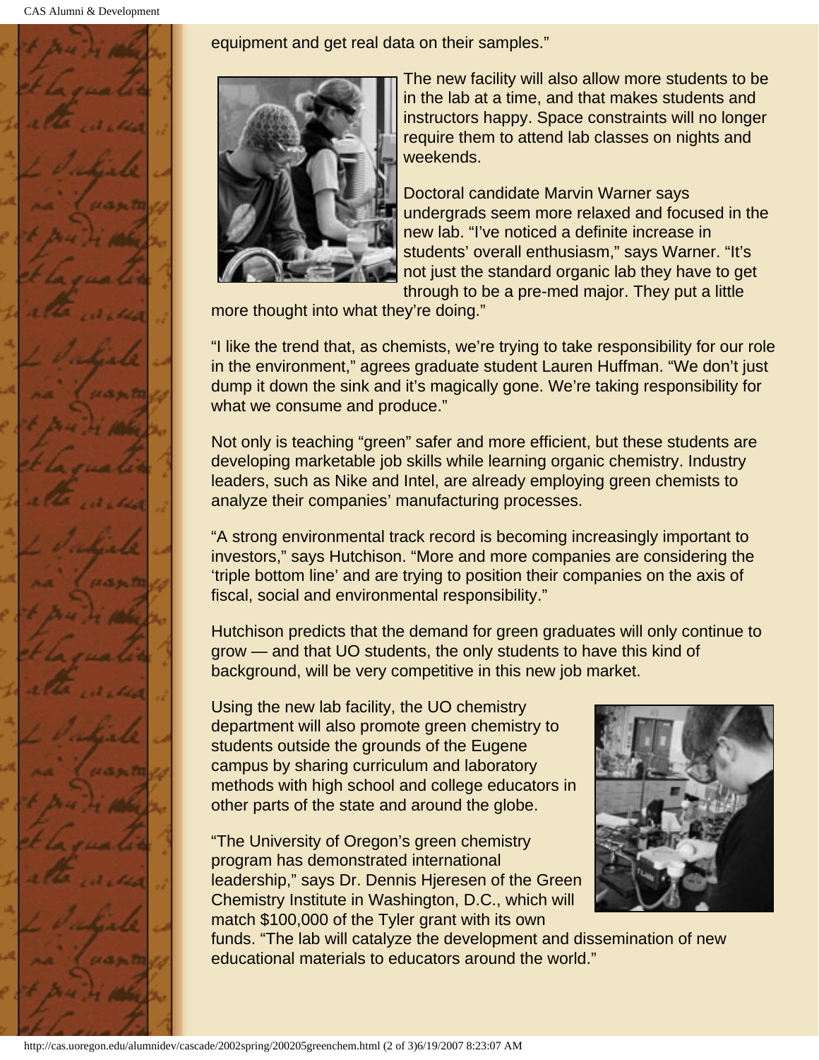equipment and get real data on their samples."

The new facility will also allow more students to be in the lab at a time, and that makes students and instructors happy. Space constraints will no longer require them to attend lab classes on nights and weekends.

Doctoral candidate Marvin Warner says undergrads seem more relaxed and focused in the new lab. "I've noticed a definite increase in students' overall enthusiasm," says Warner. "It's not just the standard organic lab they have to get through to be a pre-med major. They put a little more thought into what they're doing."

"I like the trend that, as chemists, we're trying to take responsibility for our role in the environment," agrees graduate student Lauren Huffman. "We don't just dump it down the sink and it's magically gone. We're taking responsibility for what we consume and produce."

Not only is teaching "green" safer and more efficient, but these students are developing marketable job skills while learning organic chemistry. Industry leaders, such as Nike and Intel, are already employing green chemists to analyze their companies' manufacturing processes.

"A strong environmental track record is becoming increasingly important to investors," says Hutchison. "More and more companies are considering the 'triple bottom line' and are trying to position their companies on the axis of fiscal, social and environmental responsibility."

Hutchison predicts that the demand for green graduates will only continue to grow — and that UO students, the only students to have this kind of background, will be very competitive in this new job market.

Using the new lab facility, the UO chemistry department will also promote green chemistry to students outside the grounds of the Eugene campus by sharing curriculum and laboratory methods with high school and college educators in other parts of the state and around the globe.

"The University of Oregon's green chemistry program has demonstrated international leadership," says Dr. Dennis Hjeresen of the Green Chemistry Institute in Washington, D.C., which will match $100,000 of the Tyler grant with its own funds. "The lab will catalyze the development and dissemination of new educational materials to educators around the world."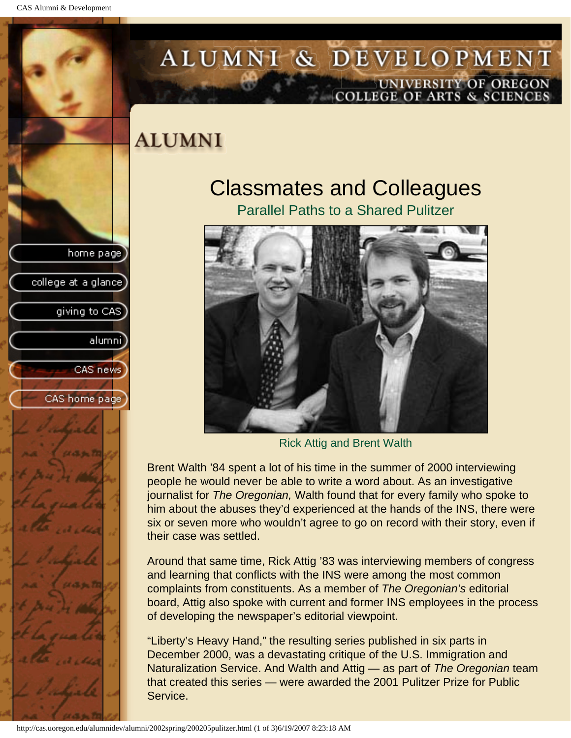# ALUMNI

## Classmates and Colleagues

### Parallel Paths to a Shared Pulitzer

Rick Attig and Brent Walth

Brent Walth ’84 spent a lot of his time in the summer of 2000 interviewing people he would never be able to write a word about. As an investigative journalist for *The Oregonian,* Walth found that for every family who spoke to him about the abuses they’d experienced at the hands of the INS, there were six or seven more who wouldn’t agree to go on record with their story, even if their case was settled.

Around that same time, Rick Attig ’83 was interviewing members of congress and learning that conflicts with the INS were among the most common complaints from constituents. As a member of *The Oregonian’s* editorial board, Attig also spoke with current and former INS employees in the process of developing the newspaper’s editorial viewpoint.

“Liberty’s Heavy Hand,” the resulting series published in six parts in December 2000, was a devastating critique of the U.S. Immigration and Naturalization Service. And Walth and Attig — as part of *The Oregonian* team that created this series — were awarded the 2001 Pulitzer Prize for Public Service.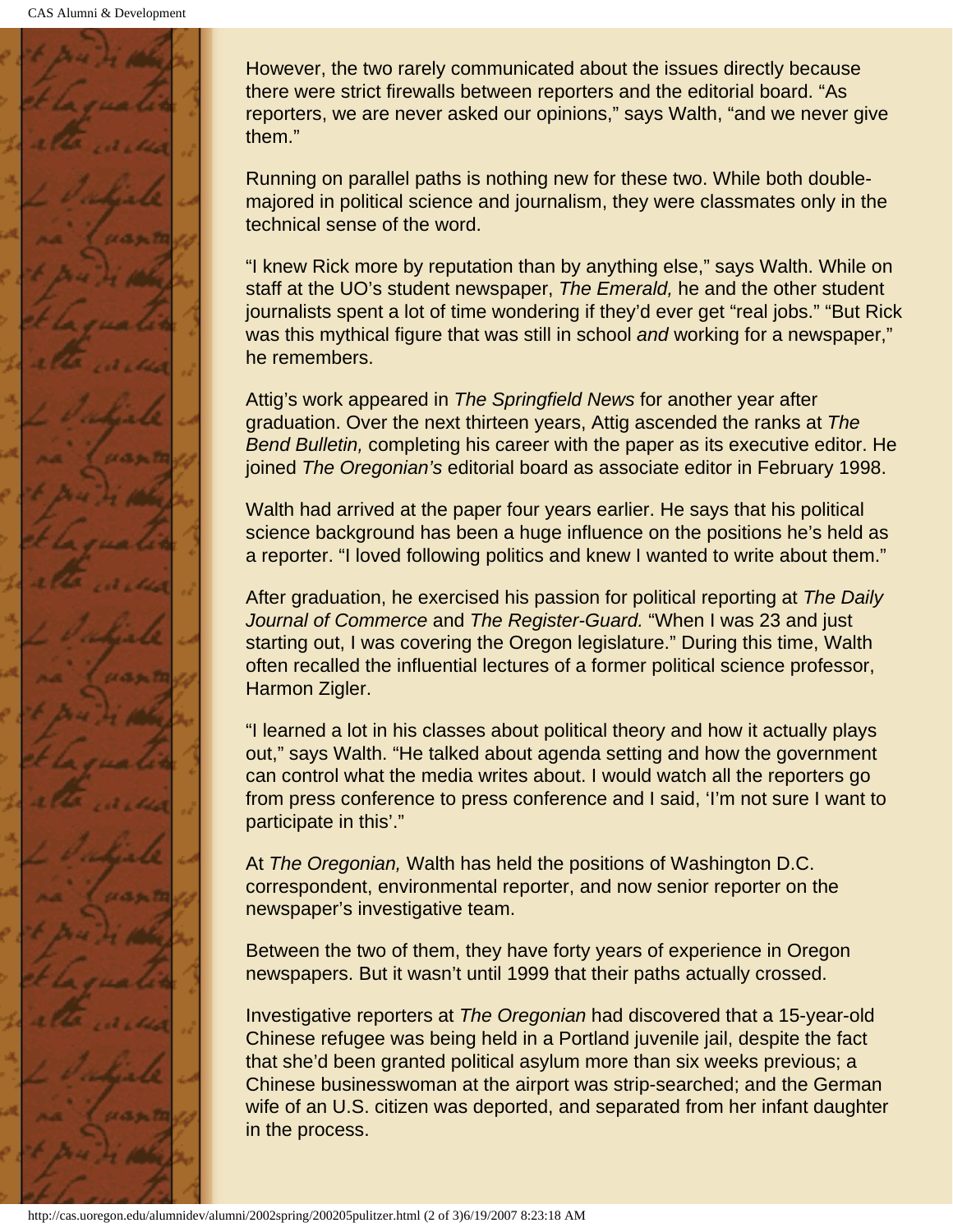However, the two rarely communicated about the issues directly because there were strict firewalls between reporters and the editorial board. “As reporters, we are never asked our opinions,” says Walth, “and we never give them.”

Running on parallel paths is nothing new for these two. While both double-majored in political science and journalism, they were classmates only in the technical sense of the word.

“I knew Rick more by reputation than by anything else,” says Walth. While on staff at the UO’s student newspaper, *The Emerald,* he and the other student journalists spent a lot of time wondering if they’d ever get “real jobs.” “But Rick was this mythical figure that was still in school *and* working for a newspaper,” he remembers.

Attig’s work appeared in *The Springfield News* for another year after graduation. Over the next thirteen years, Attig ascended the ranks at *The Bend Bulletin,* completing his career with the paper as its executive editor. He joined *The Oregonian’s* editorial board as associate editor in February 1998.

Walth had arrived at the paper four years earlier. He says that his political science background has been a huge influence on the positions he’s held as a reporter. “I loved following politics and knew I wanted to write about them.”

After graduation, he exercised his passion for political reporting at *The Daily Journal of Commerce* and *The Register-Guard.* “When I was 23 and just starting out, I was covering the Oregon legislature.” During this time, Walth often recalled the influential lectures of a former political science professor, Harmon Zigler.

“I learned a lot in his classes about political theory and how it actually plays out,” says Walth. “He talked about agenda setting and how the government can control what the media writes about. I would watch all the reporters go from press conference to press conference and I said, ‘I’m not sure I want to participate in this’.”

At *The Oregonian,* Walth has held the positions of Washington D.C. correspondent, environmental reporter, and now senior reporter on the newspaper’s investigative team.

Between the two of them, they have forty years of experience in Oregon newspapers. But it wasn’t until 1999 that their paths actually crossed.

Investigative reporters at *The Oregonian* had discovered that a 15-year-old Chinese refugee was being held in a Portland juvenile jail, despite the fact that she’d been granted political asylum more than six weeks previous; a Chinese businesswoman at the airport was strip-searched; and the German wife of an U.S. citizen was deported, and separated from her infant daughter in the process.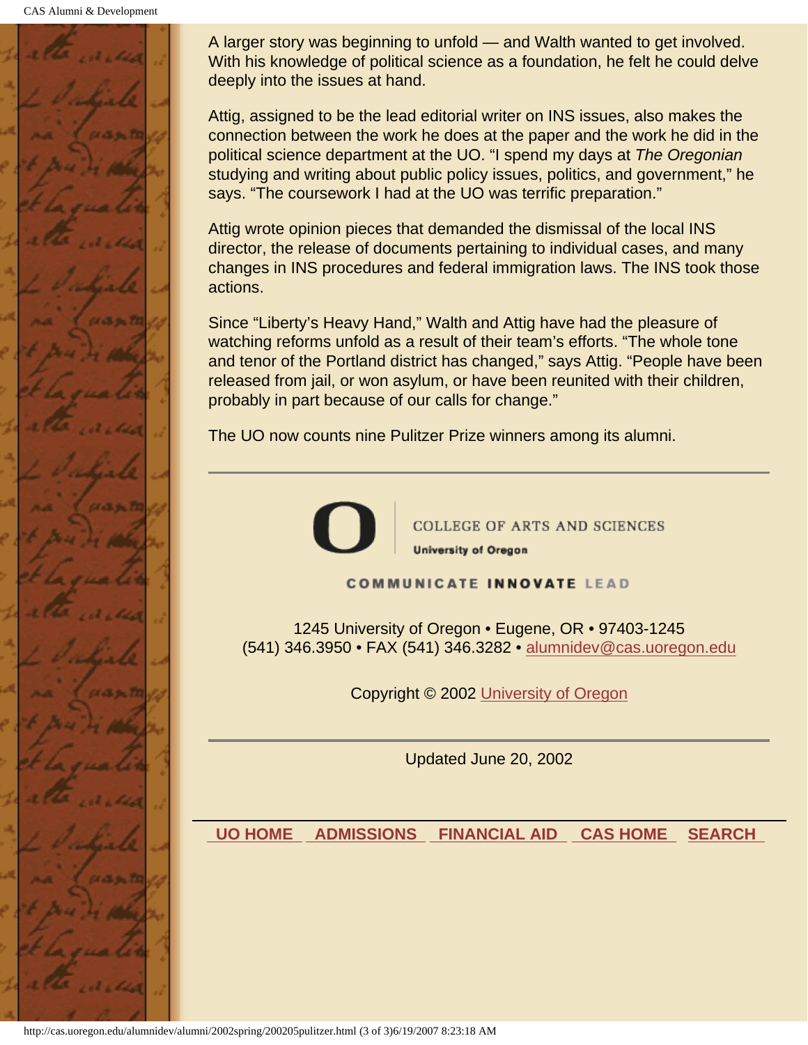A larger story was beginning to unfold — and Walth wanted to get involved. With his knowledge of political science as a foundation, he felt he could delve deeply into the issues at hand.

Attig, assigned to be the lead editorial writer on INS issues, also makes the connection between the work he does at the paper and the work he did in the political science department at the UO. "I spend my days at *The Oregonian* studying and writing about public policy issues, politics, and government," he says. "The coursework I had at the UO was terrific preparation."

Attig wrote opinion pieces that demanded the dismissal of the local INS director, the release of documents pertaining to individual cases, and many changes in INS procedures and federal immigration laws. The INS took those actions.

Since "Liberty's Heavy Hand," Walth and Attig have had the pleasure of watching reforms unfold as a result of their team's efforts. "The whole tone and tenor of the Portland district has changed," says Attig. "People have been released from jail, or won asylum, or have been reunited with their children, probably in part because of our calls for change."

The UO now counts nine Pulitzer Prize winners among its alumni.

---

COLLEGE OF ARTS AND SCIENCES

**University of Oregon**

**COMMUNICATE INNOVATE LEAD**

1245 University of Oregon • Eugene, OR • 97403-1245
(541) 346.3950 • FAX (541) 346.3282 • alumnidev@cas.uoregon.edu

Copyright © 2002 University of Oregon

---

Updated June 20, 2002

**UO HOME** **ADMISSIONS** **FINANCIAL AID** **CAS HOME** **SEARCH**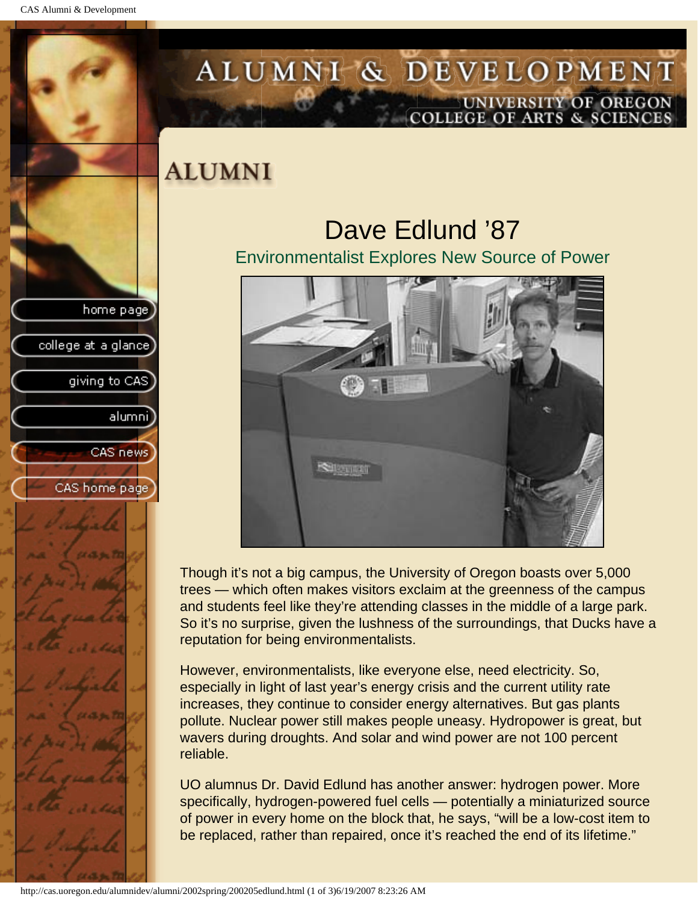# ALUMNI

## Dave Edlund '87

### Environmentalist Explores New Source of Power

Though it's not a big campus, the University of Oregon boasts over 5,000 trees — which often makes visitors exclaim at the greenness of the campus and students feel like they're attending classes in the middle of a large park. So it's no surprise, given the lushness of the surroundings, that Ducks have a reputation for being environmentalists.

However, environmentalists, like everyone else, need electricity. So, especially in light of last year's energy crisis and the current utility rate increases, they continue to consider energy alternatives. But gas plants pollute. Nuclear power still makes people uneasy. Hydropower is great, but wavers during droughts. And solar and wind power are not 100 percent reliable.

UO alumnus Dr. David Edlund has another answer: hydrogen power. More specifically, hydrogen-powered fuel cells — potentially a miniaturized source of power in every home on the block that, he says, "will be a low-cost item to be replaced, rather than repaired, once it's reached the end of its lifetime."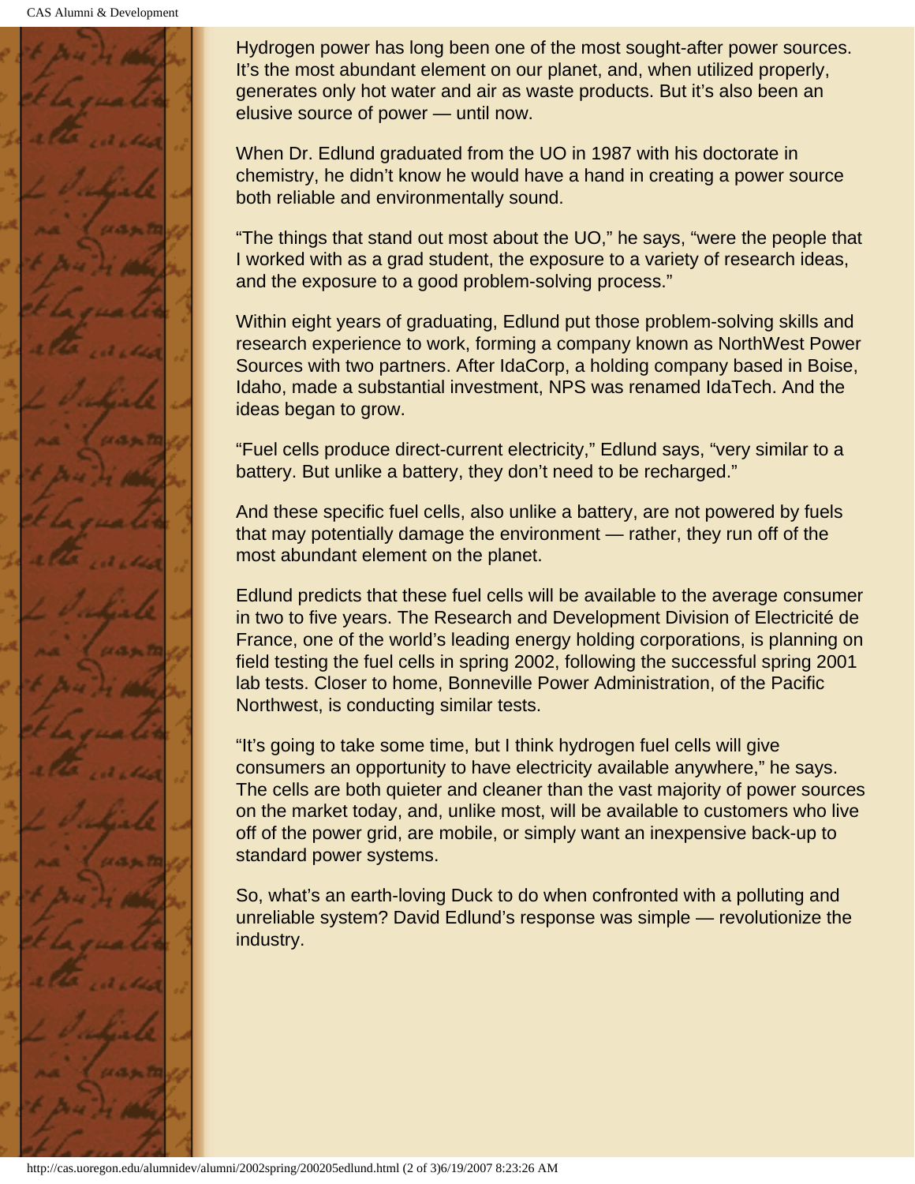Hydrogen power has long been one of the most sought-after power sources. It's the most abundant element on our planet, and, when utilized properly, generates only hot water and air as waste products. But it's also been an elusive source of power — until now.

When Dr. Edlund graduated from the UO in 1987 with his doctorate in chemistry, he didn't know he would have a hand in creating a power source both reliable and environmentally sound.

"The things that stand out most about the UO," he says, "were the people that I worked with as a grad student, the exposure to a variety of research ideas, and the exposure to a good problem-solving process."

Within eight years of graduating, Edlund put those problem-solving skills and research experience to work, forming a company known as NorthWest Power Sources with two partners. After IdaCorp, a holding company based in Boise, Idaho, made a substantial investment, NPS was renamed IdaTech. And the ideas began to grow.

"Fuel cells produce direct-current electricity," Edlund says, "very similar to a battery. But unlike a battery, they don't need to be recharged."

And these specific fuel cells, also unlike a battery, are not powered by fuels that may potentially damage the environment — rather, they run off of the most abundant element on the planet.

Edlund predicts that these fuel cells will be available to the average consumer in two to five years. The Research and Development Division of Electricité de France, one of the world's leading energy holding corporations, is planning on field testing the fuel cells in spring 2002, following the successful spring 2001 lab tests. Closer to home, Bonneville Power Administration, of the Pacific Northwest, is conducting similar tests.

"It's going to take some time, but I think hydrogen fuel cells will give consumers an opportunity to have electricity available anywhere," he says. The cells are both quieter and cleaner than the vast majority of power sources on the market today, and, unlike most, will be available to customers who live off of the power grid, are mobile, or simply want an inexpensive back-up to standard power systems.

So, what's an earth-loving Duck to do when confronted with a polluting and unreliable system? David Edlund's response was simple — revolutionize the industry.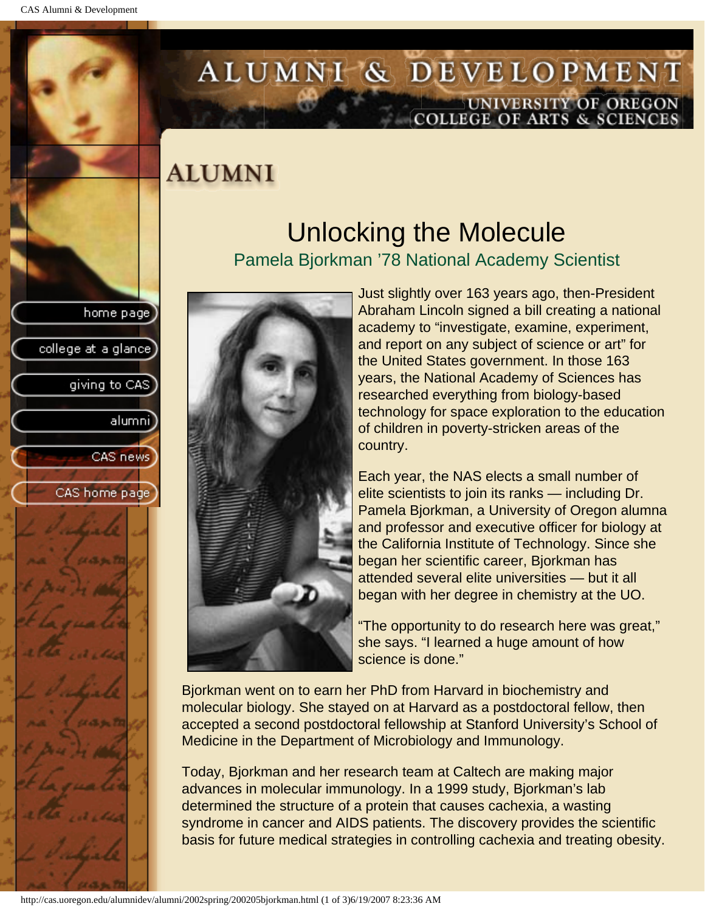# ALUMNI

## Unlocking the Molecule

### Pamela Bjorkman '78 National Academy Scientist

Just slightly over 163 years ago, then-President Abraham Lincoln signed a bill creating a national academy to "investigate, examine, experiment, and report on any subject of science or art" for the United States government. In those 163 years, the National Academy of Sciences has researched everything from biology-based technology for space exploration to the education of children in poverty-stricken areas of the country.

Each year, the NAS elects a small number of elite scientists to join its ranks — including Dr. Pamela Bjorkman, a University of Oregon alumna and professor and executive officer for biology at the California Institute of Technology. Since she began her scientific career, Bjorkman has attended several elite universities — but it all began with her degree in chemistry at the UO.

"The opportunity to do research here was great," she says. "I learned a huge amount of how science is done."

Bjorkman went on to earn her PhD from Harvard in biochemistry and molecular biology. She stayed on at Harvard as a postdoctoral fellow, then accepted a second postdoctoral fellowship at Stanford University's School of Medicine in the Department of Microbiology and Immunology.

Today, Bjorkman and her research team at Caltech are making major advances in molecular immunology. In a 1999 study, Bjorkman's lab determined the structure of a protein that causes cachexia, a wasting syndrome in cancer and AIDS patients. The discovery provides the scientific basis for future medical strategies in controlling cachexia and treating obesity.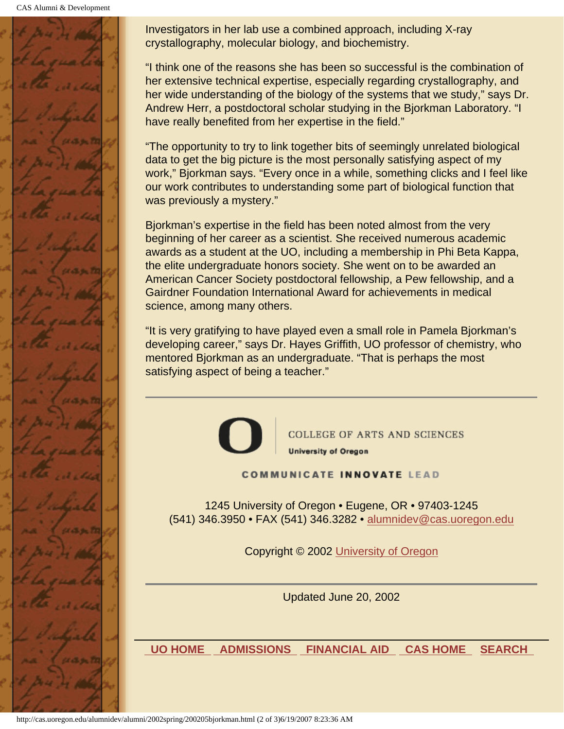Investigators in her lab use a combined approach, including X-ray crystallography, molecular biology, and biochemistry.

“I think one of the reasons she has been so successful is the combination of her extensive technical expertise, especially regarding crystallography, and her wide understanding of the biology of the systems that we study,” says Dr. Andrew Herr, a postdoctoral scholar studying in the Bjorkman Laboratory. “I have really benefited from her expertise in the field.”

“The opportunity to try to link together bits of seemingly unrelated biological data to get the big picture is the most personally satisfying aspect of my work,” Bjorkman says. “Every once in a while, something clicks and I feel like our work contributes to understanding some part of biological function that was previously a mystery.”

Bjorkman’s expertise in the field has been noted almost from the very beginning of her career as a scientist. She received numerous academic awards as a student at the UO, including a membership in Phi Beta Kappa, the elite undergraduate honors society. She went on to be awarded an American Cancer Society postdoctoral fellowship, a Pew fellowship, and a Gairdner Foundation International Award for achievements in medical science, among many others.

“It is very gratifying to have played even a small role in Pamela Bjorkman’s developing career,” says Dr. Hayes Griffith, UO professor of chemistry, who mentored Bjorkman as an undergraduate. “That is perhaps the most satisfying aspect of being a teacher.”

---

COLLEGE OF ARTS AND SCIENCES
University of Oregon

COMMUNICATE INNOVATE LEAD

1245 University of Oregon • Eugene, OR • 97403-1245
(541) 346.3950 • FAX (541) 346.3282 • alumnidev@cas.uoregon.edu

Copyright © 2002 University of Oregon

---

Updated June 20, 2002

UO HOME | ADMISSIONS | FINANCIAL AID | CAS HOME | SEARCH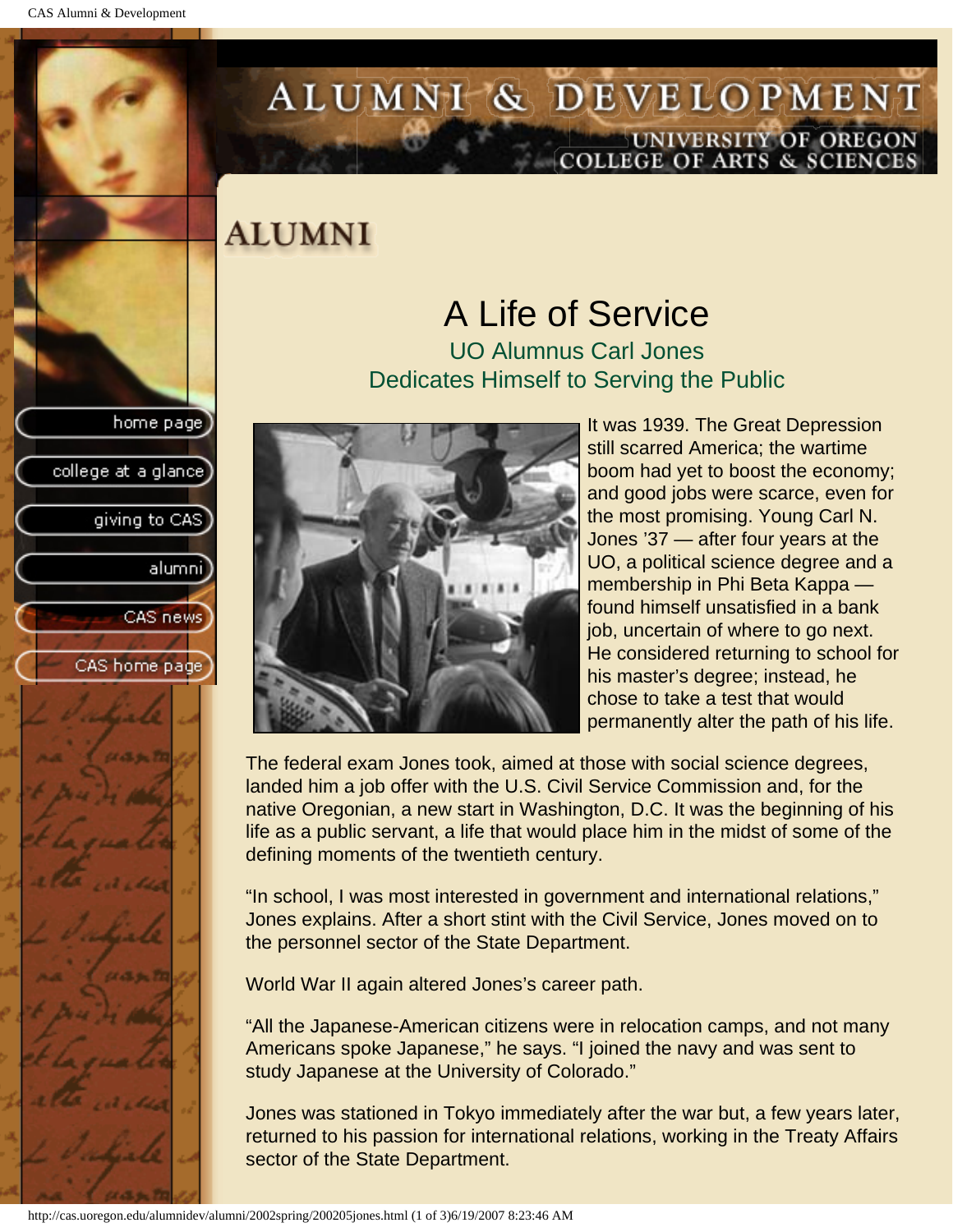# ALUMNI

## A Life of Service

### UO Alumnus Carl Jones Dedicates Himself to Serving the Public

It was 1939. The Great Depression still scarred America; the wartime boom had yet to boost the economy; and good jobs were scarce, even for the most promising. Young Carl N. Jones '37 — after four years at the UO, a political science degree and a membership in Phi Beta Kappa — found himself unsatisfied in a bank job, uncertain of where to go next. He considered returning to school for his master's degree; instead, he chose to take a test that would permanently alter the path of his life.

The federal exam Jones took, aimed at those with social science degrees, landed him a job offer with the U.S. Civil Service Commission and, for the native Oregonian, a new start in Washington, D.C. It was the beginning of his life as a public servant, a life that would place him in the midst of some of the defining moments of the twentieth century.

"In school, I was most interested in government and international relations," Jones explains. After a short stint with the Civil Service, Jones moved on to the personnel sector of the State Department.

World War II again altered Jones's career path.

"All the Japanese-American citizens were in relocation camps, and not many Americans spoke Japanese," he says. "I joined the navy and was sent to study Japanese at the University of Colorado."

Jones was stationed in Tokyo immediately after the war but, a few years later, returned to his passion for international relations, working in the Treaty Affairs sector of the State Department.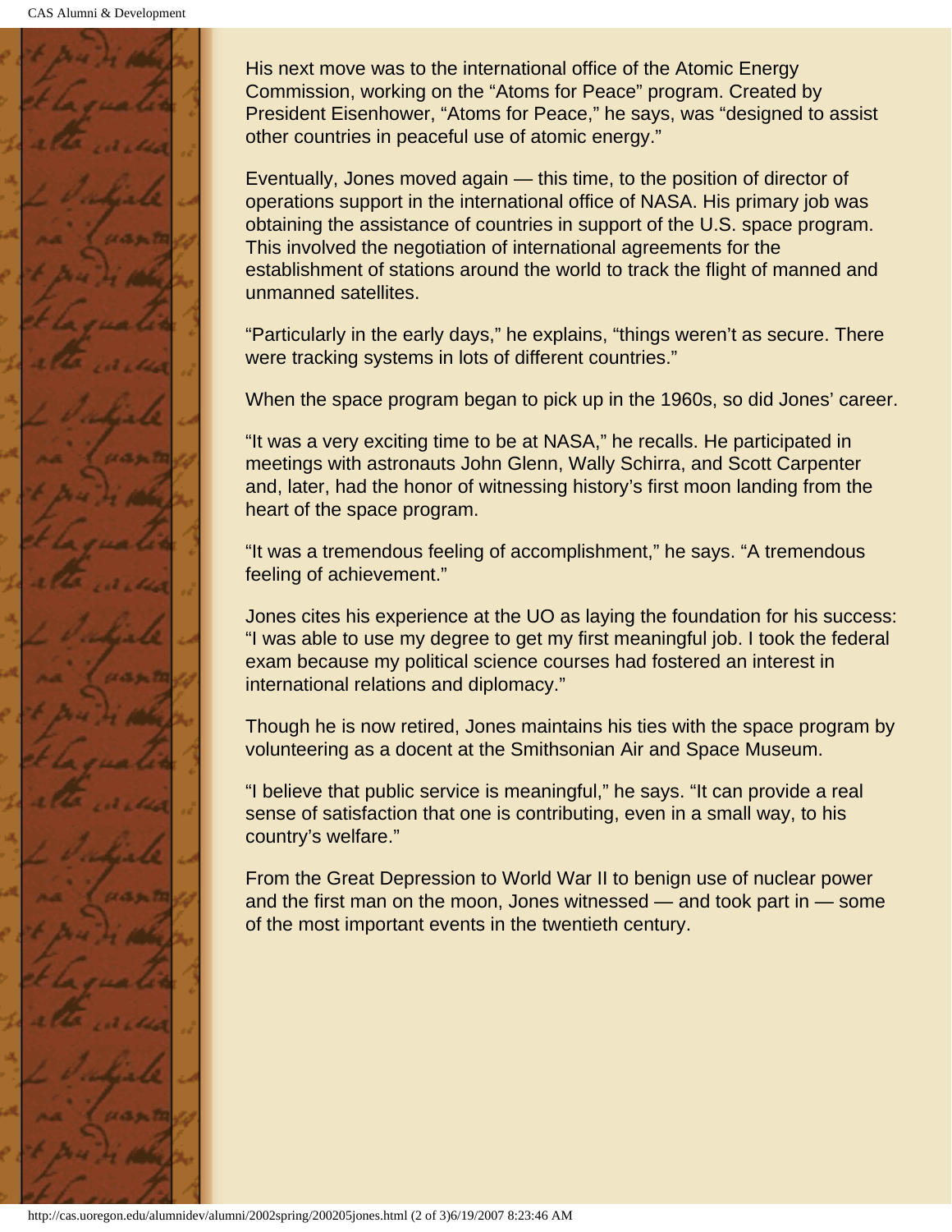His next move was to the international office of the Atomic Energy Commission, working on the "Atoms for Peace" program. Created by President Eisenhower, "Atoms for Peace," he says, was "designed to assist other countries in peaceful use of atomic energy."

Eventually, Jones moved again — this time, to the position of director of operations support in the international office of NASA. His primary job was obtaining the assistance of countries in support of the U.S. space program. This involved the negotiation of international agreements for the establishment of stations around the world to track the flight of manned and unmanned satellites.

"Particularly in the early days," he explains, "things weren't as secure. There were tracking systems in lots of different countries."

When the space program began to pick up in the 1960s, so did Jones' career.

"It was a very exciting time to be at NASA," he recalls. He participated in meetings with astronauts John Glenn, Wally Schirra, and Scott Carpenter and, later, had the honor of witnessing history's first moon landing from the heart of the space program.

"It was a tremendous feeling of accomplishment," he says. "A tremendous feeling of achievement."

Jones cites his experience at the UO as laying the foundation for his success: "I was able to use my degree to get my first meaningful job. I took the federal exam because my political science courses had fostered an interest in international relations and diplomacy."

Though he is now retired, Jones maintains his ties with the space program by volunteering as a docent at the Smithsonian Air and Space Museum.

"I believe that public service is meaningful," he says. "It can provide a real sense of satisfaction that one is contributing, even in a small way, to his country's welfare."

From the Great Depression to World War II to benign use of nuclear power and the first man on the moon, Jones witnessed — and took part in — some of the most important events in the twentieth century.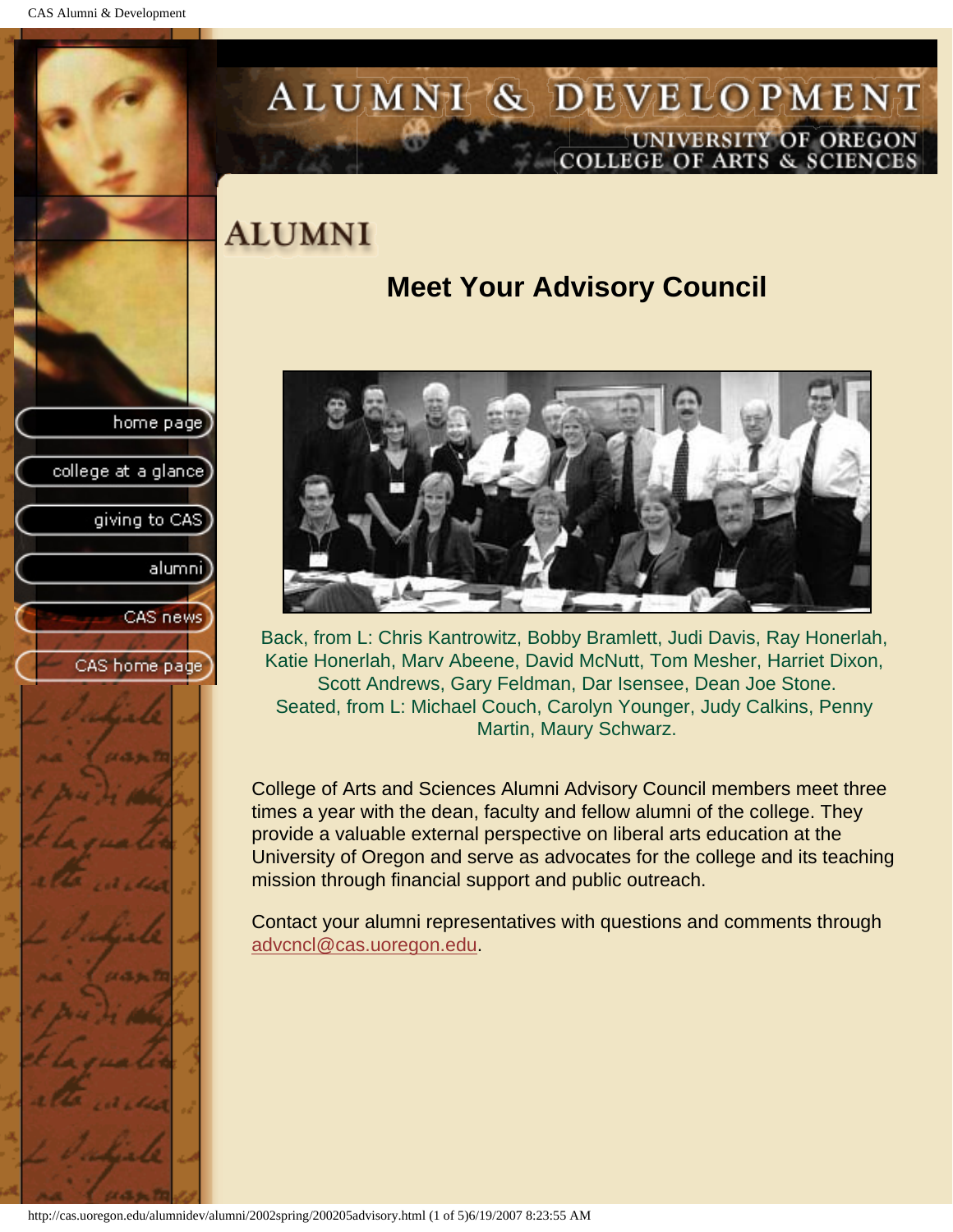# ALUMNI & DEVELOPMENT

UNIVERSITY OF OREGON
COLLEGE OF ARTS & SCIENCES

- home page
- college at a glance
- giving to CAS
- alumni
- CAS news
- CAS home page

## ALUMNI

### Meet Your Advisory Council

Back, from L: Chris Kantrowitz, Bobby Bramlett, Judi Davis, Ray Honerlah, Katie Honerlah, Marv Abeene, David McNutt, Tom Mesher, Harriet Dixon, Scott Andrews, Gary Feldman, Dar Isensee, Dean Joe Stone.
Seated, from L: Michael Couch, Carolyn Younger, Judy Calkins, Penny Martin, Maury Schwarz.

College of Arts and Sciences Alumni Advisory Council members meet three times a year with the dean, faculty and fellow alumni of the college. They provide a valuable external perspective on liberal arts education at the University of Oregon and serve as advocates for the college and its teaching mission through financial support and public outreach.

Contact your alumni representatives with questions and comments through advcncl@cas.uoregon.edu.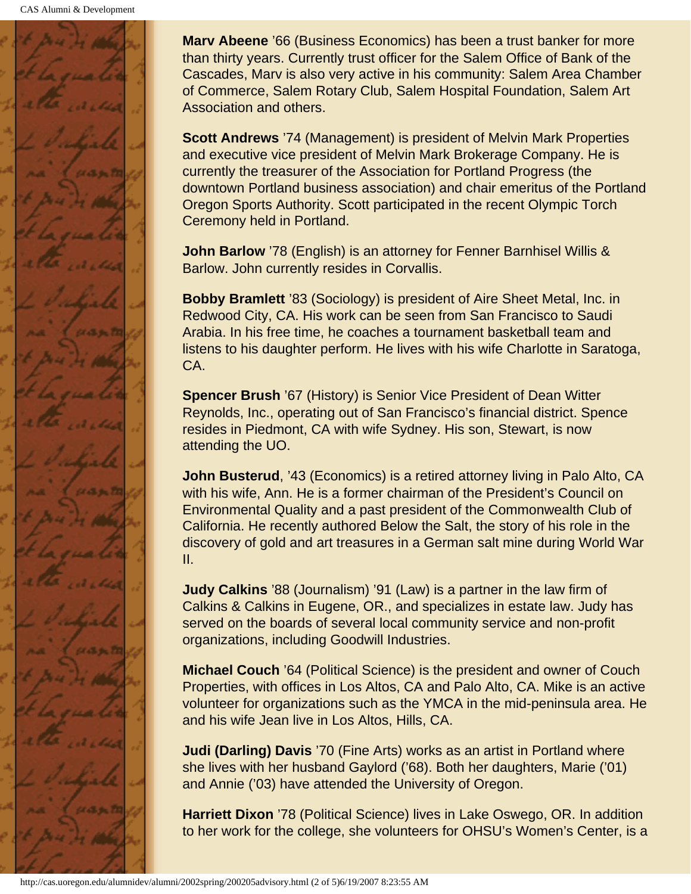**Marv Abeene** ’66 (Business Economics) has been a trust banker for more than thirty years. Currently trust officer for the Salem Office of Bank of the Cascades, Marv is also very active in his community: Salem Area Chamber of Commerce, Salem Rotary Club, Salem Hospital Foundation, Salem Art Association and others.

**Scott Andrews** ’74 (Management) is president of Melvin Mark Properties and executive vice president of Melvin Mark Brokerage Company. He is currently the treasurer of the Association for Portland Progress (the downtown Portland business association) and chair emeritus of the Portland Oregon Sports Authority. Scott participated in the recent Olympic Torch Ceremony held in Portland.

**John Barlow** ’78 (English) is an attorney for Fenner Barnhisel Willis & Barlow. John currently resides in Corvallis.

**Bobby Bramlett** ’83 (Sociology) is president of Aire Sheet Metal, Inc. in Redwood City, CA. His work can be seen from San Francisco to Saudi Arabia. In his free time, he coaches a tournament basketball team and listens to his daughter perform. He lives with his wife Charlotte in Saratoga, CA.

**Spencer Brush** ’67 (History) is Senior Vice President of Dean Witter Reynolds, Inc., operating out of San Francisco’s financial district. Spence resides in Piedmont, CA with wife Sydney. His son, Stewart, is now attending the UO.

**John Busterud**, ’43 (Economics) is a retired attorney living in Palo Alto, CA with his wife, Ann. He is a former chairman of the President’s Council on Environmental Quality and a past president of the Commonwealth Club of California. He recently authored Below the Salt, the story of his role in the discovery of gold and art treasures in a German salt mine during World War II.

**Judy Calkins** ’88 (Journalism) ’91 (Law) is a partner in the law firm of Calkins & Calkins in Eugene, OR., and specializes in estate law. Judy has served on the boards of several local community service and non-profit organizations, including Goodwill Industries.

**Michael Couch** ’64 (Political Science) is the president and owner of Couch Properties, with offices in Los Altos, CA and Palo Alto, CA. Mike is an active volunteer for organizations such as the YMCA in the mid-peninsula area. He and his wife Jean live in Los Altos, Hills, CA.

**Judi (Darling) Davis** ’70 (Fine Arts) works as an artist in Portland where she lives with her husband Gaylord (’68). Both her daughters, Marie (’01) and Annie (’03) have attended the University of Oregon.

**Harriett Dixon** ’78 (Political Science) lives in Lake Oswego, OR. In addition to her work for the college, she volunteers for OHSU’s Women’s Center, is a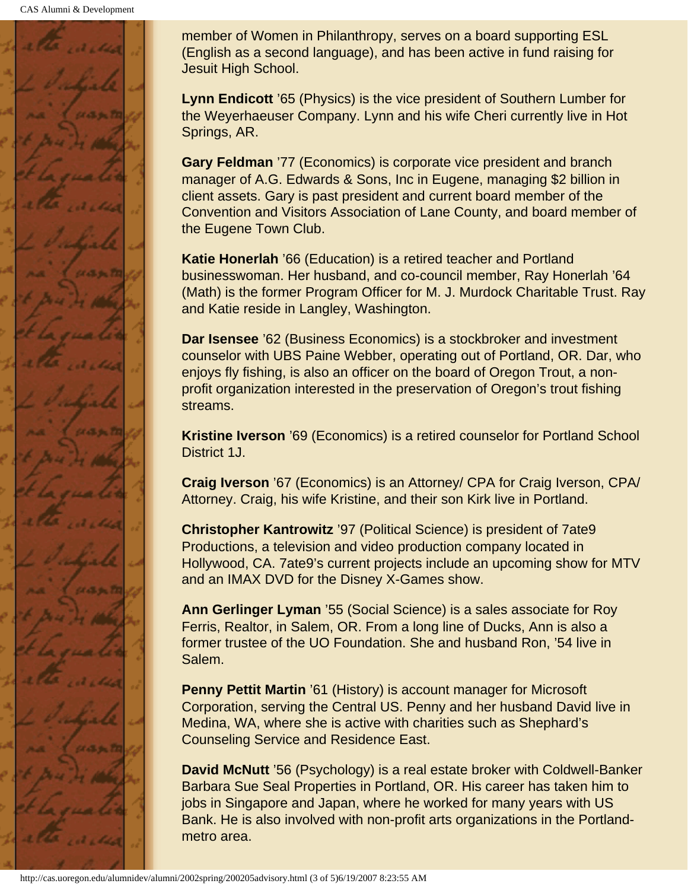member of Women in Philanthropy, serves on a board supporting ESL (English as a second language), and has been active in fund raising for Jesuit High School.

**Lynn Endicott** ’65 (Physics) is the vice president of Southern Lumber for the Weyerhaeuser Company. Lynn and his wife Cheri currently live in Hot Springs, AR.

**Gary Feldman** ’77 (Economics) is corporate vice president and branch manager of A.G. Edwards & Sons, Inc in Eugene, managing $2 billion in client assets. Gary is past president and current board member of the Convention and Visitors Association of Lane County, and board member of the Eugene Town Club.

**Katie Honerlah** ’66 (Education) is a retired teacher and Portland businesswoman. Her husband, and co-council member, Ray Honerlah ’64 (Math) is the former Program Officer for M. J. Murdock Charitable Trust. Ray and Katie reside in Langley, Washington.

**Dar Isensee** ’62 (Business Economics) is a stockbroker and investment counselor with UBS Paine Webber, operating out of Portland, OR. Dar, who enjoys fly fishing, is also an officer on the board of Oregon Trout, a non-profit organization interested in the preservation of Oregon’s trout fishing streams.

**Kristine Iverson** ’69 (Economics) is a retired counselor for Portland School District 1J.

**Craig Iverson** ’67 (Economics) is an Attorney/ CPA for Craig Iverson, CPA/ Attorney. Craig, his wife Kristine, and their son Kirk live in Portland.

**Christopher Kantrowitz** ’97 (Political Science) is president of 7ate9 Productions, a television and video production company located in Hollywood, CA. 7ate9’s current projects include an upcoming show for MTV and an IMAX DVD for the Disney X-Games show.

**Ann Gerlinger Lyman** ’55 (Social Science) is a sales associate for Roy Ferris, Realtor, in Salem, OR. From a long line of Ducks, Ann is also a former trustee of the UO Foundation. She and husband Ron, ’54 live in Salem.

**Penny Pettit Martin** ’61 (History) is account manager for Microsoft Corporation, serving the Central US. Penny and her husband David live in Medina, WA, where she is active with charities such as Shephard’s Counseling Service and Residence East.

**David McNutt** ’56 (Psychology) is a real estate broker with Coldwell-Banker Barbara Sue Seal Properties in Portland, OR. His career has taken him to jobs in Singapore and Japan, where he worked for many years with US Bank. He is also involved with non-profit arts organizations in the Portland-metro area.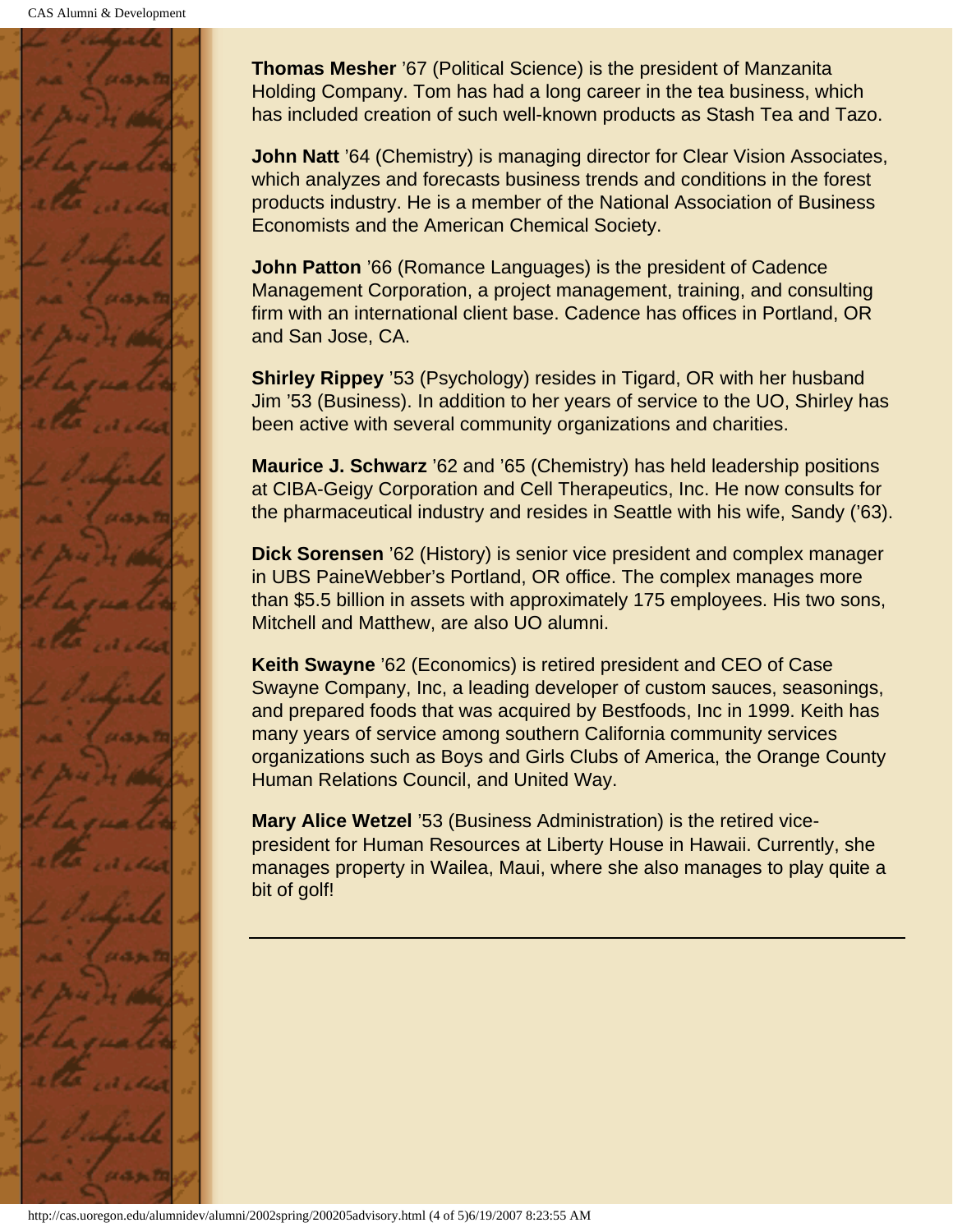**Thomas Mesher** '67 (Political Science) is the president of Manzanita Holding Company. Tom has had a long career in the tea business, which has included creation of such well-known products as Stash Tea and Tazo.

**John Natt** '64 (Chemistry) is managing director for Clear Vision Associates, which analyzes and forecasts business trends and conditions in the forest products industry. He is a member of the National Association of Business Economists and the American Chemical Society.

**John Patton** '66 (Romance Languages) is the president of Cadence Management Corporation, a project management, training, and consulting firm with an international client base. Cadence has offices in Portland, OR and San Jose, CA.

**Shirley Rippey** '53 (Psychology) resides in Tigard, OR with her husband Jim '53 (Business). In addition to her years of service to the UO, Shirley has been active with several community organizations and charities.

**Maurice J. Schwarz** '62 and '65 (Chemistry) has held leadership positions at CIBA-Geigy Corporation and Cell Therapeutics, Inc. He now consults for the pharmaceutical industry and resides in Seattle with his wife, Sandy ('63).

**Dick Sorensen** '62 (History) is senior vice president and complex manager in UBS PaineWebber's Portland, OR office. The complex manages more than $5.5 billion in assets with approximately 175 employees. His two sons, Mitchell and Matthew, are also UO alumni.

**Keith Swayne** '62 (Economics) is retired president and CEO of Case Swayne Company, Inc, a leading developer of custom sauces, seasonings, and prepared foods that was acquired by Bestfoods, Inc in 1999. Keith has many years of service among southern California community services organizations such as Boys and Girls Clubs of America, the Orange County Human Relations Council, and United Way.

**Mary Alice Wetzel** '53 (Business Administration) is the retired vice-president for Human Resources at Liberty House in Hawaii. Currently, she manages property in Wailea, Maui, where she also manages to play quite a bit of golf!

---